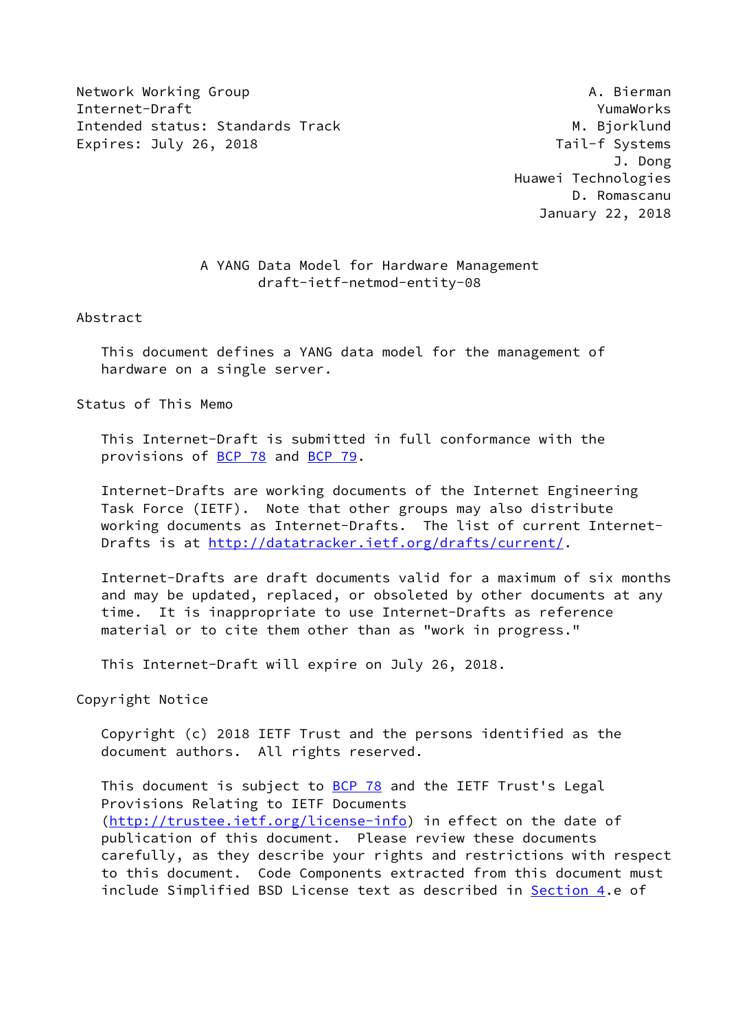Network Working Group A. Bierman
Internet-Draft YumaWorks
Intended status: Standards Track M. Bjorklund
Expires: July 26, 2018 Tail-f Systems
J. Dong
Huawei Technologies
D. Romascanu
January 22, 2018

# A YANG Data Model for Hardware Management
draft-ietf-netmod-entity-08

## Abstract

This document defines a YANG data model for the management of hardware on a single server.

## Status of This Memo

This Internet-Draft is submitted in full conformance with the provisions of BCP 78 and BCP 79.

Internet-Drafts are working documents of the Internet Engineering Task Force (IETF). Note that other groups may also distribute working documents as Internet-Drafts. The list of current Internet-Drafts is at http://datatracker.ietf.org/drafts/current/.

Internet-Drafts are draft documents valid for a maximum of six months and may be updated, replaced, or obsoleted by other documents at any time. It is inappropriate to use Internet-Drafts as reference material or to cite them other than as "work in progress."

This Internet-Draft will expire on July 26, 2018.

## Copyright Notice

Copyright (c) 2018 IETF Trust and the persons identified as the document authors. All rights reserved.

This document is subject to BCP 78 and the IETF Trust's Legal Provisions Relating to IETF Documents (http://trustee.ietf.org/license-info) in effect on the date of publication of this document. Please review these documents carefully, as they describe your rights and restrictions with respect to this document. Code Components extracted from this document must include Simplified BSD License text as described in Section 4.e of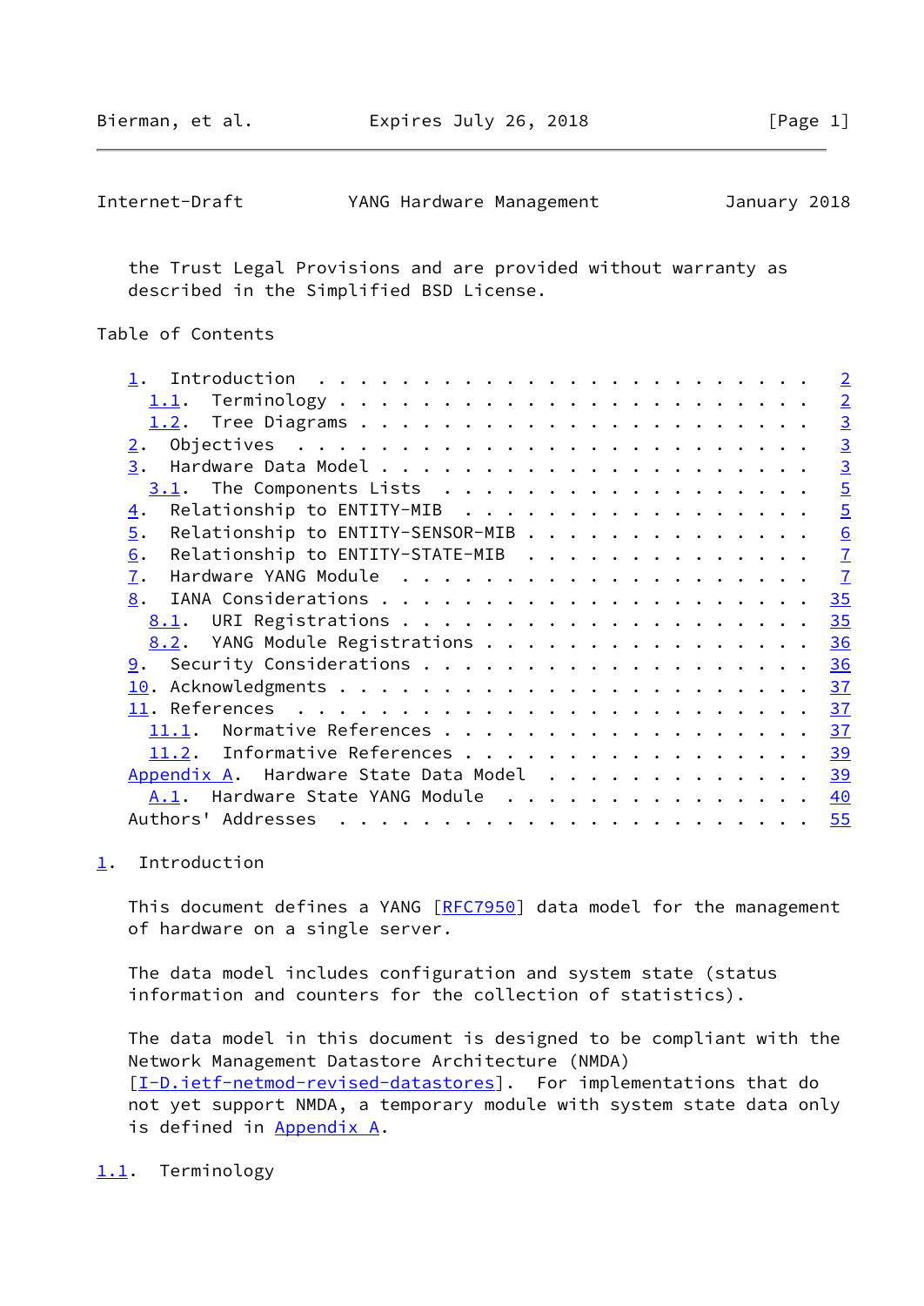the Trust Legal Provisions and are provided without warranty as described in the Simplified BSD License.

## Table of Contents

```
   1.  Introduction . . . . . . . . . . . . . . . . . . . . . . . .   2
     1.1.  Terminology  . . . . . . . . . . . . . . . . . . . . . .   2
     1.2.  Tree Diagrams  . . . . . . . . . . . . . . . . . . . . .   3
   2.  Objectives . . . . . . . . . . . . . . . . . . . . . . . . .   3
   3.  Hardware Data Model  . . . . . . . . . . . . . . . . . . . .   3
     3.1.  The Components Lists . . . . . . . . . . . . . . . . . .   5
   4.  Relationship to ENTITY-MIB . . . . . . . . . . . . . . . . .   5
   5.  Relationship to ENTITY-SENSOR-MIB  . . . . . . . . . . . . .   6
   6.  Relationship to ENTITY-STATE-MIB . . . . . . . . . . . . . .   7
   7.  Hardware YANG Module . . . . . . . . . . . . . . . . . . . .   7
   8.  IANA Considerations  . . . . . . . . . . . . . . . . . . . .  35
     8.1.  URI Registrations  . . . . . . . . . . . . . . . . . . .  35
     8.2.  YANG Module Registrations  . . . . . . . . . . . . . . .  36
   9.  Security Considerations  . . . . . . . . . . . . . . . . . .  36
   10. Acknowledgments  . . . . . . . . . . . . . . . . . . . . . .  37
   11. References . . . . . . . . . . . . . . . . . . . . . . . . .  37
     11.1.  Normative References  . . . . . . . . . . . . . . . . .  37
     11.2.  Informative References  . . . . . . . . . . . . . . . .  39
   Appendix A.  Hardware State Data Model . . . . . . . . . . . . .  39
     A.1.  Hardware State YANG Module . . . . . . . . . . . . . . .  40
   Authors' Addresses . . . . . . . . . . . . . . . . . . . . . . .  55
```

## 1. Introduction

This document defines a YANG [RFC7950] data model for the management of hardware on a single server.

The data model includes configuration and system state (status information and counters for the collection of statistics).

The data model in this document is designed to be compliant with the Network Management Datastore Architecture (NMDA) [I-D.ietf-netmod-revised-datastores]. For implementations that do not yet support NMDA, a temporary module with system state data only is defined in Appendix A.

### 1.1. Terminology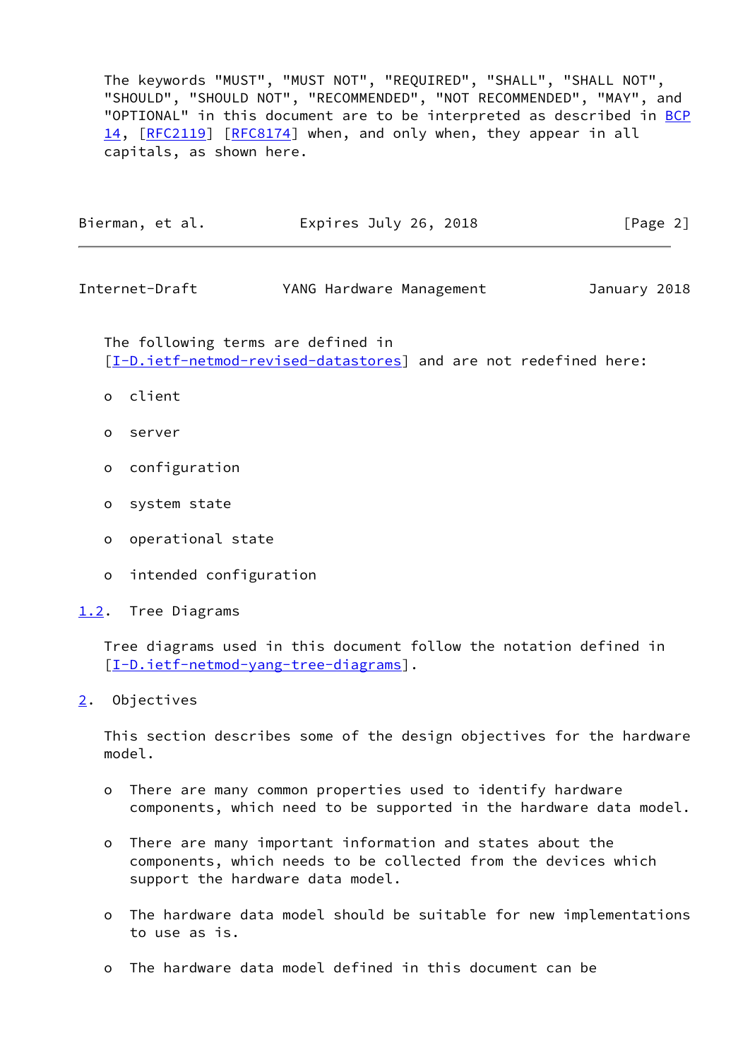The keywords "MUST", "MUST NOT", "REQUIRED", "SHALL", "SHALL NOT", "SHOULD", "SHOULD NOT", "RECOMMENDED", "NOT RECOMMENDED", "MAY", and "OPTIONAL" in this document are to be interpreted as described in BCP 14, [RFC2119] [RFC8174] when, and only when, they appear in all capitals, as shown here.

The following terms are defined in [I-D.ietf-netmod-revised-datastores] and are not redefined here:

- client
- server
- configuration
- system state
- operational state
- intended configuration

### 1.2. Tree Diagrams

Tree diagrams used in this document follow the notation defined in [I-D.ietf-netmod-yang-tree-diagrams].

## 2. Objectives

This section describes some of the design objectives for the hardware model.

- There are many common properties used to identify hardware components, which need to be supported in the hardware data model.
- There are many important information and states about the components, which needs to be collected from the devices which support the hardware data model.
- The hardware data model should be suitable for new implementations to use as is.
- The hardware data model defined in this document can be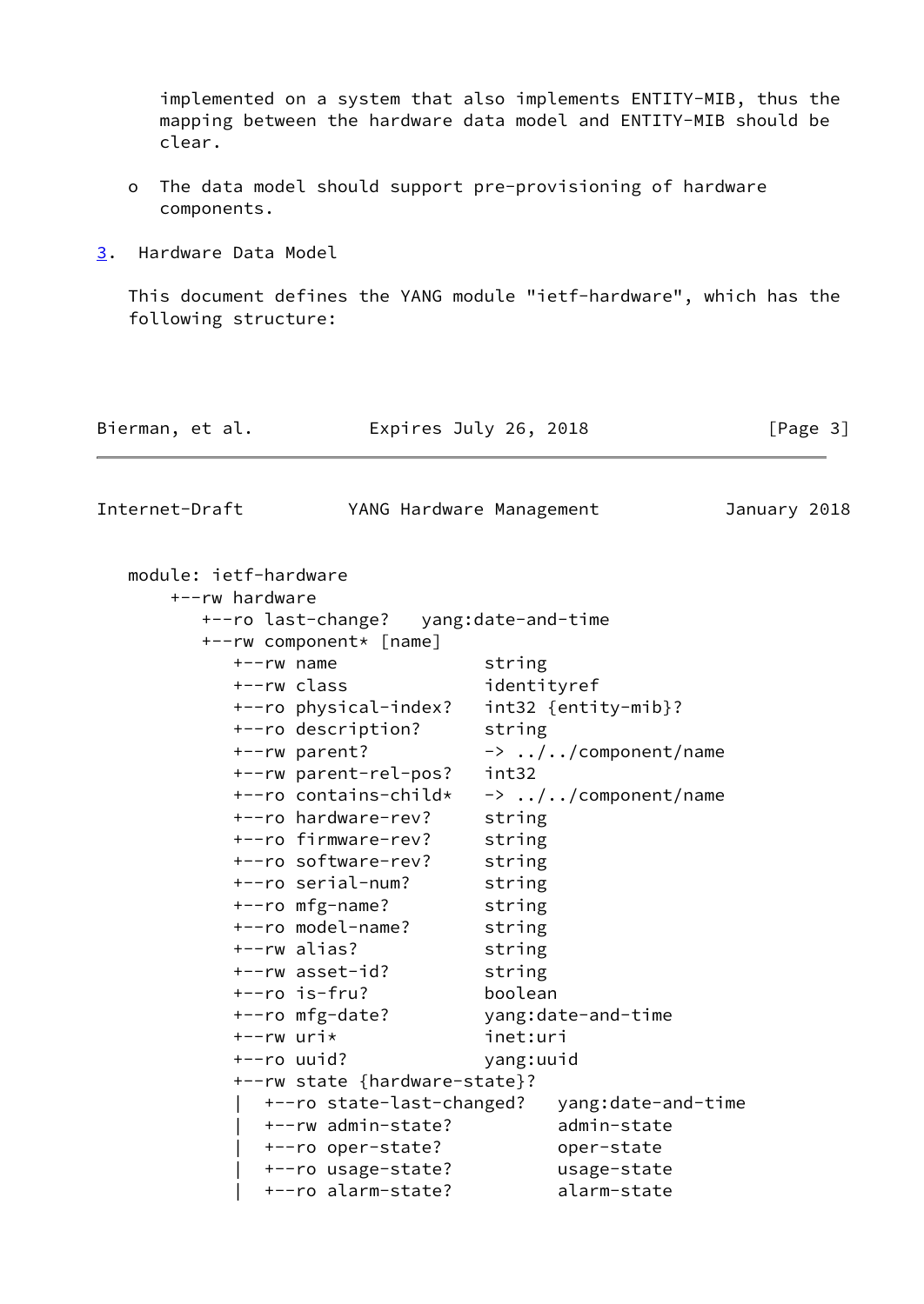implemented on a system that also implements ENTITY-MIB, thus the mapping between the hardware data model and ENTITY-MIB should be clear.

- The data model should support pre-provisioning of hardware components.

## 3. Hardware Data Model

This document defines the YANG module "ietf-hardware", which has the following structure:

```
module: ietf-hardware
    +--rw hardware
       +--ro last-change?   yang:date-and-time
       +--rw component* [name]
          +--rw name              string
          +--rw class             identityref
          +--ro physical-index?   int32 {entity-mib}?
          +--ro description?      string
          +--rw parent?           -> ../../component/name
          +--rw parent-rel-pos?   int32
          +--ro contains-child*   -> ../../component/name
          +--ro hardware-rev?     string
          +--ro firmware-rev?     string
          +--ro software-rev?     string
          +--ro serial-num?       string
          +--ro mfg-name?         string
          +--ro model-name?       string
          +--rw alias?            string
          +--rw asset-id?         string
          +--ro is-fru?           boolean
          +--ro mfg-date?         yang:date-and-time
          +--rw uri*              inet:uri
          +--ro uuid?             yang:uuid
          +--rw state {hardware-state}?
          |  +--ro state-last-changed?   yang:date-and-time
          |  +--rw admin-state?          admin-state
          |  +--ro oper-state?           oper-state
          |  +--ro usage-state?          usage-state
          |  +--ro alarm-state?          alarm-state
```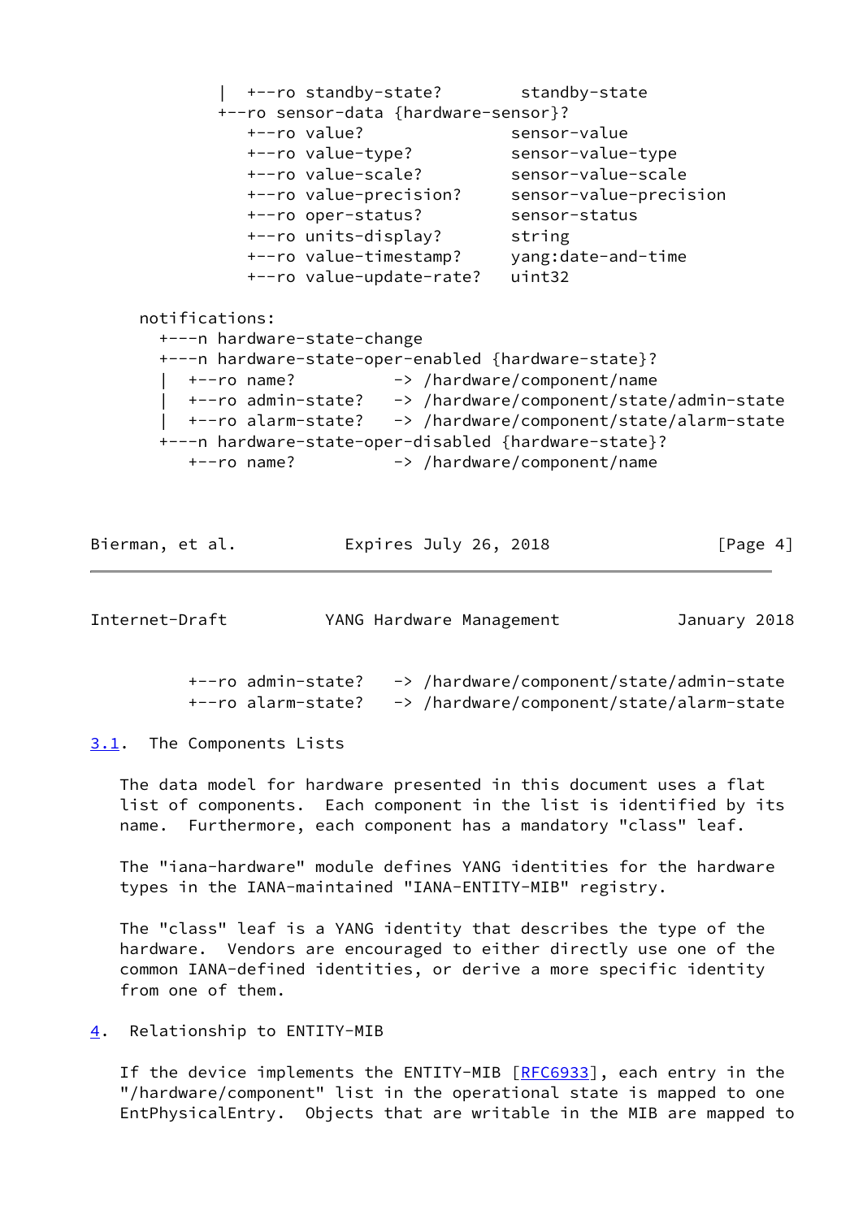```
           |  +--ro standby-state?        standby-state
           +--ro sensor-data {hardware-sensor}?
              +--ro value?               sensor-value
              +--ro value-type?          sensor-value-type
              +--ro value-scale?         sensor-value-scale
              +--ro value-precision?     sensor-value-precision
              +--ro oper-status?         sensor-status
              +--ro units-display?       string
              +--ro value-timestamp?     yang:date-and-time
              +--ro value-update-rate?   uint32

     notifications:
       +---n hardware-state-change
       +---n hardware-state-oper-enabled {hardware-state}?
       |  +--ro name?          -> /hardware/component/name
       |  +--ro admin-state?   -> /hardware/component/state/admin-state
       |  +--ro alarm-state?   -> /hardware/component/state/alarm-state
       +---n hardware-state-oper-disabled {hardware-state}?
          +--ro name?          -> /hardware/component/name
          +--ro admin-state?   -> /hardware/component/state/admin-state
          +--ro alarm-state?   -> /hardware/component/state/alarm-state
```

### 3.1. The Components Lists

The data model for hardware presented in this document uses a flat list of components. Each component in the list is identified by its name. Furthermore, each component has a mandatory "class" leaf.

The "iana-hardware" module defines YANG identities for the hardware types in the IANA-maintained "IANA-ENTITY-MIB" registry.

The "class" leaf is a YANG identity that describes the type of the hardware. Vendors are encouraged to either directly use one of the common IANA-defined identities, or derive a more specific identity from one of them.

## 4. Relationship to ENTITY-MIB

If the device implements the ENTITY-MIB [RFC6933], each entry in the "/hardware/component" list in the operational state is mapped to one EntPhysicalEntry. Objects that are writable in the MIB are mapped to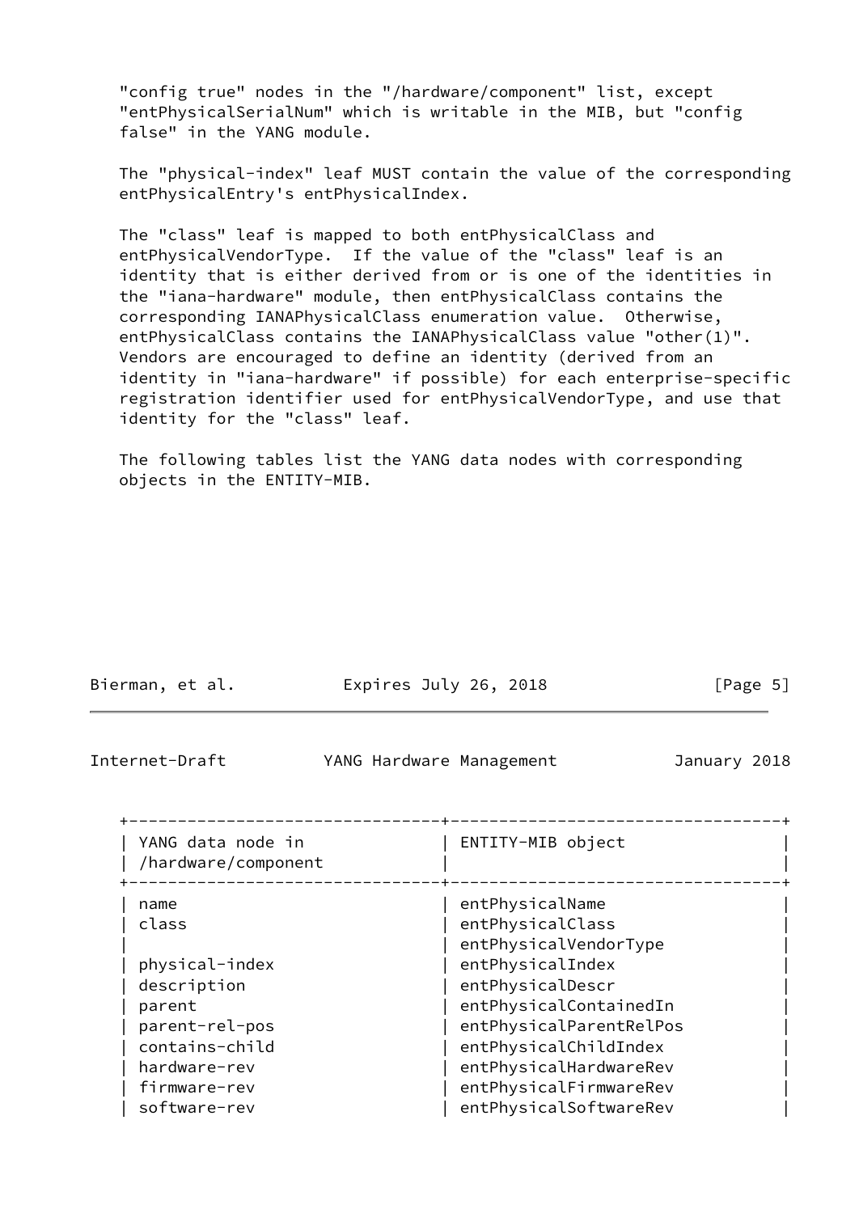"config true" nodes in the "/hardware/component" list, except "entPhysicalSerialNum" which is writable in the MIB, but "config false" in the YANG module.

The "physical-index" leaf MUST contain the value of the corresponding entPhysicalEntry's entPhysicalIndex.

The "class" leaf is mapped to both entPhysicalClass and entPhysicalVendorType. If the value of the "class" leaf is an identity that is either derived from or is one of the identities in the "iana-hardware" module, then entPhysicalClass contains the corresponding IANAPhysicalClass enumeration value. Otherwise, entPhysicalClass contains the IANAPhysicalClass value "other(1)". Vendors are encouraged to define an identity (derived from an identity in "iana-hardware" if possible) for each enterprise-specific registration identifier used for entPhysicalVendorType, and use that identity for the "class" leaf.

The following tables list the YANG data nodes with corresponding objects in the ENTITY-MIB.

| YANG data node in /hardware/component | ENTITY-MIB object |
|---|---|
| name | entPhysicalName |
| class | entPhysicalClass |
| | entPhysicalVendorType |
| physical-index | entPhysicalIndex |
| description | entPhysicalDescr |
| parent | entPhysicalContainedIn |
| parent-rel-pos | entPhysicalParentRelPos |
| contains-child | entPhysicalChildIndex |
| hardware-rev | entPhysicalHardwareRev |
| firmware-rev | entPhysicalFirmwareRev |
| software-rev | entPhysicalSoftwareRev |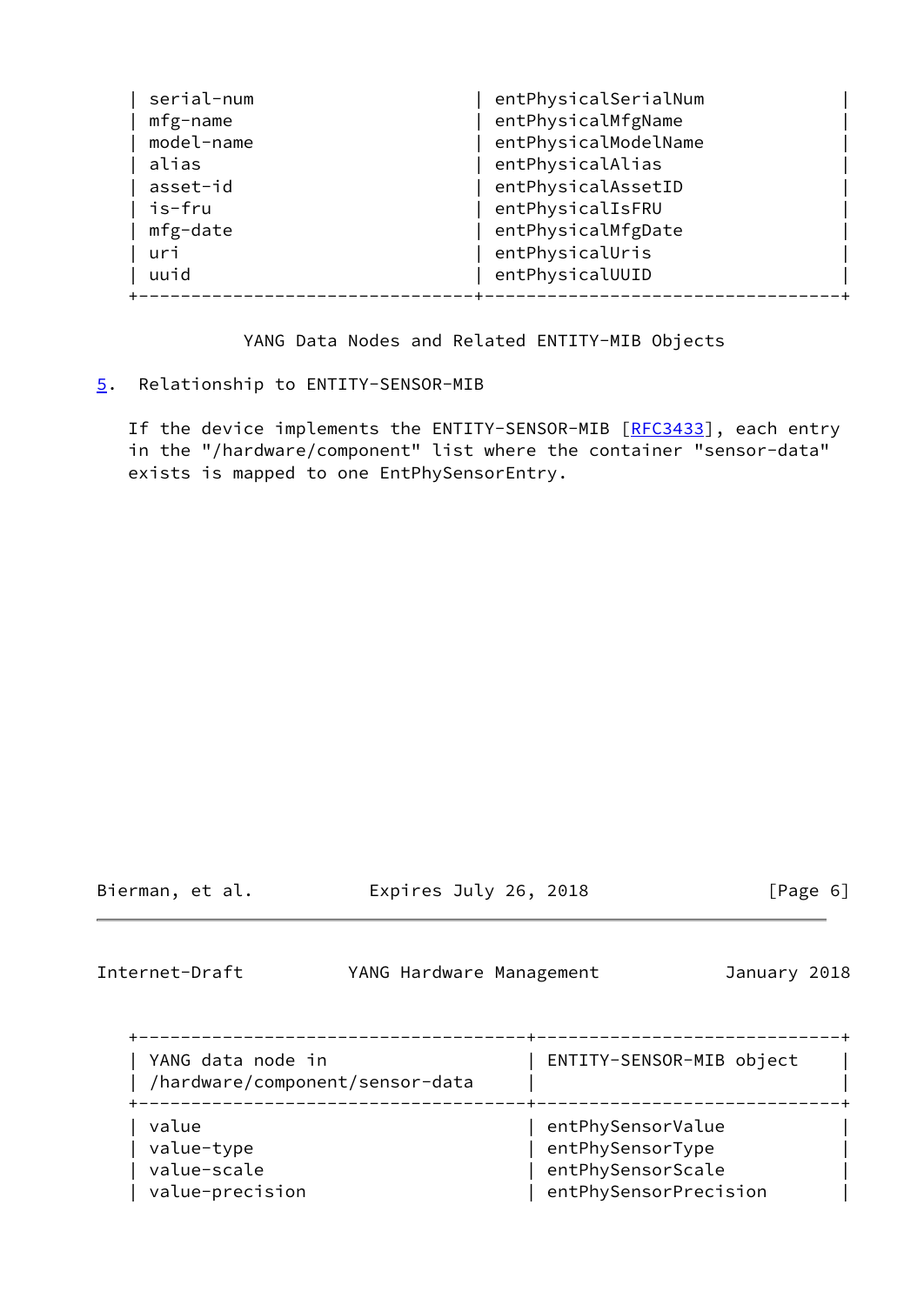| serial-num | entPhysicalSerialNum |
|---|---|
| mfg-name | entPhysicalMfgName |
| model-name | entPhysicalModelName |
| alias | entPhysicalAlias |
| asset-id | entPhysicalAssetID |
| is-fru | entPhysicalIsFRU |
| mfg-date | entPhysicalMfgDate |
| uri | entPhysicalUris |
| uuid | entPhysicalUUID |

YANG Data Nodes and Related ENTITY-MIB Objects

## 5. Relationship to ENTITY-SENSOR-MIB

If the device implements the ENTITY-SENSOR-MIB [RFC3433], each entry in the "/hardware/component" list where the container "sensor-data" exists is mapped to one EntPhySensorEntry.

| YANG data node in /hardware/component/sensor-data | ENTITY-SENSOR-MIB object |
|---|---|
| value | entPhySensorValue |
| value-type | entPhySensorType |
| value-scale | entPhySensorScale |
| value-precision | entPhySensorPrecision |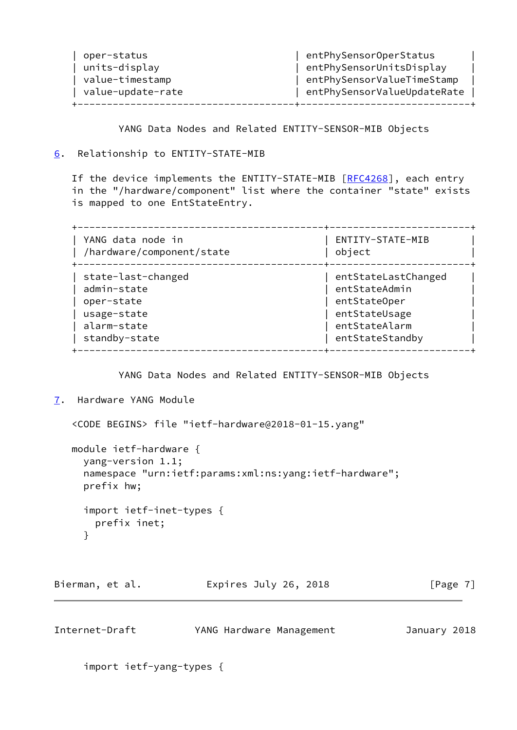| | |
|---|---|
| oper-status | entPhySensorOperStatus |
| units-display | entPhySensorUnitsDisplay |
| value-timestamp | entPhySensorValueTimeStamp |
| value-update-rate | entPhySensorValueUpdateRate |

YANG Data Nodes and Related ENTITY-SENSOR-MIB Objects

## 6. Relationship to ENTITY-STATE-MIB

If the device implements the ENTITY-STATE-MIB [RFC4268], each entry in the "/hardware/component" list where the container "state" exists is mapped to one EntStateEntry.

| YANG data node in /hardware/component/state | ENTITY-STATE-MIB object |
|---|---|
| state-last-changed | entStateLastChanged |
| admin-state | entStateAdmin |
| oper-state | entStateOper |
| usage-state | entStateUsage |
| alarm-state | entStateAlarm |
| standby-state | entStateStandby |

YANG Data Nodes and Related ENTITY-SENSOR-MIB Objects

## 7. Hardware YANG Module

<CODE BEGINS> file "ietf-hardware@2018-01-15.yang"

```
module ietf-hardware {
  yang-version 1.1;
  namespace "urn:ietf:params:xml:ns:yang:ietf-hardware";
  prefix hw;

  import ietf-inet-types {
    prefix inet;
  }

  import ietf-yang-types {
```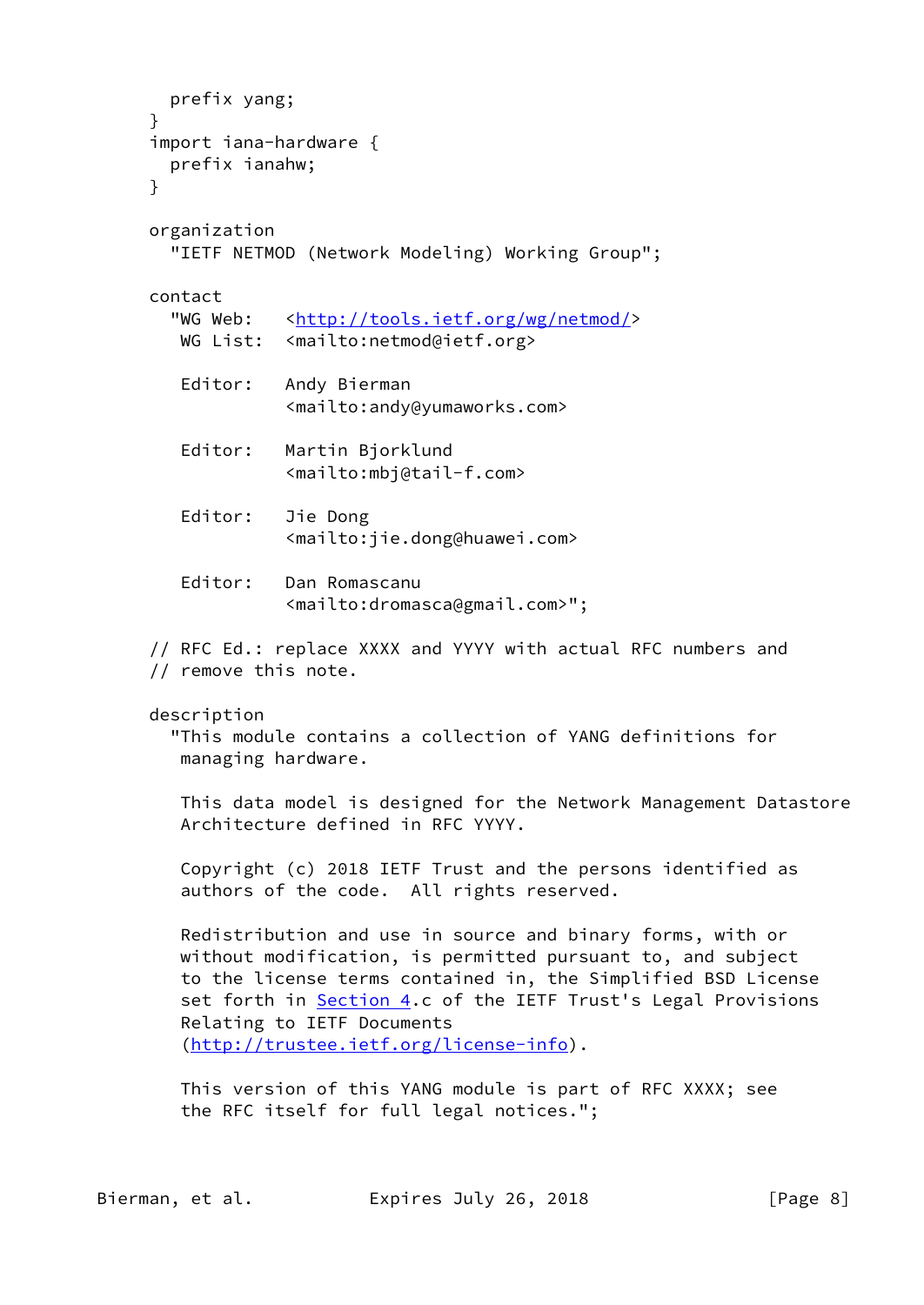```
    prefix yang;
  }
  import iana-hardware {
    prefix ianahw;
  }

  organization
    "IETF NETMOD (Network Modeling) Working Group";

  contact
    "WG Web:   <http://tools.ietf.org/wg/netmod/>
     WG List:  <mailto:netmod@ietf.org>

     Editor:   Andy Bierman
               <mailto:andy@yumaworks.com>

     Editor:   Martin Bjorklund
               <mailto:mbj@tail-f.com>

     Editor:   Jie Dong
               <mailto:jie.dong@huawei.com>

     Editor:   Dan Romascanu
               <mailto:dromasca@gmail.com>";

  // RFC Ed.: replace XXXX and YYYY with actual RFC numbers and
  // remove this note.

  description
    "This module contains a collection of YANG definitions for
     managing hardware.

     This data model is designed for the Network Management Datastore
     Architecture defined in RFC YYYY.

     Copyright (c) 2018 IETF Trust and the persons identified as
     authors of the code.  All rights reserved.

     Redistribution and use in source and binary forms, with or
     without modification, is permitted pursuant to, and subject
     to the license terms contained in, the Simplified BSD License
     set forth in Section 4.c of the IETF Trust's Legal Provisions
     Relating to IETF Documents
     (http://trustee.ietf.org/license-info).

     This version of this YANG module is part of RFC XXXX; see
     the RFC itself for full legal notices.";
```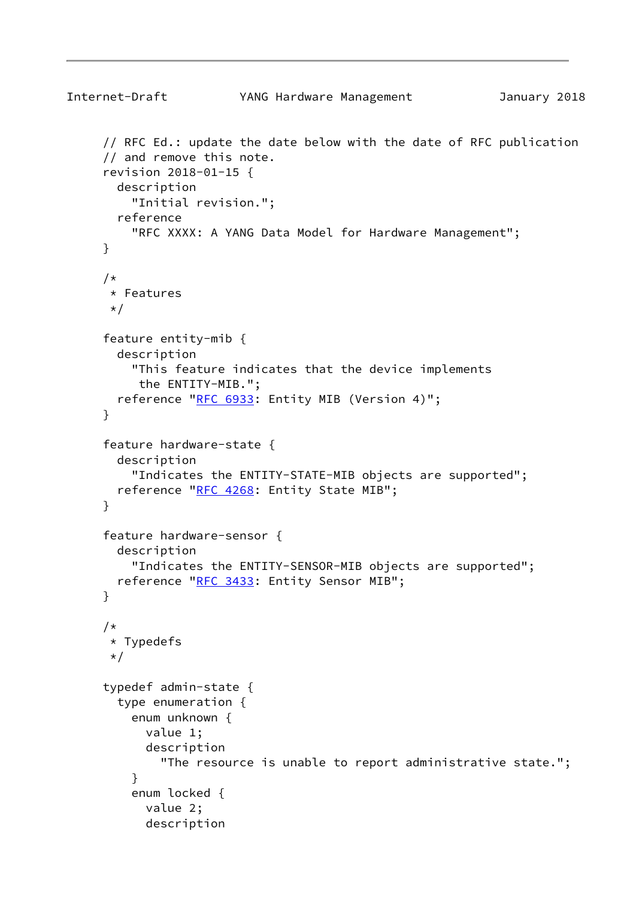```
     // RFC Ed.: update the date below with the date of RFC publication
     // and remove this note.
     revision 2018-01-15 {
       description
         "Initial revision.";
       reference
         "RFC XXXX: A YANG Data Model for Hardware Management";
     }

     /*
      * Features
      */

     feature entity-mib {
       description
         "This feature indicates that the device implements
          the ENTITY-MIB.";
       reference "RFC 6933: Entity MIB (Version 4)";
     }

     feature hardware-state {
       description
         "Indicates the ENTITY-STATE-MIB objects are supported";
       reference "RFC 4268: Entity State MIB";
     }

     feature hardware-sensor {
       description
         "Indicates the ENTITY-SENSOR-MIB objects are supported";
       reference "RFC 3433: Entity Sensor MIB";
     }

     /*
      * Typedefs
      */

     typedef admin-state {
       type enumeration {
         enum unknown {
           value 1;
           description
             "The resource is unable to report administrative state.";
         }
         enum locked {
           value 2;
           description
```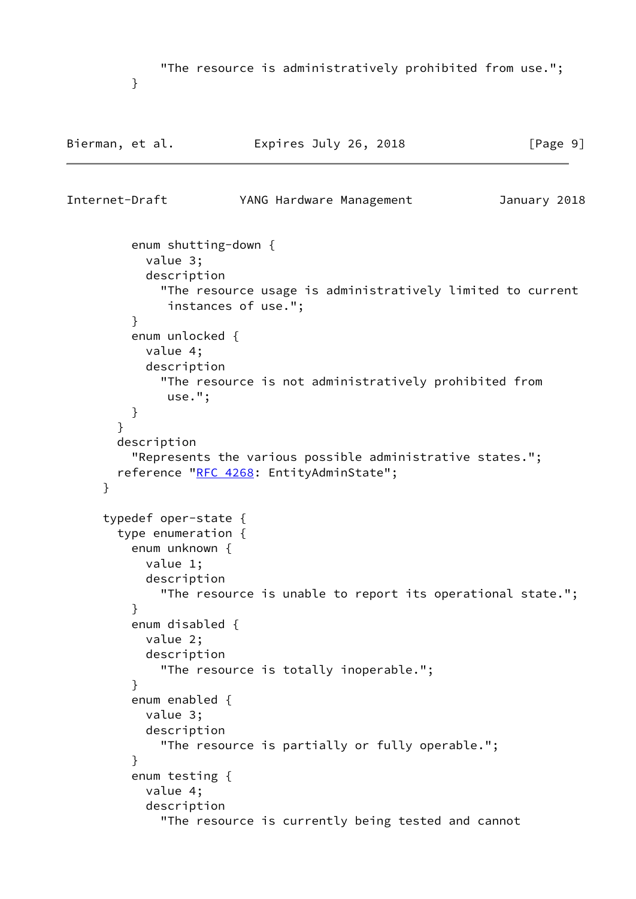```
            "The resource is administratively prohibited from use.";
        }
```

```
        enum shutting-down {
          value 3;
          description
            "The resource usage is administratively limited to current
             instances of use.";
        }
        enum unlocked {
          value 4;
          description
            "The resource is not administratively prohibited from
             use.";
        }
      }
      description
        "Represents the various possible administrative states.";
      reference "RFC 4268: EntityAdminState";
    }

    typedef oper-state {
      type enumeration {
        enum unknown {
          value 1;
          description
            "The resource is unable to report its operational state.";
        }
        enum disabled {
          value 2;
          description
            "The resource is totally inoperable.";
        }
        enum enabled {
          value 3;
          description
            "The resource is partially or fully operable.";
        }
        enum testing {
          value 4;
          description
            "The resource is currently being tested and cannot
```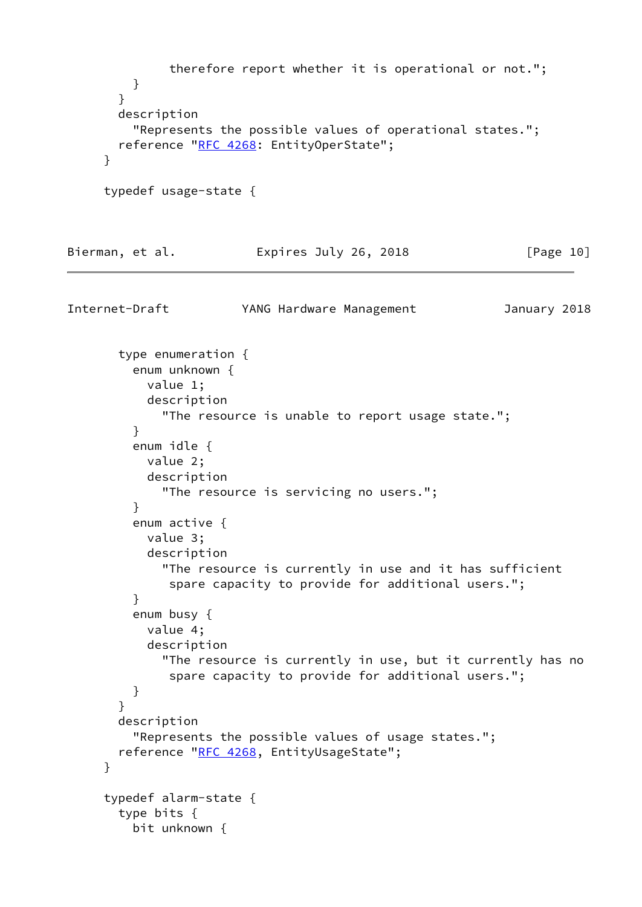```
              therefore report whether it is operational or not.";
        }
      }
      description
        "Represents the possible values of operational states.";
      reference "RFC 4268: EntityOperState";
    }

    typedef usage-state {
      type enumeration {
        enum unknown {
          value 1;
          description
            "The resource is unable to report usage state.";
        }
        enum idle {
          value 2;
          description
            "The resource is servicing no users.";
        }
        enum active {
          value 3;
          description
            "The resource is currently in use and it has sufficient
             spare capacity to provide for additional users.";
        }
        enum busy {
          value 4;
          description
            "The resource is currently in use, but it currently has no
             spare capacity to provide for additional users.";
        }
      }
      description
        "Represents the possible values of usage states.";
      reference "RFC 4268, EntityUsageState";
    }

    typedef alarm-state {
      type bits {
        bit unknown {
```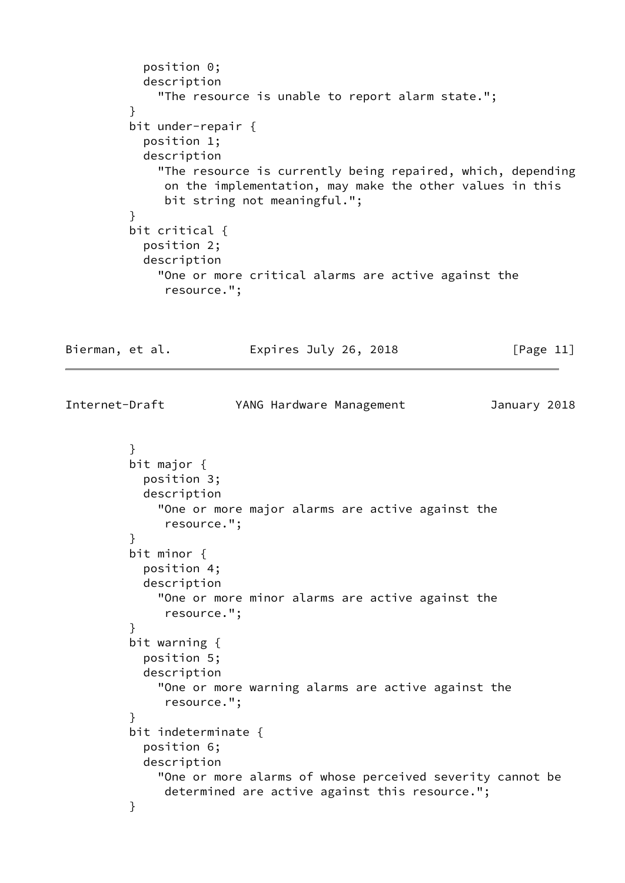```
          position 0;
          description
            "The resource is unable to report alarm state.";
        }
        bit under-repair {
          position 1;
          description
            "The resource is currently being repaired, which, depending
             on the implementation, may make the other values in this
             bit string not meaningful.";
        }
        bit critical {
          position 2;
          description
            "One or more critical alarms are active against the
             resource.";
        }
        bit major {
          position 3;
          description
            "One or more major alarms are active against the
             resource.";
        }
        bit minor {
          position 4;
          description
            "One or more minor alarms are active against the
             resource.";
        }
        bit warning {
          position 5;
          description
            "One or more warning alarms are active against the
             resource.";
        }
        bit indeterminate {
          position 6;
          description
            "One or more alarms of whose perceived severity cannot be
             determined are active against this resource.";
        }
```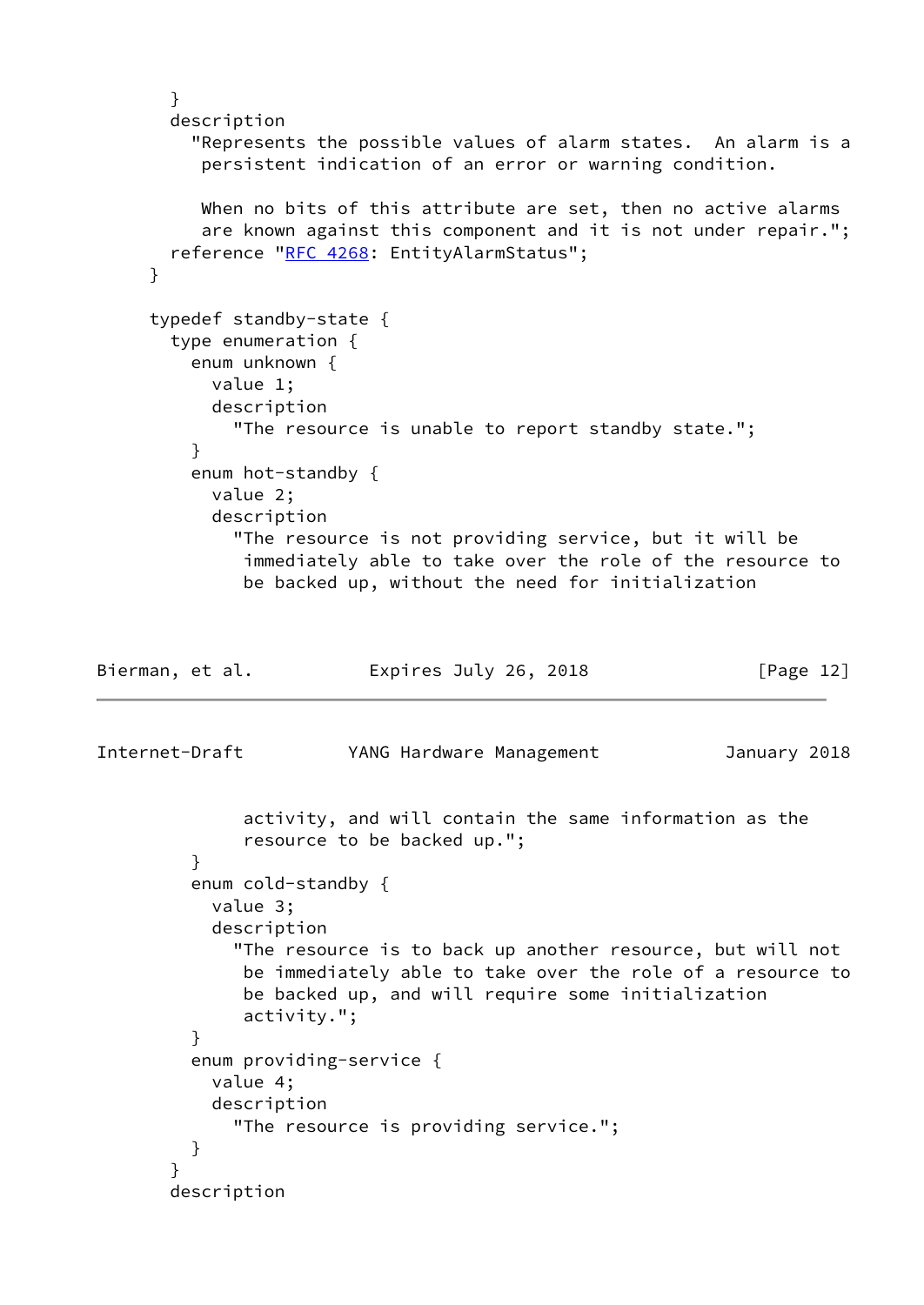```
       }
       description
         "Represents the possible values of alarm states.  An alarm is a
          persistent indication of an error or warning condition.

          When no bits of this attribute are set, then no active alarms
          are known against this component and it is not under repair.";
       reference "RFC 4268: EntityAlarmStatus";
     }

     typedef standby-state {
       type enumeration {
         enum unknown {
           value 1;
           description
             "The resource is unable to report standby state.";
         }
         enum hot-standby {
           value 2;
           description
             "The resource is not providing service, but it will be
              immediately able to take over the role of the resource to
              be backed up, without the need for initialization
              activity, and will contain the same information as the
              resource to be backed up.";
         }
         enum cold-standby {
           value 3;
           description
             "The resource is to back up another resource, but will not
              be immediately able to take over the role of a resource to
              be backed up, and will require some initialization
              activity.";
         }
         enum providing-service {
           value 4;
           description
             "The resource is providing service.";
         }
       }
       description
```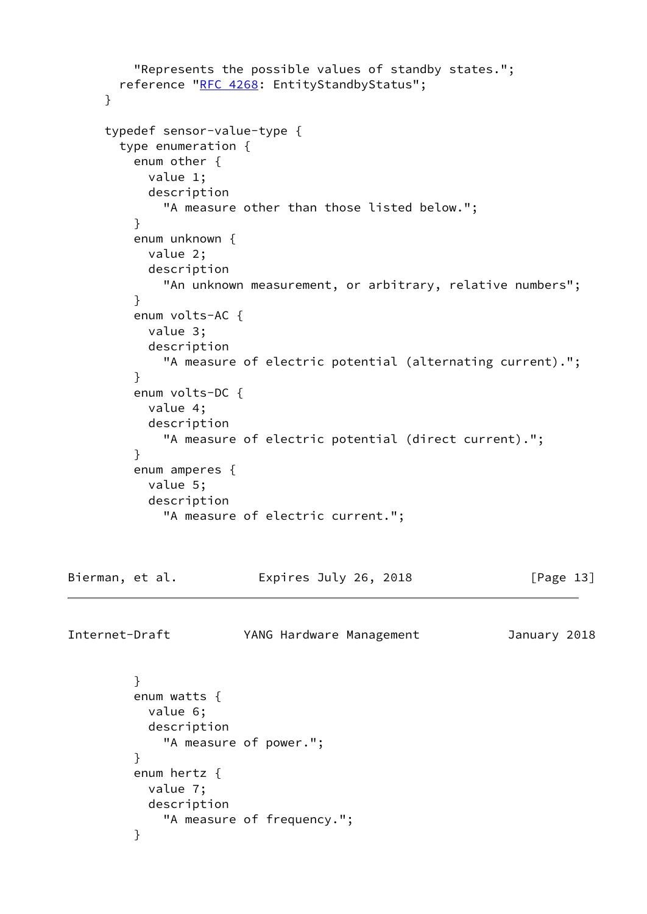```
         "Represents the possible values of standby states.";
       reference "RFC 4268: EntityStandbyStatus";
     }

     typedef sensor-value-type {
       type enumeration {
         enum other {
           value 1;
           description
             "A measure other than those listed below.";
         }
         enum unknown {
           value 2;
           description
             "An unknown measurement, or arbitrary, relative numbers";
         }
         enum volts-AC {
           value 3;
           description
             "A measure of electric potential (alternating current).";
         }
         enum volts-DC {
           value 4;
           description
             "A measure of electric potential (direct current).";
         }
         enum amperes {
           value 5;
           description
             "A measure of electric current.";
         }
         enum watts {
           value 6;
           description
             "A measure of power.";
         }
         enum hertz {
           value 7;
           description
             "A measure of frequency.";
         }
```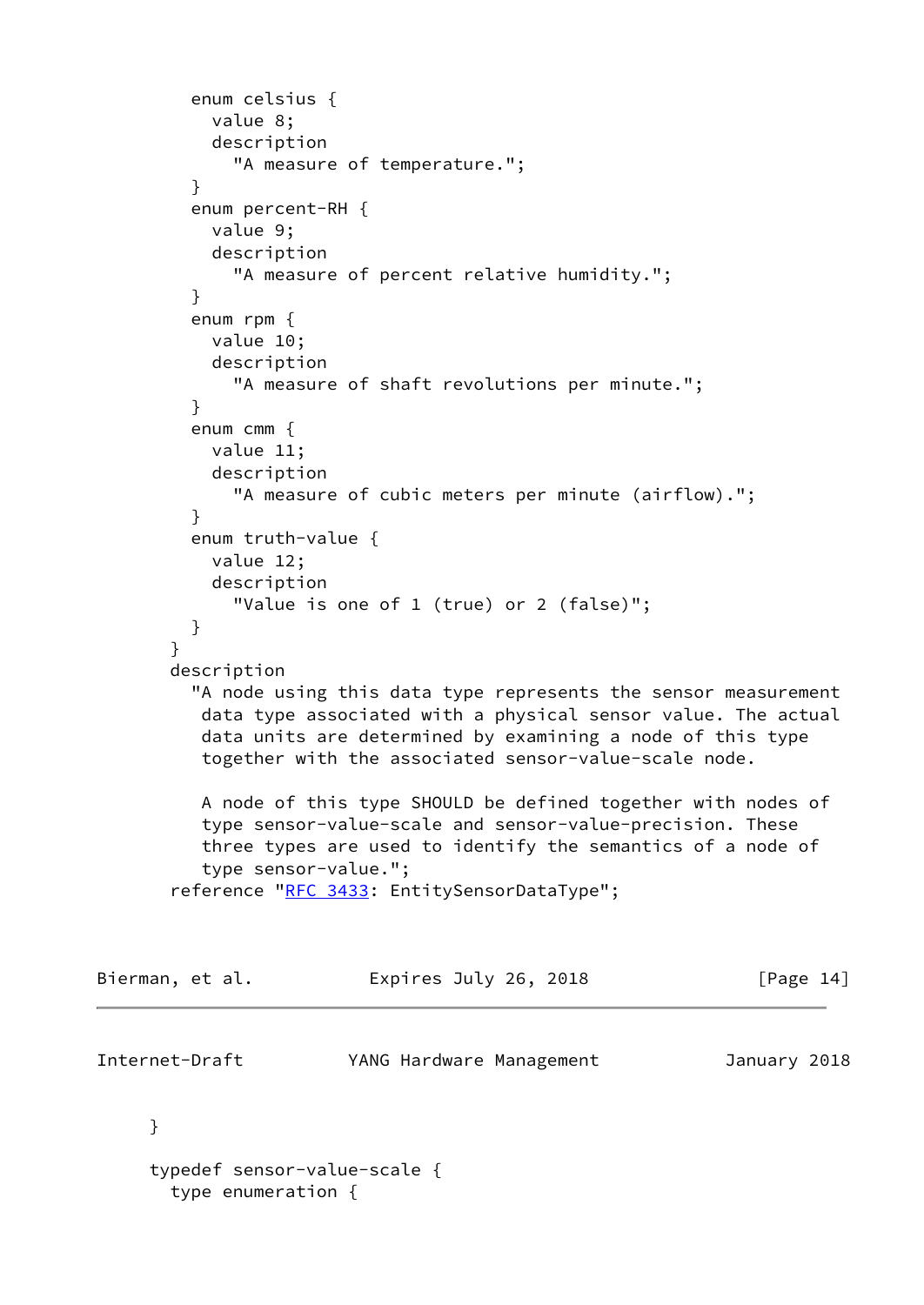```
         enum celsius {
           value 8;
           description
             "A measure of temperature.";
         }
         enum percent-RH {
           value 9;
           description
             "A measure of percent relative humidity.";
         }
         enum rpm {
           value 10;
           description
             "A measure of shaft revolutions per minute.";
         }
         enum cmm {
           value 11;
           description
             "A measure of cubic meters per minute (airflow).";
         }
         enum truth-value {
           value 12;
           description
             "Value is one of 1 (true) or 2 (false)";
         }
       }
       description
         "A node using this data type represents the sensor measurement
          data type associated with a physical sensor value. The actual
          data units are determined by examining a node of this type
          together with the associated sensor-value-scale node.

          A node of this type SHOULD be defined together with nodes of
          type sensor-value-scale and sensor-value-precision. These
          three types are used to identify the semantics of a node of
          type sensor-value.";
       reference "RFC 3433: EntitySensorDataType";
     }

     typedef sensor-value-scale {
       type enumeration {
```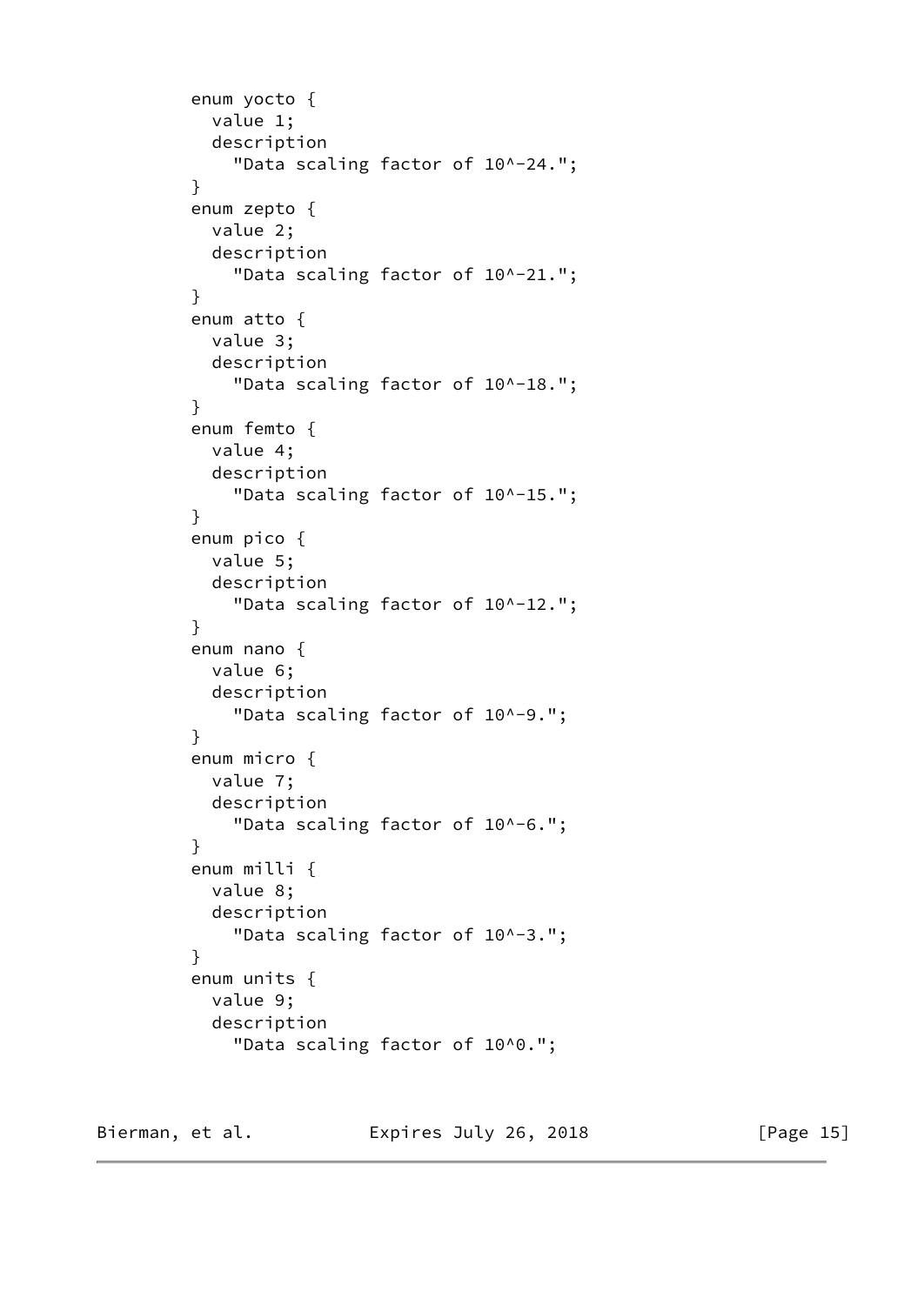```
         enum yocto {
           value 1;
           description
             "Data scaling factor of 10^-24.";
         }
         enum zepto {
           value 2;
           description
             "Data scaling factor of 10^-21.";
         }
         enum atto {
           value 3;
           description
             "Data scaling factor of 10^-18.";
         }
         enum femto {
           value 4;
           description
             "Data scaling factor of 10^-15.";
         }
         enum pico {
           value 5;
           description
             "Data scaling factor of 10^-12.";
         }
         enum nano {
           value 6;
           description
             "Data scaling factor of 10^-9.";
         }
         enum micro {
           value 7;
           description
             "Data scaling factor of 10^-6.";
         }
         enum milli {
           value 8;
           description
             "Data scaling factor of 10^-3.";
         }
         enum units {
           value 9;
           description
             "Data scaling factor of 10^0.";
```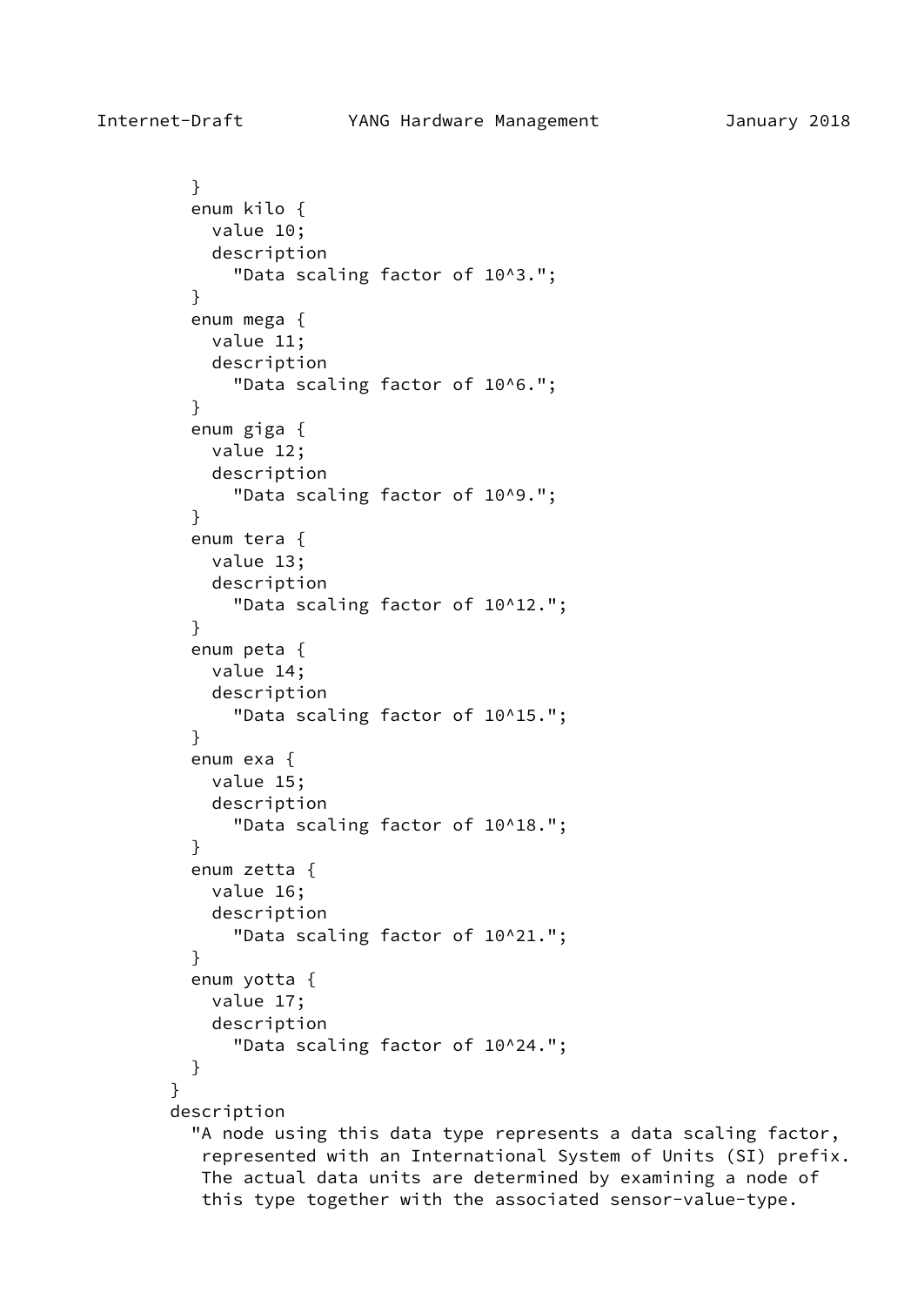```
          }
          enum kilo {
            value 10;
            description
              "Data scaling factor of 10^3.";
          }
          enum mega {
            value 11;
            description
              "Data scaling factor of 10^6.";
          }
          enum giga {
            value 12;
            description
              "Data scaling factor of 10^9.";
          }
          enum tera {
            value 13;
            description
              "Data scaling factor of 10^12.";
          }
          enum peta {
            value 14;
            description
              "Data scaling factor of 10^15.";
          }
          enum exa {
            value 15;
            description
              "Data scaling factor of 10^18.";
          }
          enum zetta {
            value 16;
            description
              "Data scaling factor of 10^21.";
          }
          enum yotta {
            value 17;
            description
              "Data scaling factor of 10^24.";
          }
        }
        description
          "A node using this data type represents a data scaling factor,
           represented with an International System of Units (SI) prefix.
           The actual data units are determined by examining a node of
           this type together with the associated sensor-value-type.
```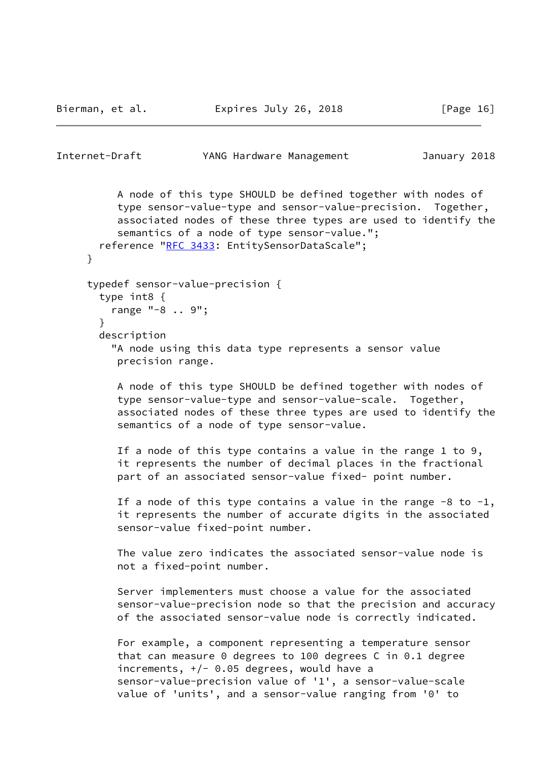```
         A node of this type SHOULD be defined together with nodes of
         type sensor-value-type and sensor-value-precision.  Together,
         associated nodes of these three types are used to identify the
         semantics of a node of type sensor-value.";
      reference "RFC 3433: EntitySensorDataScale";
    }

    typedef sensor-value-precision {
      type int8 {
        range "-8 .. 9";
      }
      description
        "A node using this data type represents a sensor value
         precision range.

         A node of this type SHOULD be defined together with nodes of
         type sensor-value-type and sensor-value-scale.  Together,
         associated nodes of these three types are used to identify the
         semantics of a node of type sensor-value.

         If a node of this type contains a value in the range 1 to 9,
         it represents the number of decimal places in the fractional
         part of an associated sensor-value fixed- point number.

         If a node of this type contains a value in the range -8 to -1,
         it represents the number of accurate digits in the associated
         sensor-value fixed-point number.

         The value zero indicates the associated sensor-value node is
         not a fixed-point number.

         Server implementers must choose a value for the associated
         sensor-value-precision node so that the precision and accuracy
         of the associated sensor-value node is correctly indicated.

         For example, a component representing a temperature sensor
         that can measure 0 degrees to 100 degrees C in 0.1 degree
         increments, +/- 0.05 degrees, would have a
         sensor-value-precision value of '1', a sensor-value-scale
         value of 'units', and a sensor-value ranging from '0' to
```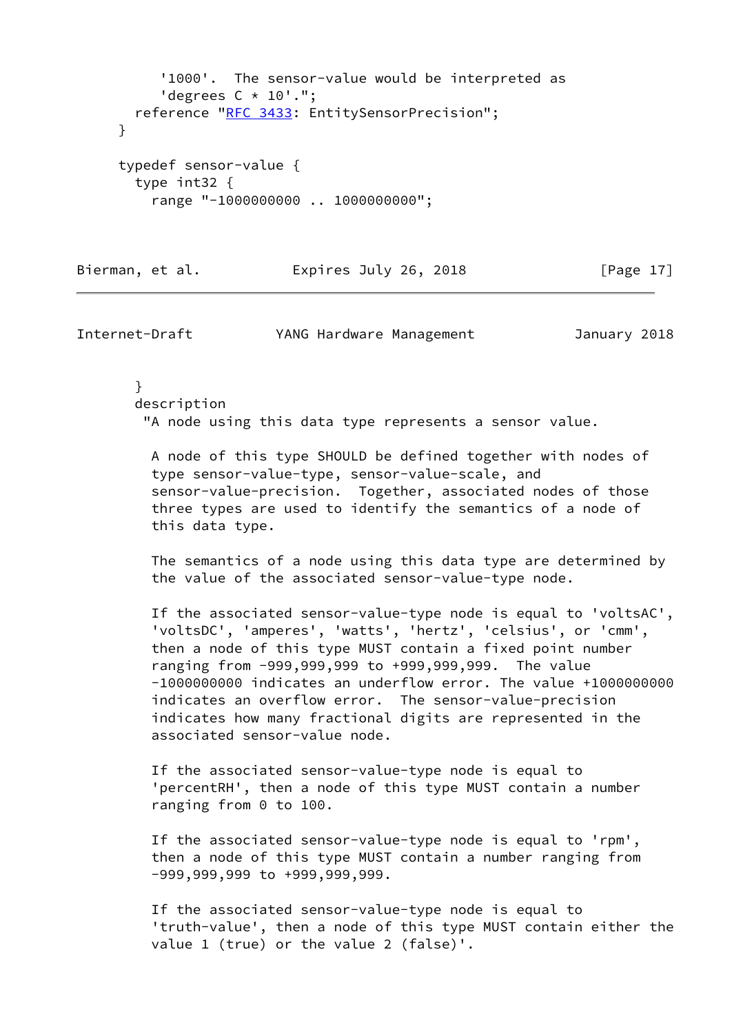```
           '1000'.  The sensor-value would be interpreted as
           'degrees C * 10'.";
        reference "RFC 3433: EntitySensorPrecision";
      }

      typedef sensor-value {
        type int32 {
          range "-1000000000 .. 1000000000";
        }
        description
         "A node using this data type represents a sensor value.

          A node of this type SHOULD be defined together with nodes of
          type sensor-value-type, sensor-value-scale, and
          sensor-value-precision.  Together, associated nodes of those
          three types are used to identify the semantics of a node of
          this data type.

          The semantics of a node using this data type are determined by
          the value of the associated sensor-value-type node.

          If the associated sensor-value-type node is equal to 'voltsAC',
          'voltsDC', 'amperes', 'watts', 'hertz', 'celsius', or 'cmm',
          then a node of this type MUST contain a fixed point number
          ranging from -999,999,999 to +999,999,999.  The value
          -1000000000 indicates an underflow error. The value +1000000000
          indicates an overflow error.  The sensor-value-precision
          indicates how many fractional digits are represented in the
          associated sensor-value node.

          If the associated sensor-value-type node is equal to
          'percentRH', then a node of this type MUST contain a number
          ranging from 0 to 100.

          If the associated sensor-value-type node is equal to 'rpm',
          then a node of this type MUST contain a number ranging from
          -999,999,999 to +999,999,999.

          If the associated sensor-value-type node is equal to
          'truth-value', then a node of this type MUST contain either the
          value 1 (true) or the value 2 (false)'.
```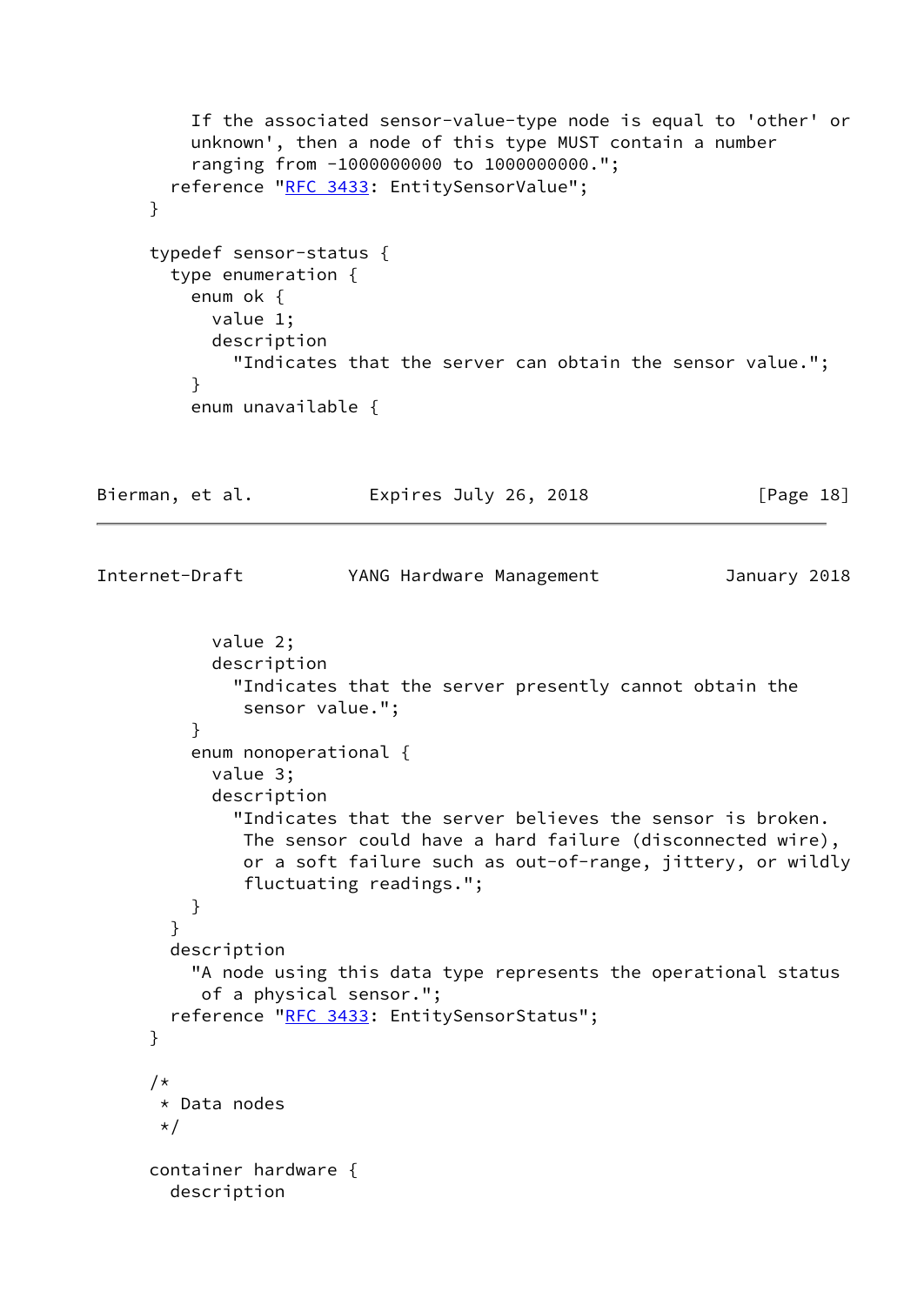```
         If the associated sensor-value-type node is equal to 'other' or
         unknown', then a node of this type MUST contain a number
         ranging from -1000000000 to 1000000000.";
       reference "RFC 3433: EntitySensorValue";
     }

     typedef sensor-status {
       type enumeration {
         enum ok {
           value 1;
           description
             "Indicates that the server can obtain the sensor value.";
         }
         enum unavailable {
           value 2;
           description
             "Indicates that the server presently cannot obtain the
              sensor value.";
         }
         enum nonoperational {
           value 3;
           description
             "Indicates that the server believes the sensor is broken.
              The sensor could have a hard failure (disconnected wire),
              or a soft failure such as out-of-range, jittery, or wildly
              fluctuating readings.";
         }
       }
       description
         "A node using this data type represents the operational status
          of a physical sensor.";
       reference "RFC 3433: EntitySensorStatus";
     }

     /*
      * Data nodes
      */

     container hardware {
       description
```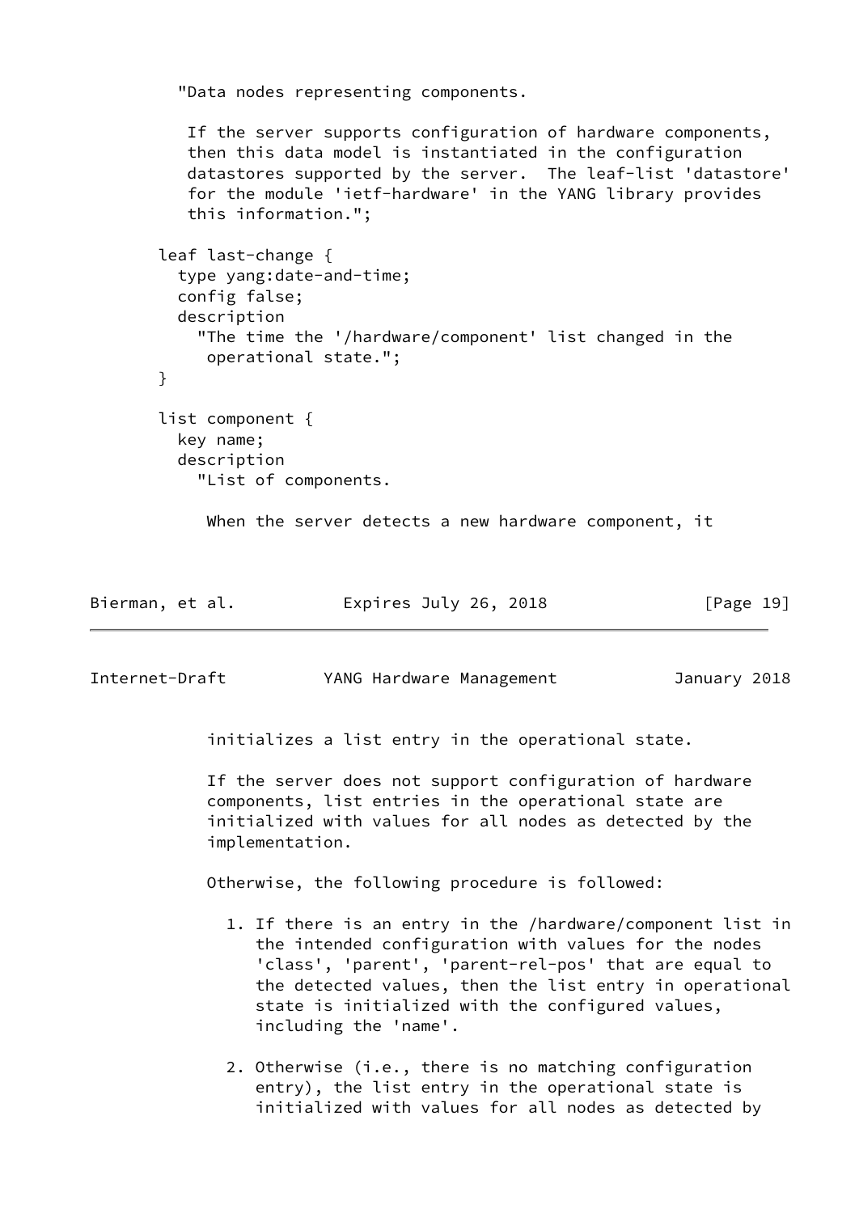```
          "Data nodes representing components.

           If the server supports configuration of hardware components,
           then this data model is instantiated in the configuration
           datastores supported by the server.  The leaf-list 'datastore'
           for the module 'ietf-hardware' in the YANG library provides
           this information.";

        leaf last-change {
          type yang:date-and-time;
          config false;
          description
            "The time the '/hardware/component' list changed in the
             operational state.";
        }

        list component {
          key name;
          description
            "List of components.

             When the server detects a new hardware component, it
             initializes a list entry in the operational state.

             If the server does not support configuration of hardware
             components, list entries in the operational state are
             initialized with values for all nodes as detected by the
             implementation.

             Otherwise, the following procedure is followed:

               1. If there is an entry in the /hardware/component list in
                  the intended configuration with values for the nodes
                  'class', 'parent', 'parent-rel-pos' that are equal to
                  the detected values, then the list entry in operational
                  state is initialized with the configured values,
                  including the 'name'.

               2. Otherwise (i.e., there is no matching configuration
                  entry), the list entry in the operational state is
                  initialized with values for all nodes as detected by
```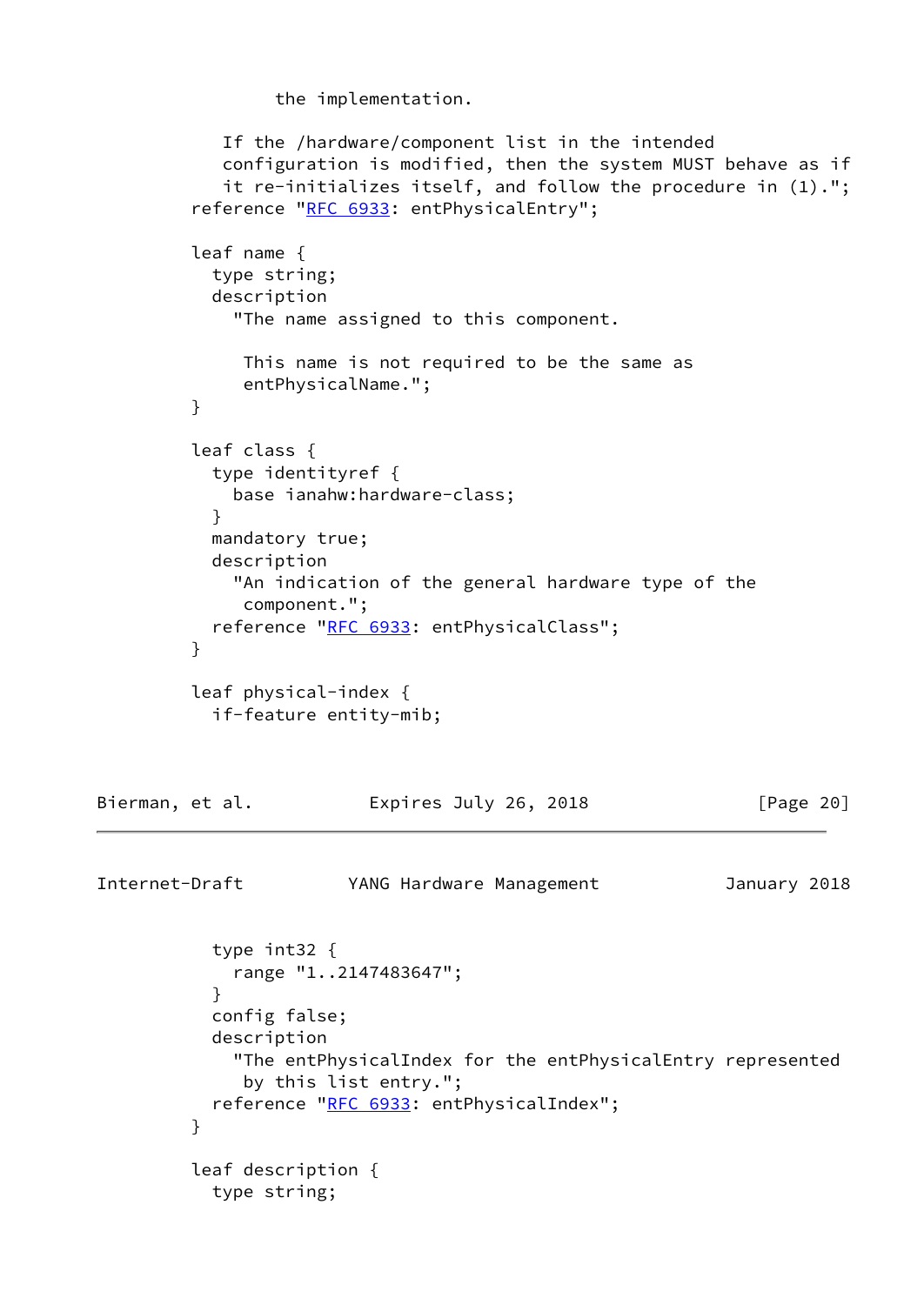```
             the implementation.

           If the /hardware/component list in the intended
           configuration is modified, then the system MUST behave as if
           it re-initializes itself, and follow the procedure in (1).";
        reference "RFC 6933: entPhysicalEntry";

        leaf name {
          type string;
          description
            "The name assigned to this component.

             This name is not required to be the same as
             entPhysicalName.";
        }

        leaf class {
          type identityref {
            base ianahw:hardware-class;
          }
          mandatory true;
          description
            "An indication of the general hardware type of the
             component.";
          reference "RFC 6933: entPhysicalClass";
        }

        leaf physical-index {
          if-feature entity-mib;
          type int32 {
            range "1..2147483647";
          }
          config false;
          description
            "The entPhysicalIndex for the entPhysicalEntry represented
             by this list entry.";
          reference "RFC 6933: entPhysicalIndex";
        }

        leaf description {
          type string;
```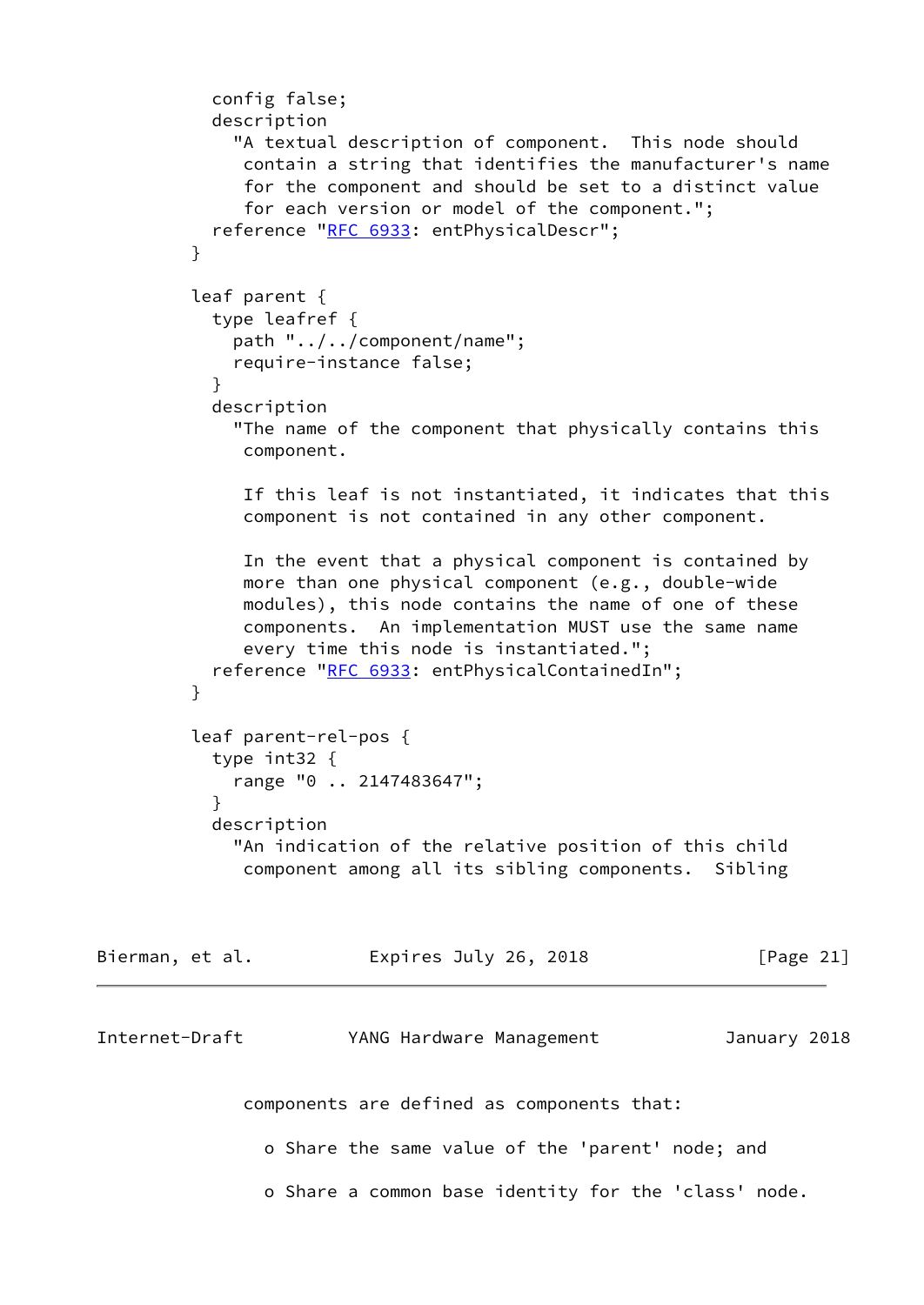```
          config false;
          description
            "A textual description of component.  This node should
             contain a string that identifies the manufacturer's name
             for the component and should be set to a distinct value
             for each version or model of the component.";
          reference "RFC 6933: entPhysicalDescr";
        }

        leaf parent {
          type leafref {
            path "../../component/name";
            require-instance false;
          }
          description
            "The name of the component that physically contains this
             component.

             If this leaf is not instantiated, it indicates that this
             component is not contained in any other component.

             In the event that a physical component is contained by
             more than one physical component (e.g., double-wide
             modules), this node contains the name of one of these
             components.  An implementation MUST use the same name
             every time this node is instantiated.";
          reference "RFC 6933: entPhysicalContainedIn";
        }

        leaf parent-rel-pos {
          type int32 {
            range "0 .. 2147483647";
          }
          description
            "An indication of the relative position of this child
             component among all its sibling components.  Sibling
             components are defined as components that:

               o Share the same value of the 'parent' node; and

               o Share a common base identity for the 'class' node.
```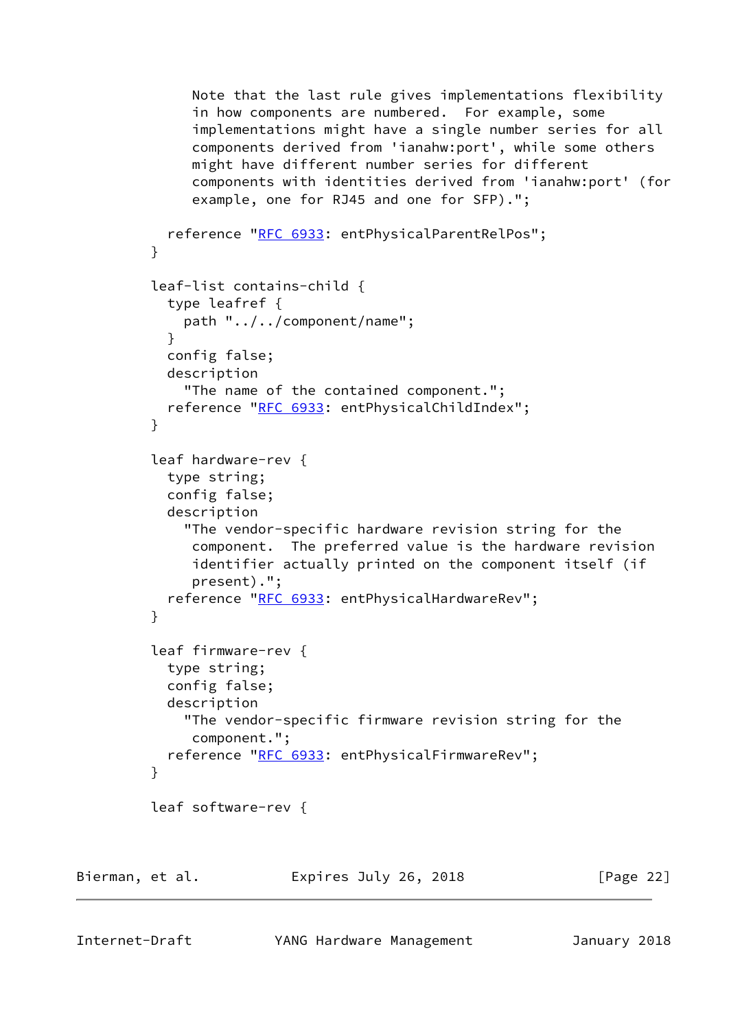```
             Note that the last rule gives implementations flexibility
             in how components are numbered.  For example, some
             implementations might have a single number series for all
             components derived from 'ianahw:port', while some others
             might have different number series for different
             components with identities derived from 'ianahw:port' (for
             example, one for RJ45 and one for SFP).";

          reference "RFC 6933: entPhysicalParentRelPos";
        }

        leaf-list contains-child {
          type leafref {
            path "../../component/name";
          }
          config false;
          description
            "The name of the contained component.";
          reference "RFC 6933: entPhysicalChildIndex";
        }

        leaf hardware-rev {
          type string;
          config false;
          description
            "The vendor-specific hardware revision string for the
             component.  The preferred value is the hardware revision
             identifier actually printed on the component itself (if
             present).";
          reference "RFC 6933: entPhysicalHardwareRev";
        }

        leaf firmware-rev {
          type string;
          config false;
          description
            "The vendor-specific firmware revision string for the
             component.";
          reference "RFC 6933: entPhysicalFirmwareRev";
        }

        leaf software-rev {
```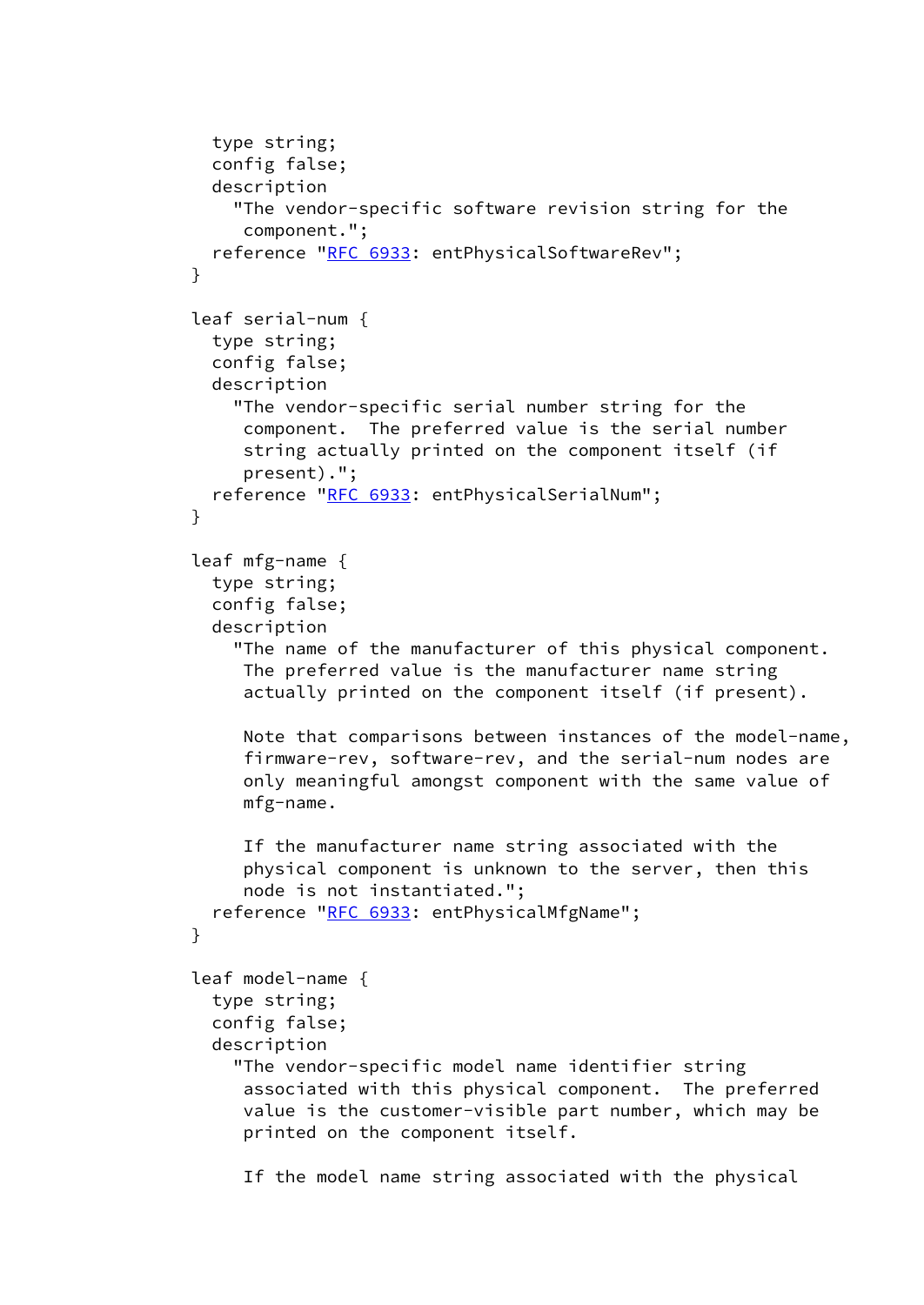```
         type string;
         config false;
         description
           "The vendor-specific software revision string for the
            component.";
         reference "RFC 6933: entPhysicalSoftwareRev";
       }

       leaf serial-num {
         type string;
         config false;
         description
           "The vendor-specific serial number string for the
            component.  The preferred value is the serial number
            string actually printed on the component itself (if
            present).";
         reference "RFC 6933: entPhysicalSerialNum";
       }

       leaf mfg-name {
         type string;
         config false;
         description
           "The name of the manufacturer of this physical component.
            The preferred value is the manufacturer name string
            actually printed on the component itself (if present).

            Note that comparisons between instances of the model-name,
            firmware-rev, software-rev, and the serial-num nodes are
            only meaningful amongst component with the same value of
            mfg-name.

            If the manufacturer name string associated with the
            physical component is unknown to the server, then this
            node is not instantiated.";
         reference "RFC 6933: entPhysicalMfgName";
       }

       leaf model-name {
         type string;
         config false;
         description
           "The vendor-specific model name identifier string
            associated with this physical component.  The preferred
            value is the customer-visible part number, which may be
            printed on the component itself.

            If the model name string associated with the physical
```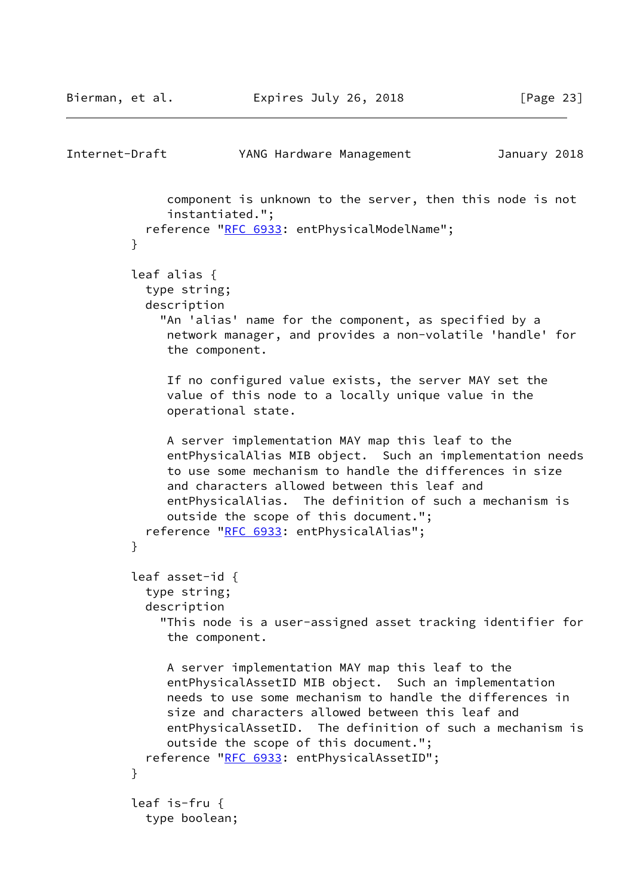```
             component is unknown to the server, then this node is not
             instantiated.";
          reference "RFC 6933: entPhysicalModelName";
        }

        leaf alias {
          type string;
          description
            "An 'alias' name for the component, as specified by a
             network manager, and provides a non-volatile 'handle' for
             the component.

             If no configured value exists, the server MAY set the
             value of this node to a locally unique value in the
             operational state.

             A server implementation MAY map this leaf to the
             entPhysicalAlias MIB object.  Such an implementation needs
             to use some mechanism to handle the differences in size
             and characters allowed between this leaf and
             entPhysicalAlias.  The definition of such a mechanism is
             outside the scope of this document.";
          reference "RFC 6933: entPhysicalAlias";
        }

        leaf asset-id {
          type string;
          description
            "This node is a user-assigned asset tracking identifier for
             the component.

             A server implementation MAY map this leaf to the
             entPhysicalAssetID MIB object.  Such an implementation
             needs to use some mechanism to handle the differences in
             size and characters allowed between this leaf and
             entPhysicalAssetID.  The definition of such a mechanism is
             outside the scope of this document.";
          reference "RFC 6933: entPhysicalAssetID";
        }

        leaf is-fru {
          type boolean;
```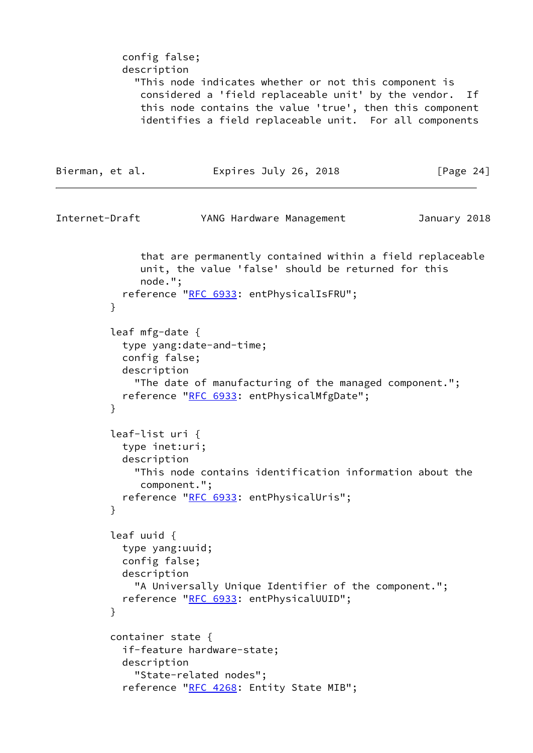```
          config false;
          description
            "This node indicates whether or not this component is
             considered a 'field replaceable unit' by the vendor.  If
             this node contains the value 'true', then this component
             identifies a field replaceable unit.  For all components
             that are permanently contained within a field replaceable
             unit, the value 'false' should be returned for this
             node.";
          reference "RFC 6933: entPhysicalIsFRU";
        }

        leaf mfg-date {
          type yang:date-and-time;
          config false;
          description
            "The date of manufacturing of the managed component.";
          reference "RFC 6933: entPhysicalMfgDate";
        }

        leaf-list uri {
          type inet:uri;
          description
            "This node contains identification information about the
             component.";
          reference "RFC 6933: entPhysicalUris";
        }

        leaf uuid {
          type yang:uuid;
          config false;
          description
            "A Universally Unique Identifier of the component.";
          reference "RFC 6933: entPhysicalUUID";
        }

        container state {
          if-feature hardware-state;
          description
            "State-related nodes";
          reference "RFC 4268: Entity State MIB";
```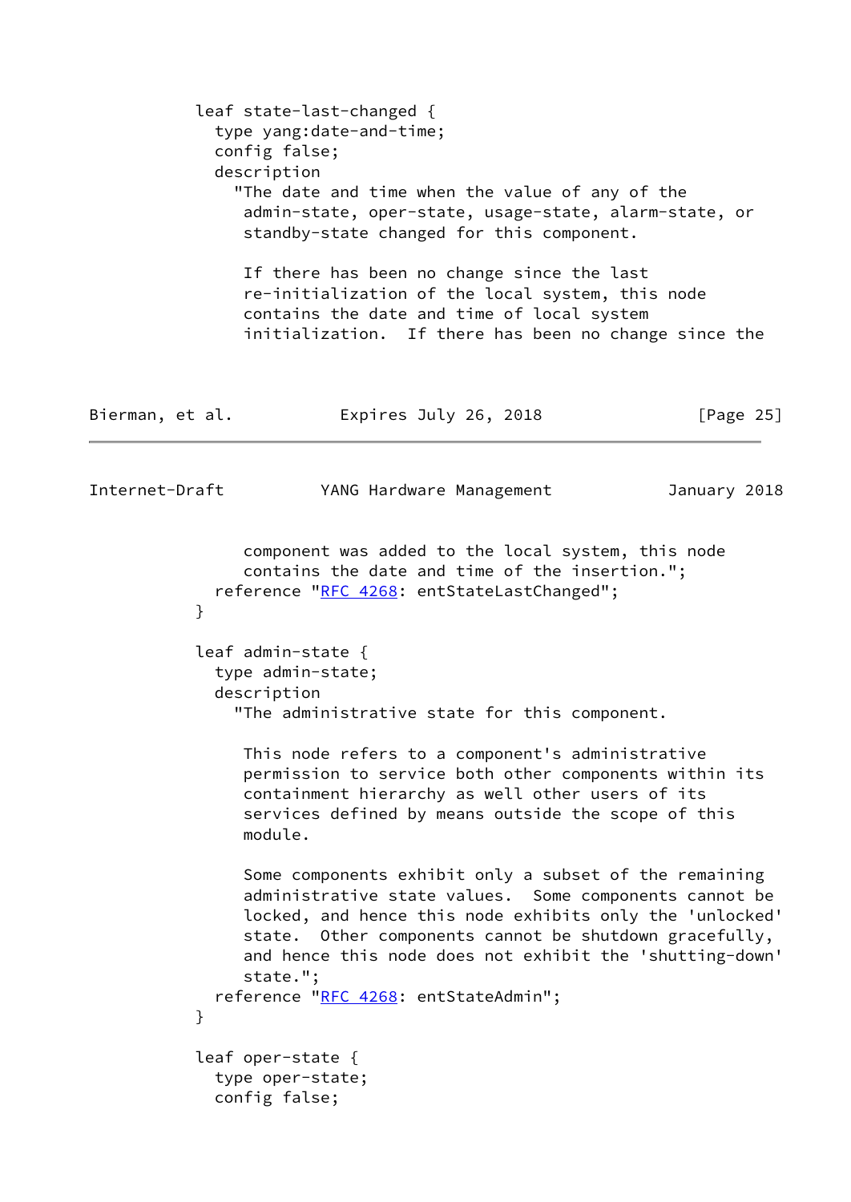```
         leaf state-last-changed {
           type yang:date-and-time;
           config false;
           description
             "The date and time when the value of any of the
              admin-state, oper-state, usage-state, alarm-state, or
              standby-state changed for this component.

              If there has been no change since the last
              re-initialization of the local system, this node
              contains the date and time of local system
              initialization.  If there has been no change since the
              component was added to the local system, this node
              contains the date and time of the insertion.";
           reference "RFC 4268: entStateLastChanged";
         }

         leaf admin-state {
           type admin-state;
           description
             "The administrative state for this component.

              This node refers to a component's administrative
              permission to service both other components within its
              containment hierarchy as well other users of its
              services defined by means outside the scope of this
              module.

              Some components exhibit only a subset of the remaining
              administrative state values.  Some components cannot be
              locked, and hence this node exhibits only the 'unlocked'
              state.  Other components cannot be shutdown gracefully,
              and hence this node does not exhibit the 'shutting-down'
              state.";
           reference "RFC 4268: entStateAdmin";
         }

         leaf oper-state {
           type oper-state;
           config false;
```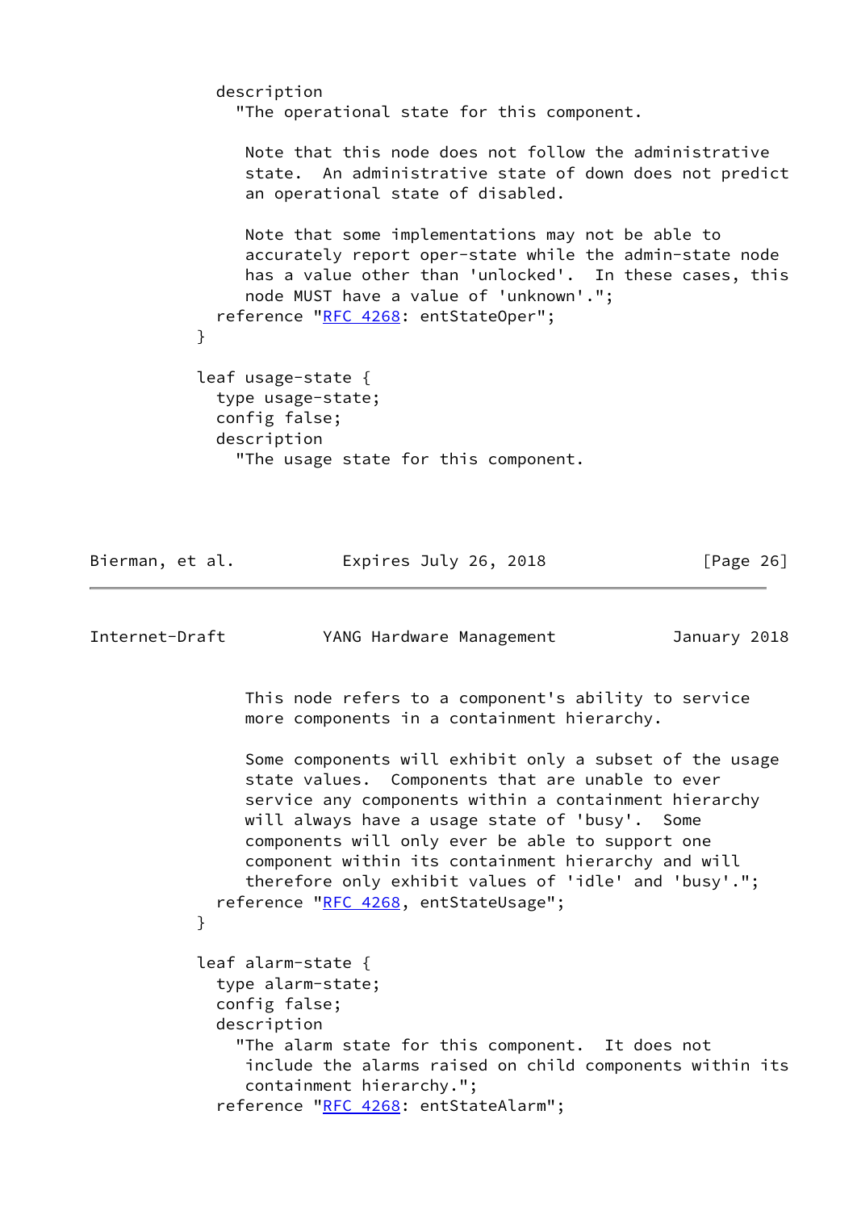```
          description
            "The operational state for this component.

             Note that this node does not follow the administrative
             state.  An administrative state of down does not predict
             an operational state of disabled.

             Note that some implementations may not be able to
             accurately report oper-state while the admin-state node
             has a value other than 'unlocked'.  In these cases, this
             node MUST have a value of 'unknown'.";
          reference "RFC 4268: entStateOper";
        }

        leaf usage-state {
          type usage-state;
          config false;
          description
            "The usage state for this component.

             This node refers to a component's ability to service
             more components in a containment hierarchy.

             Some components will exhibit only a subset of the usage
             state values.  Components that are unable to ever
             service any components within a containment hierarchy
             will always have a usage state of 'busy'.  Some
             components will only ever be able to support one
             component within its containment hierarchy and will
             therefore only exhibit values of 'idle' and 'busy'.";
          reference "RFC 4268, entStateUsage";
        }

        leaf alarm-state {
          type alarm-state;
          config false;
          description
            "The alarm state for this component.  It does not
             include the alarms raised on child components within its
             containment hierarchy.";
          reference "RFC 4268: entStateAlarm";
```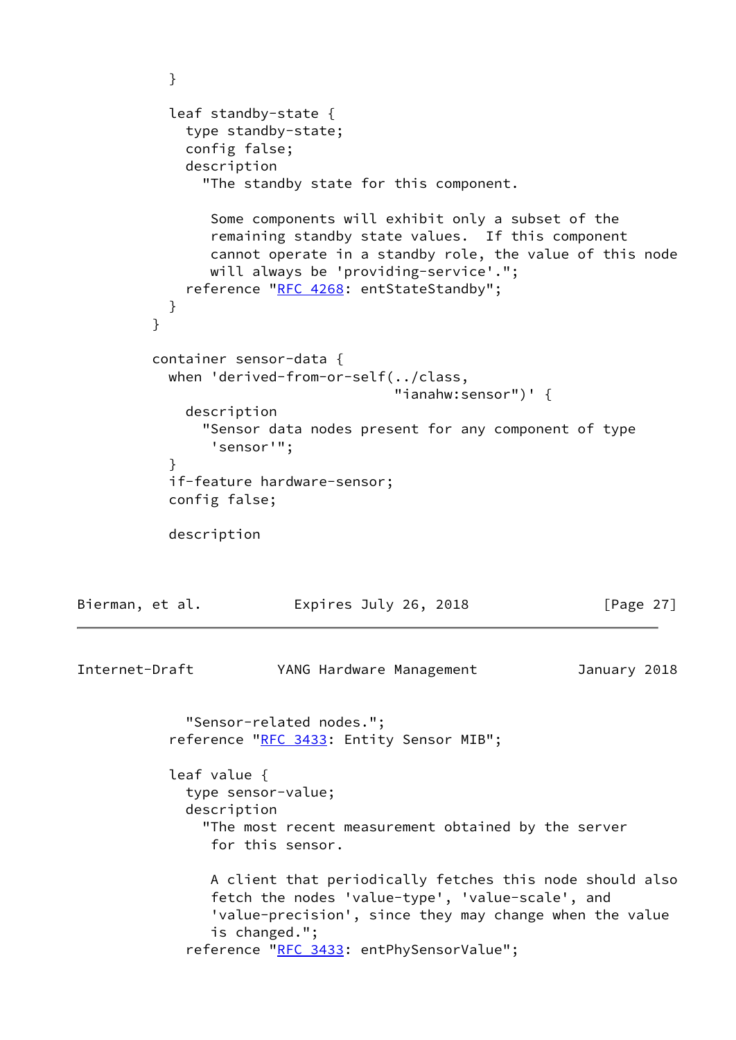```
          }

          leaf standby-state {
            type standby-state;
            config false;
            description
              "The standby state for this component.

               Some components will exhibit only a subset of the
               remaining standby state values.  If this component
               cannot operate in a standby role, the value of this node
               will always be 'providing-service'.";
            reference "RFC 4268: entStateStandby";
          }
        }

        container sensor-data {
          when 'derived-from-or-self(../class,
                                     "ianahw:sensor")' {
            description
              "Sensor data nodes present for any component of type
               'sensor'";
          }
          if-feature hardware-sensor;
          config false;

          description
            "Sensor-related nodes.";
          reference "RFC 3433: Entity Sensor MIB";

          leaf value {
            type sensor-value;
            description
              "The most recent measurement obtained by the server
               for this sensor.

               A client that periodically fetches this node should also
               fetch the nodes 'value-type', 'value-scale', and
               'value-precision', since they may change when the value
               is changed.";
            reference "RFC 3433: entPhySensorValue";
```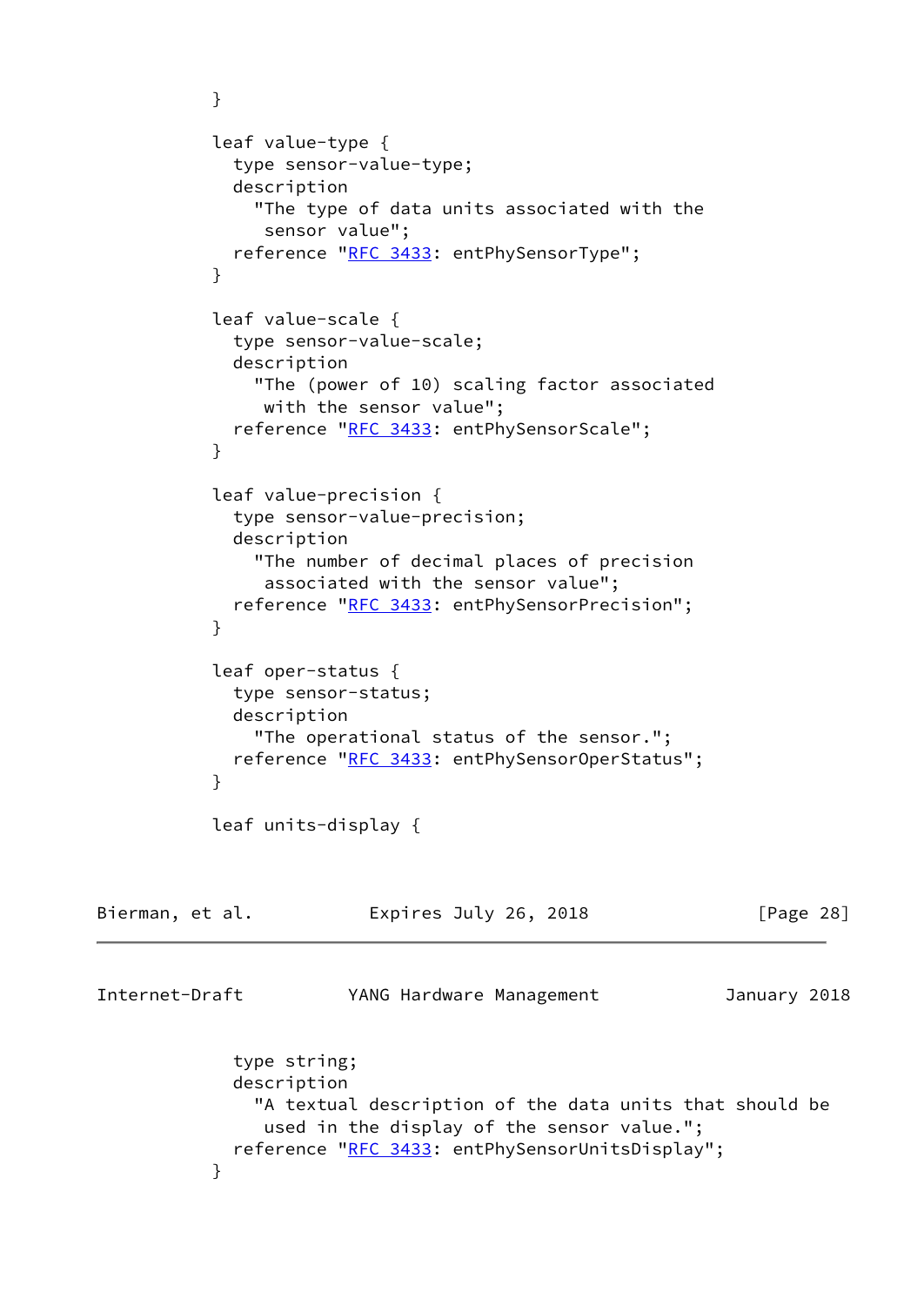```
          }

          leaf value-type {
            type sensor-value-type;
            description
              "The type of data units associated with the
               sensor value";
            reference "RFC 3433: entPhySensorType";
          }

          leaf value-scale {
            type sensor-value-scale;
            description
              "The (power of 10) scaling factor associated
               with the sensor value";
            reference "RFC 3433: entPhySensorScale";
          }

          leaf value-precision {
            type sensor-value-precision;
            description
              "The number of decimal places of precision
               associated with the sensor value";
            reference "RFC 3433: entPhySensorPrecision";
          }

          leaf oper-status {
            type sensor-status;
            description
              "The operational status of the sensor.";
            reference "RFC 3433: entPhySensorOperStatus";
          }

          leaf units-display {
            type string;
            description
              "A textual description of the data units that should be
               used in the display of the sensor value.";
            reference "RFC 3433: entPhySensorUnitsDisplay";
          }
```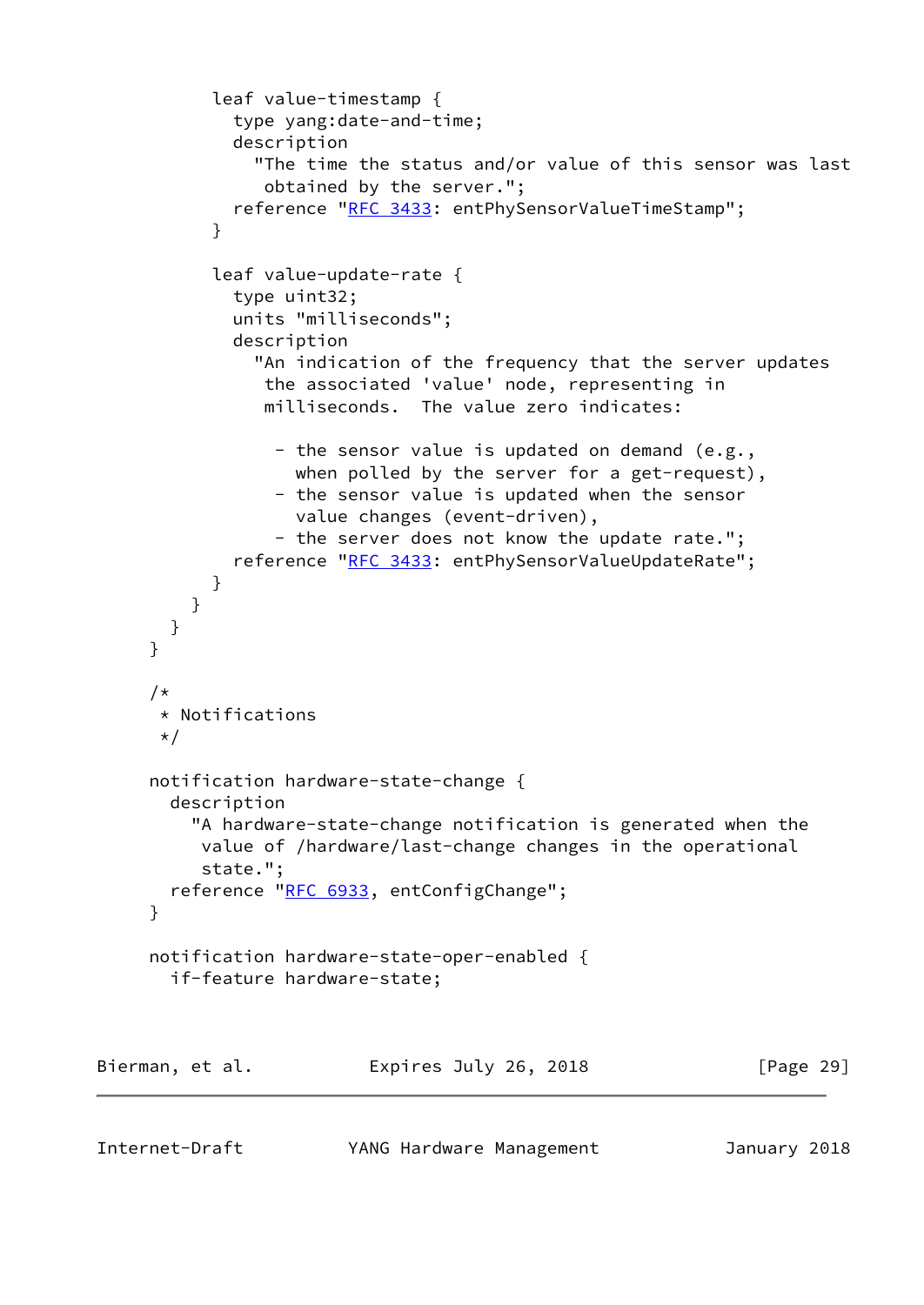```
         leaf value-timestamp {
           type yang:date-and-time;
           description
             "The time the status and/or value of this sensor was last
              obtained by the server.";
           reference "RFC 3433: entPhySensorValueTimeStamp";
         }

         leaf value-update-rate {
           type uint32;
           units "milliseconds";
           description
             "An indication of the frequency that the server updates
              the associated 'value' node, representing in
              milliseconds.  The value zero indicates:

               - the sensor value is updated on demand (e.g.,
                 when polled by the server for a get-request),
               - the sensor value is updated when the sensor
                 value changes (event-driven),
               - the server does not know the update rate.";
           reference "RFC 3433: entPhySensorValueUpdateRate";
         }
       }
     }
   }

   /*
    * Notifications
    */

   notification hardware-state-change {
     description
       "A hardware-state-change notification is generated when the
        value of /hardware/last-change changes in the operational
        state.";
     reference "RFC 6933, entConfigChange";
   }

   notification hardware-state-oper-enabled {
     if-feature hardware-state;
```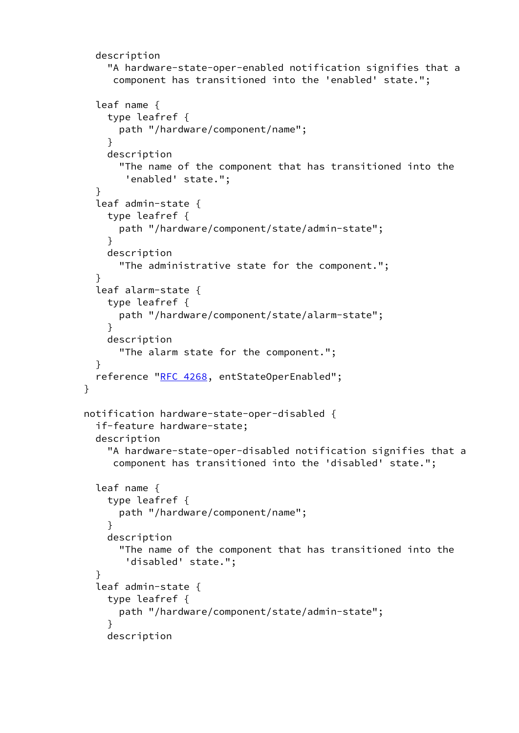```
       description
         "A hardware-state-oper-enabled notification signifies that a
          component has transitioned into the 'enabled' state.";

       leaf name {
         type leafref {
           path "/hardware/component/name";
         }
         description
           "The name of the component that has transitioned into the
            'enabled' state.";
       }
       leaf admin-state {
         type leafref {
           path "/hardware/component/state/admin-state";
         }
         description
           "The administrative state for the component.";
       }
       leaf alarm-state {
         type leafref {
           path "/hardware/component/state/alarm-state";
         }
         description
           "The alarm state for the component.";
       }
       reference "RFC 4268, entStateOperEnabled";
     }

     notification hardware-state-oper-disabled {
       if-feature hardware-state;
       description
         "A hardware-state-oper-disabled notification signifies that a
          component has transitioned into the 'disabled' state.";

       leaf name {
         type leafref {
           path "/hardware/component/name";
         }
         description
           "The name of the component that has transitioned into the
            'disabled' state.";
       }
       leaf admin-state {
         type leafref {
           path "/hardware/component/state/admin-state";
         }
         description
```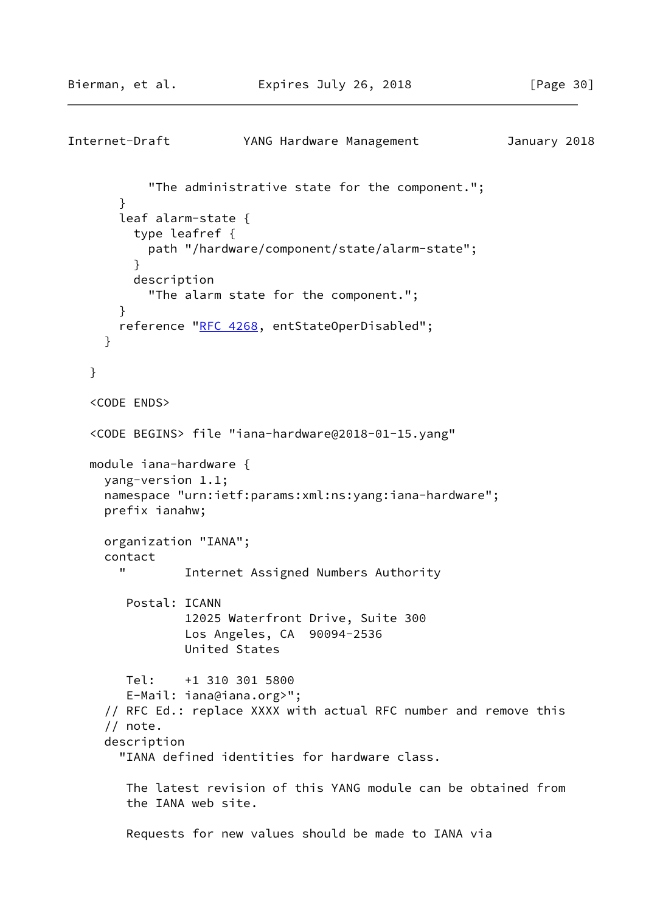```
          "The administrative state for the component.";
      }
      leaf alarm-state {
        type leafref {
          path "/hardware/component/state/alarm-state";
        }
        description
          "The alarm state for the component.";
      }
      reference "RFC 4268, entStateOperDisabled";
    }

  }

  <CODE ENDS>

  <CODE BEGINS> file "iana-hardware@2018-01-15.yang"

  module iana-hardware {
    yang-version 1.1;
    namespace "urn:ietf:params:xml:ns:yang:iana-hardware";
    prefix ianahw;

    organization "IANA";
    contact
      "        Internet Assigned Numbers Authority

       Postal: ICANN
               12025 Waterfront Drive, Suite 300
               Los Angeles, CA  90094-2536
               United States

       Tel:    +1 310 301 5800
       E-Mail: iana@iana.org>";
    // RFC Ed.: replace XXXX with actual RFC number and remove this
    // note.
    description
      "IANA defined identities for hardware class.

       The latest revision of this YANG module can be obtained from
       the IANA web site.

       Requests for new values should be made to IANA via
```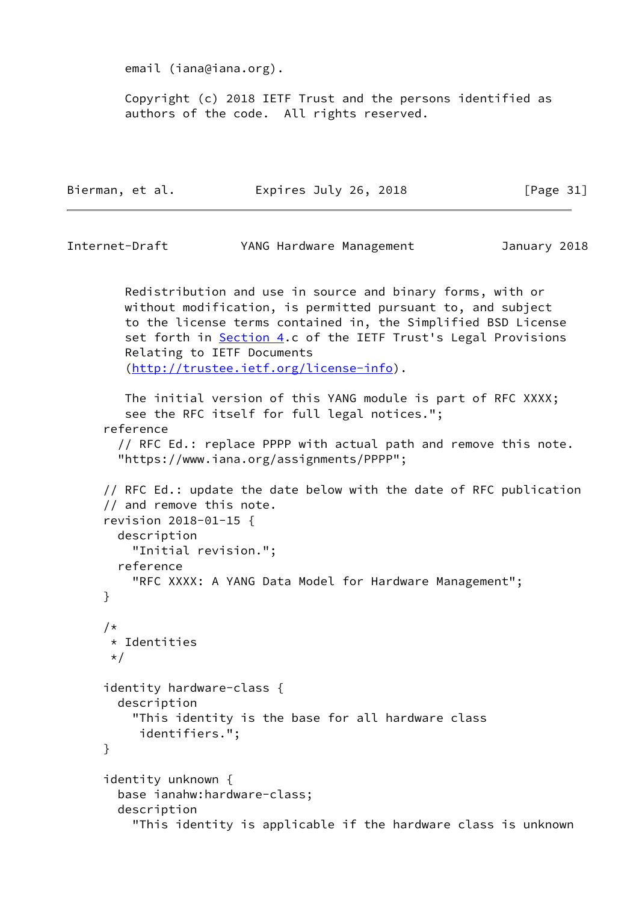```
        email (iana@iana.org).

        Copyright (c) 2018 IETF Trust and the persons identified as
        authors of the code.  All rights reserved.
```

```
        Redistribution and use in source and binary forms, with or
        without modification, is permitted pursuant to, and subject
        to the license terms contained in, the Simplified BSD License
        set forth in Section 4.c of the IETF Trust's Legal Provisions
        Relating to IETF Documents
        (http://trustee.ietf.org/license-info).

        The initial version of this YANG module is part of RFC XXXX;
        see the RFC itself for full legal notices.";
     reference
       // RFC Ed.: replace PPPP with actual path and remove this note.
       "https://www.iana.org/assignments/PPPP";

     // RFC Ed.: update the date below with the date of RFC publication
     // and remove this note.
     revision 2018-01-15 {
       description
         "Initial revision.";
       reference
         "RFC XXXX: A YANG Data Model for Hardware Management";
     }

     /*
      * Identities
      */

     identity hardware-class {
       description
         "This identity is the base for all hardware class
          identifiers.";
     }

     identity unknown {
       base ianahw:hardware-class;
       description
         "This identity is applicable if the hardware class is unknown
```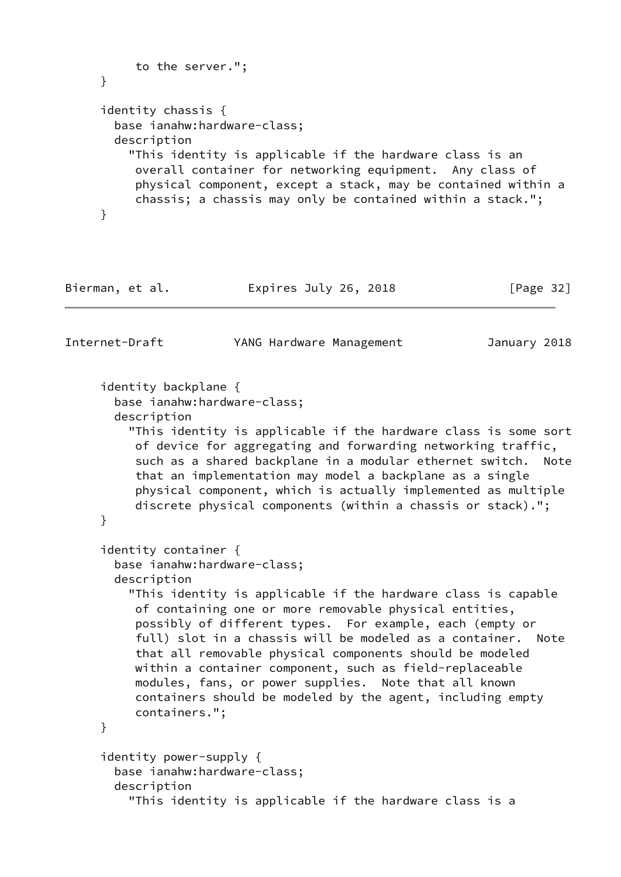```
          to the server.";
     }

     identity chassis {
       base ianahw:hardware-class;
       description
         "This identity is applicable if the hardware class is an
          overall container for networking equipment.  Any class of
          physical component, except a stack, may be contained within a
          chassis; a chassis may only be contained within a stack.";
     }

     identity backplane {
       base ianahw:hardware-class;
       description
         "This identity is applicable if the hardware class is some sort
          of device for aggregating and forwarding networking traffic,
          such as a shared backplane in a modular ethernet switch.  Note
          that an implementation may model a backplane as a single
          physical component, which is actually implemented as multiple
          discrete physical components (within a chassis or stack).";
     }

     identity container {
       base ianahw:hardware-class;
       description
         "This identity is applicable if the hardware class is capable
          of containing one or more removable physical entities,
          possibly of different types.  For example, each (empty or
          full) slot in a chassis will be modeled as a container.  Note
          that all removable physical components should be modeled
          within a container component, such as field-replaceable
          modules, fans, or power supplies.  Note that all known
          containers should be modeled by the agent, including empty
          containers.";
     }

     identity power-supply {
       base ianahw:hardware-class;
       description
         "This identity is applicable if the hardware class is a
```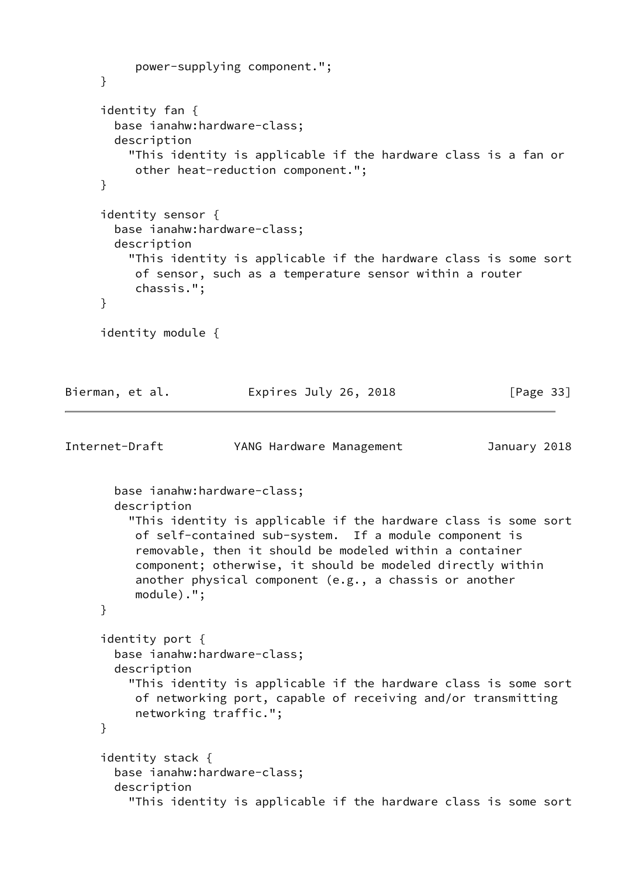```
          power-supplying component.";
     }

     identity fan {
       base ianahw:hardware-class;
       description
         "This identity is applicable if the hardware class is a fan or
          other heat-reduction component.";
     }

     identity sensor {
       base ianahw:hardware-class;
       description
         "This identity is applicable if the hardware class is some sort
          of sensor, such as a temperature sensor within a router
          chassis.";
     }

     identity module {
       base ianahw:hardware-class;
       description
         "This identity is applicable if the hardware class is some sort
          of self-contained sub-system.  If a module component is
          removable, then it should be modeled within a container
          component; otherwise, it should be modeled directly within
          another physical component (e.g., a chassis or another
          module).";
     }

     identity port {
       base ianahw:hardware-class;
       description
         "This identity is applicable if the hardware class is some sort
          of networking port, capable of receiving and/or transmitting
          networking traffic.";
     }

     identity stack {
       base ianahw:hardware-class;
       description
         "This identity is applicable if the hardware class is some sort
```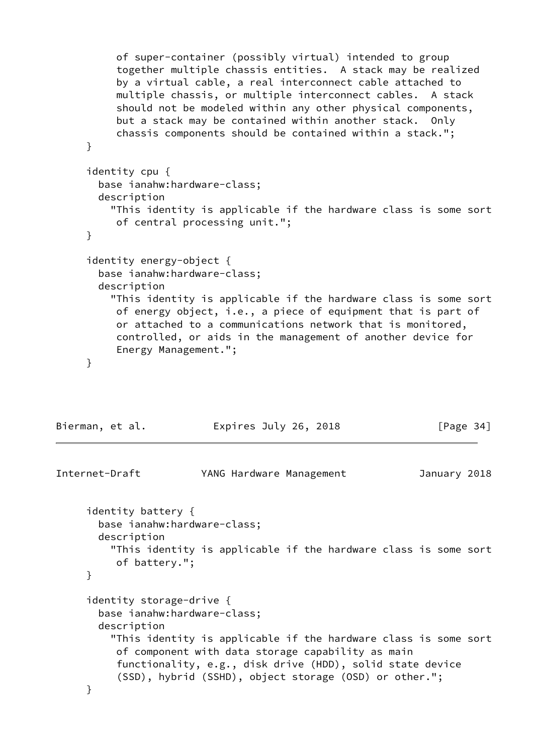```
         of super-container (possibly virtual) intended to group
         together multiple chassis entities.  A stack may be realized
         by a virtual cable, a real interconnect cable attached to
         multiple chassis, or multiple interconnect cables.  A stack
         should not be modeled within any other physical components,
         but a stack may be contained within another stack.  Only
         chassis components should be contained within a stack.";
     }

     identity cpu {
       base ianahw:hardware-class;
       description
         "This identity is applicable if the hardware class is some sort
          of central processing unit.";
     }

     identity energy-object {
       base ianahw:hardware-class;
       description
         "This identity is applicable if the hardware class is some sort
          of energy object, i.e., a piece of equipment that is part of
          or attached to a communications network that is monitored,
          controlled, or aids in the management of another device for
          Energy Management.";
     }

     identity battery {
       base ianahw:hardware-class;
       description
         "This identity is applicable if the hardware class is some sort
          of battery.";
     }

     identity storage-drive {
       base ianahw:hardware-class;
       description
         "This identity is applicable if the hardware class is some sort
          of component with data storage capability as main
          functionality, e.g., disk drive (HDD), solid state device
          (SSD), hybrid (SSHD), object storage (OSD) or other.";
     }
```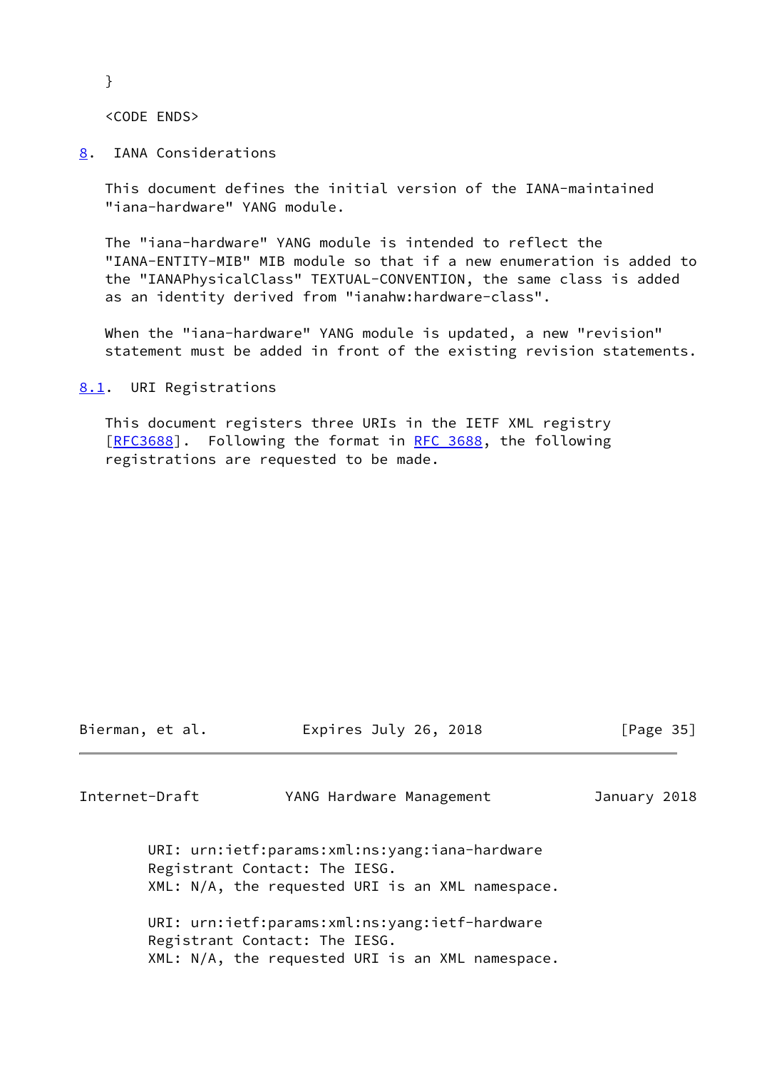```
}

<CODE ENDS>
```

## 8. IANA Considerations

This document defines the initial version of the IANA-maintained "iana-hardware" YANG module.

The "iana-hardware" YANG module is intended to reflect the "IANA-ENTITY-MIB" MIB module so that if a new enumeration is added to the "IANAPhysicalClass" TEXTUAL-CONVENTION, the same class is added as an identity derived from "ianahw:hardware-class".

When the "iana-hardware" YANG module is updated, a new "revision" statement must be added in front of the existing revision statements.

### 8.1. URI Registrations

This document registers three URIs in the IETF XML registry [RFC3688]. Following the format in RFC 3688, the following registrations are requested to be made.

```
URI: urn:ietf:params:xml:ns:yang:iana-hardware
Registrant Contact: The IESG.
XML: N/A, the requested URI is an XML namespace.

URI: urn:ietf:params:xml:ns:yang:ietf-hardware
Registrant Contact: The IESG.
XML: N/A, the requested URI is an XML namespace.
```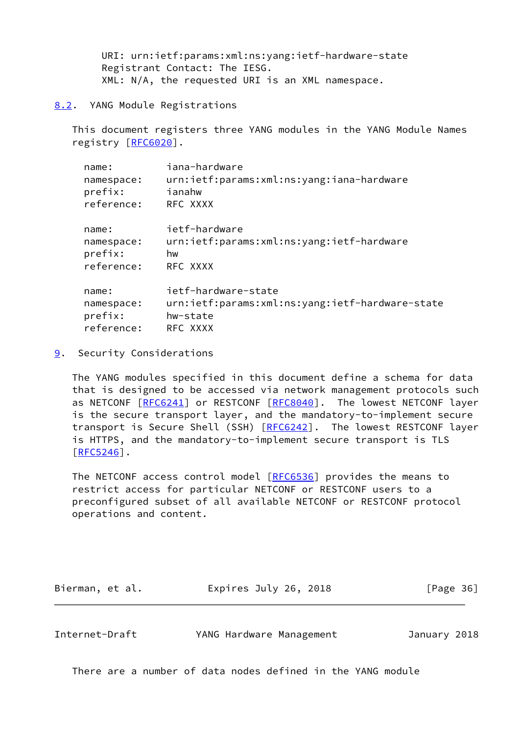```
URI: urn:ietf:params:xml:ns:yang:ietf-hardware-state
Registrant Contact: The IESG.
XML: N/A, the requested URI is an XML namespace.
```

## 8.2. YANG Module Registrations

This document registers three YANG modules in the YANG Module Names registry [RFC6020].

```
name:         iana-hardware
namespace:    urn:ietf:params:xml:ns:yang:iana-hardware
prefix:       ianahw
reference:    RFC XXXX

name:         ietf-hardware
namespace:    urn:ietf:params:xml:ns:yang:ietf-hardware
prefix:       hw
reference:    RFC XXXX

name:         ietf-hardware-state
namespace:    urn:ietf:params:xml:ns:yang:ietf-hardware-state
prefix:       hw-state
reference:    RFC XXXX
```

# 9. Security Considerations

The YANG modules specified in this document define a schema for data that is designed to be accessed via network management protocols such as NETCONF [RFC6241] or RESTCONF [RFC8040]. The lowest NETCONF layer is the secure transport layer, and the mandatory-to-implement secure transport is Secure Shell (SSH) [RFC6242]. The lowest RESTCONF layer is HTTPS, and the mandatory-to-implement secure transport is TLS [RFC5246].

The NETCONF access control model [RFC6536] provides the means to restrict access for particular NETCONF or RESTCONF users to a preconfigured subset of all available NETCONF or RESTCONF protocol operations and content.

There are a number of data nodes defined in the YANG module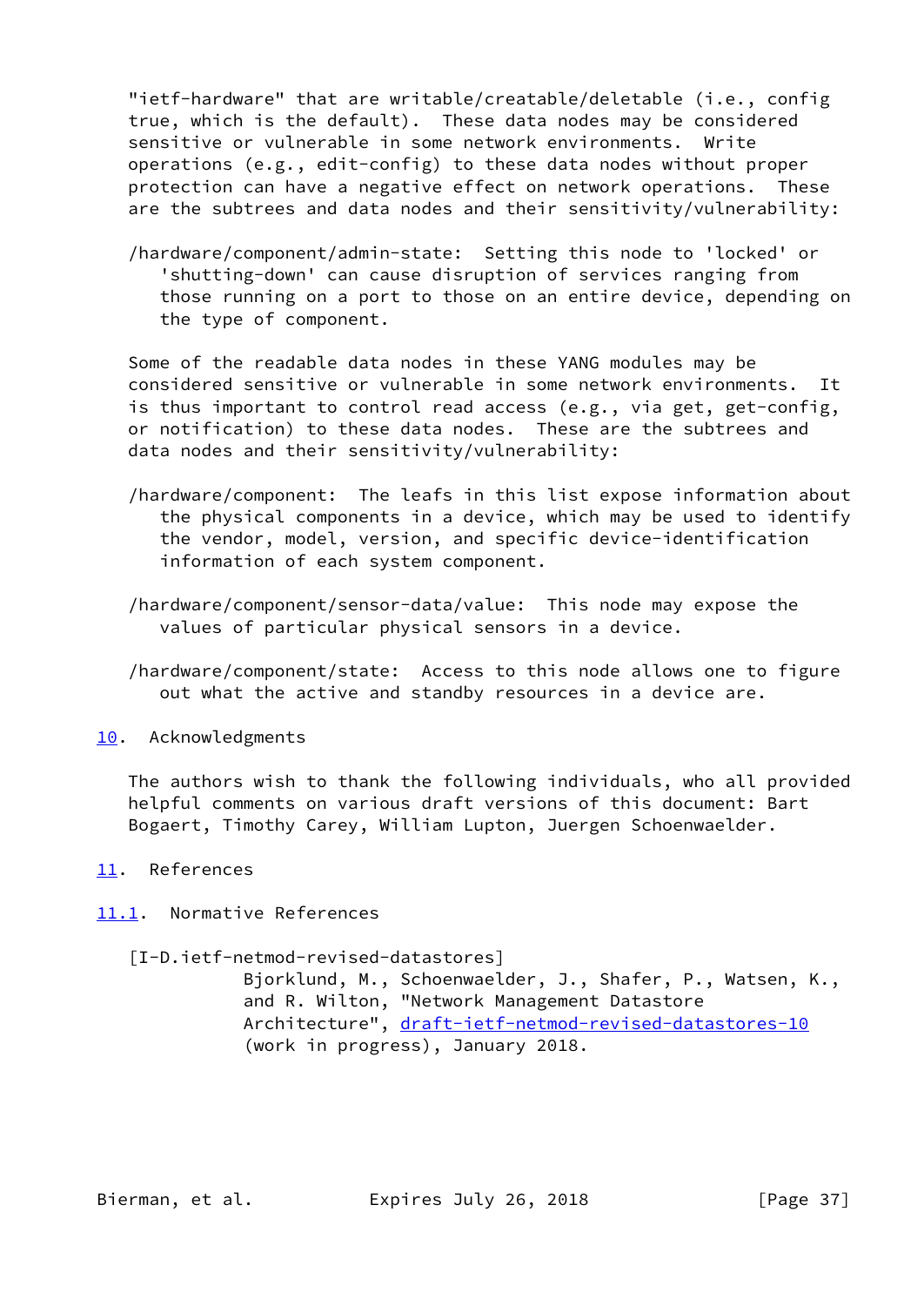"ietf-hardware" that are writable/creatable/deletable (i.e., config true, which is the default). These data nodes may be considered sensitive or vulnerable in some network environments. Write operations (e.g., edit-config) to these data nodes without proper protection can have a negative effect on network operations. These are the subtrees and data nodes and their sensitivity/vulnerability:

/hardware/component/admin-state: Setting this node to 'locked' or 'shutting-down' can cause disruption of services ranging from those running on a port to those on an entire device, depending on the type of component.

Some of the readable data nodes in these YANG modules may be considered sensitive or vulnerable in some network environments. It is thus important to control read access (e.g., via get, get-config, or notification) to these data nodes. These are the subtrees and data nodes and their sensitivity/vulnerability:

/hardware/component: The leafs in this list expose information about the physical components in a device, which may be used to identify the vendor, model, version, and specific device-identification information of each system component.

/hardware/component/sensor-data/value: This node may expose the values of particular physical sensors in a device.

/hardware/component/state: Access to this node allows one to figure out what the active and standby resources in a device are.

## 10. Acknowledgments

The authors wish to thank the following individuals, who all provided helpful comments on various draft versions of this document: Bart Bogaert, Timothy Carey, William Lupton, Juergen Schoenwaelder.

## 11. References

### 11.1. Normative References

[I-D.ietf-netmod-revised-datastores]
Bjorklund, M., Schoenwaelder, J., Shafer, P., Watsen, K., and R. Wilton, "Network Management Datastore Architecture", draft-ietf-netmod-revised-datastores-10 (work in progress), January 2018.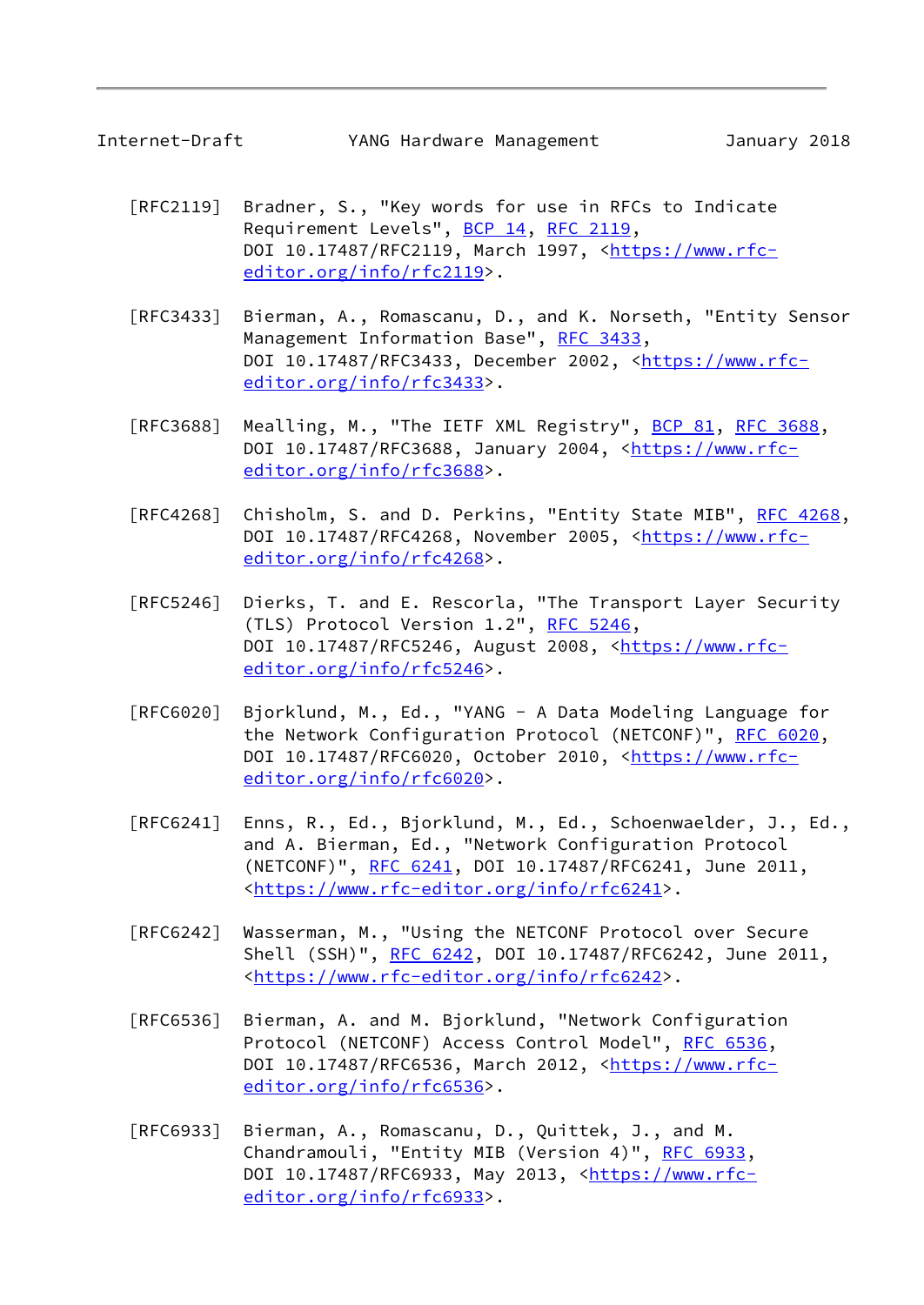[RFC2119] Bradner, S., "Key words for use in RFCs to Indicate Requirement Levels", BCP 14, RFC 2119, DOI 10.17487/RFC2119, March 1997, <https://www.rfc-editor.org/info/rfc2119>.

[RFC3433] Bierman, A., Romascanu, D., and K. Norseth, "Entity Sensor Management Information Base", RFC 3433, DOI 10.17487/RFC3433, December 2002, <https://www.rfc-editor.org/info/rfc3433>.

[RFC3688] Mealling, M., "The IETF XML Registry", BCP 81, RFC 3688, DOI 10.17487/RFC3688, January 2004, <https://www.rfc-editor.org/info/rfc3688>.

[RFC4268] Chisholm, S. and D. Perkins, "Entity State MIB", RFC 4268, DOI 10.17487/RFC4268, November 2005, <https://www.rfc-editor.org/info/rfc4268>.

[RFC5246] Dierks, T. and E. Rescorla, "The Transport Layer Security (TLS) Protocol Version 1.2", RFC 5246, DOI 10.17487/RFC5246, August 2008, <https://www.rfc-editor.org/info/rfc5246>.

[RFC6020] Bjorklund, M., Ed., "YANG - A Data Modeling Language for the Network Configuration Protocol (NETCONF)", RFC 6020, DOI 10.17487/RFC6020, October 2010, <https://www.rfc-editor.org/info/rfc6020>.

[RFC6241] Enns, R., Ed., Bjorklund, M., Ed., Schoenwaelder, J., Ed., and A. Bierman, Ed., "Network Configuration Protocol (NETCONF)", RFC 6241, DOI 10.17487/RFC6241, June 2011, <https://www.rfc-editor.org/info/rfc6241>.

[RFC6242] Wasserman, M., "Using the NETCONF Protocol over Secure Shell (SSH)", RFC 6242, DOI 10.17487/RFC6242, June 2011, <https://www.rfc-editor.org/info/rfc6242>.

[RFC6536] Bierman, A. and M. Bjorklund, "Network Configuration Protocol (NETCONF) Access Control Model", RFC 6536, DOI 10.17487/RFC6536, March 2012, <https://www.rfc-editor.org/info/rfc6536>.

[RFC6933] Bierman, A., Romascanu, D., Quittek, J., and M. Chandramouli, "Entity MIB (Version 4)", RFC 6933, DOI 10.17487/RFC6933, May 2013, <https://www.rfc-editor.org/info/rfc6933>.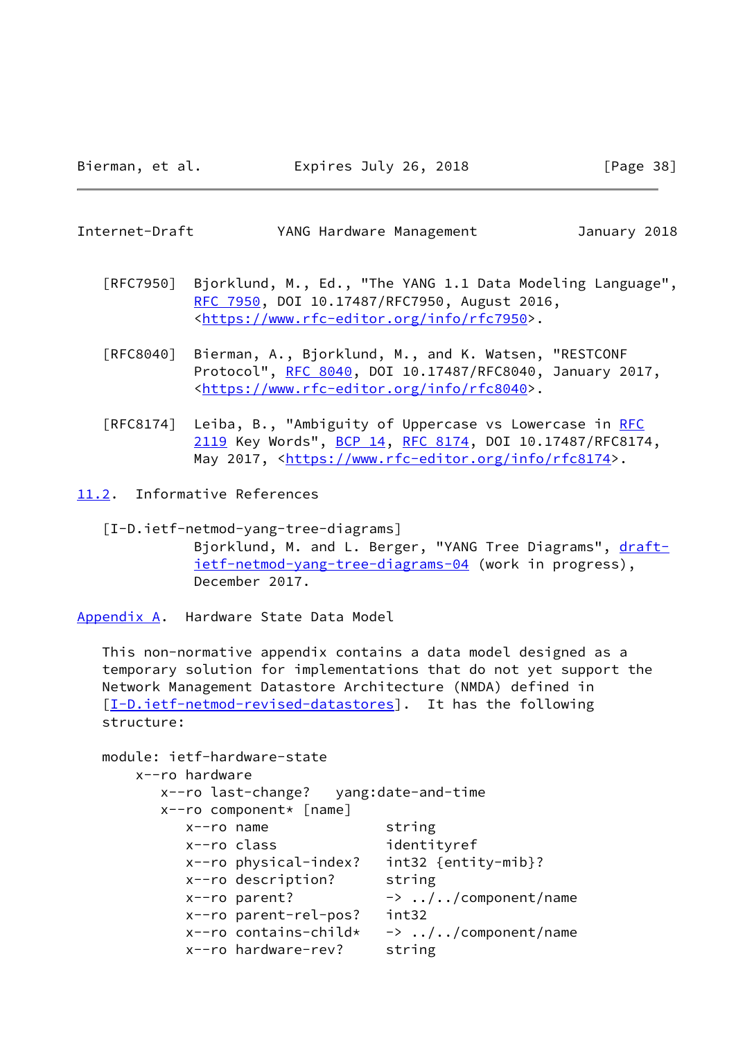[RFC7950] Bjorklund, M., Ed., "The YANG 1.1 Data Modeling Language", RFC 7950, DOI 10.17487/RFC7950, August 2016, <https://www.rfc-editor.org/info/rfc7950>.

[RFC8040] Bierman, A., Bjorklund, M., and K. Watsen, "RESTCONF Protocol", RFC 8040, DOI 10.17487/RFC8040, January 2017, <https://www.rfc-editor.org/info/rfc8040>.

[RFC8174] Leiba, B., "Ambiguity of Uppercase vs Lowercase in RFC 2119 Key Words", BCP 14, RFC 8174, DOI 10.17487/RFC8174, May 2017, <https://www.rfc-editor.org/info/rfc8174>.

### 11.2. Informative References

[I-D.ietf-netmod-yang-tree-diagrams]
Bjorklund, M. and L. Berger, "YANG Tree Diagrams", draft-ietf-netmod-yang-tree-diagrams-04 (work in progress), December 2017.

## Appendix A. Hardware State Data Model

This non-normative appendix contains a data model designed as a temporary solution for implementations that do not yet support the Network Management Datastore Architecture (NMDA) defined in [I-D.ietf-netmod-revised-datastores]. It has the following structure:

```
module: ietf-hardware-state
    x--ro hardware
       x--ro last-change?   yang:date-and-time
       x--ro component* [name]
          x--ro name                 string
          x--ro class                identityref
          x--ro physical-index?      int32 {entity-mib}?
          x--ro description?         string
          x--ro parent?              -> ../../component/name
          x--ro parent-rel-pos?      int32
          x--ro contains-child*      -> ../../component/name
          x--ro hardware-rev?        string
```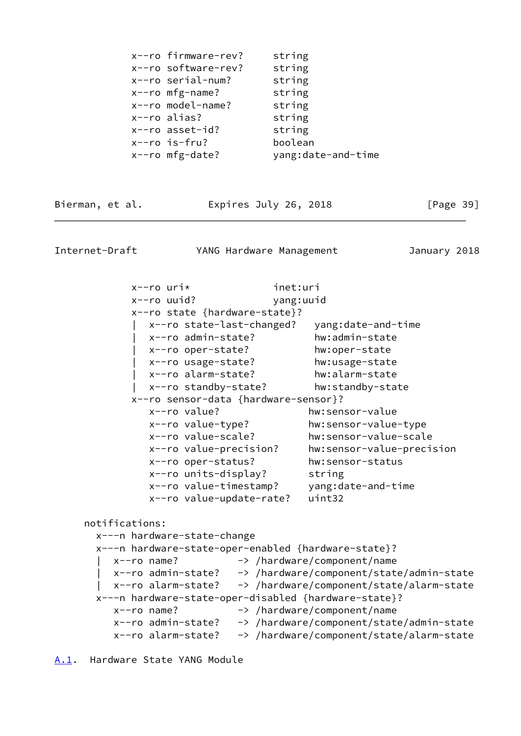```
         x--ro firmware-rev?     string
         x--ro software-rev?     string
         x--ro serial-num?       string
         x--ro mfg-name?         string
         x--ro model-name?       string
         x--ro alias?            string
         x--ro asset-id?         string
         x--ro is-fru?           boolean
         x--ro mfg-date?         yang:date-and-time
```

```
         x--ro uri*              inet:uri
         x--ro uuid?             yang:uuid
         x--ro state {hardware-state}?
         |  x--ro state-last-changed?   yang:date-and-time
         |  x--ro admin-state?          hw:admin-state
         |  x--ro oper-state?           hw:oper-state
         |  x--ro usage-state?          hw:usage-state
         |  x--ro alarm-state?          hw:alarm-state
         |  x--ro standby-state?        hw:standby-state
         x--ro sensor-data {hardware-sensor}?
            x--ro value?               hw:sensor-value
            x--ro value-type?          hw:sensor-value-type
            x--ro value-scale?         hw:sensor-value-scale
            x--ro value-precision?     hw:sensor-value-precision
            x--ro oper-status?         hw:sensor-status
            x--ro units-display?       string
            x--ro value-timestamp?     yang:date-and-time
            x--ro value-update-rate?   uint32

  notifications:
    x---n hardware-state-change
    x---n hardware-state-oper-enabled {hardware-state}?
    |  x--ro name?          -> /hardware/component/name
    |  x--ro admin-state?   -> /hardware/component/state/admin-state
    |  x--ro alarm-state?   -> /hardware/component/state/alarm-state
    x---n hardware-state-oper-disabled {hardware-state}?
       x--ro name?          -> /hardware/component/name
       x--ro admin-state?   -> /hardware/component/state/admin-state
       x--ro alarm-state?   -> /hardware/component/state/alarm-state
```

## A.1. Hardware State YANG Module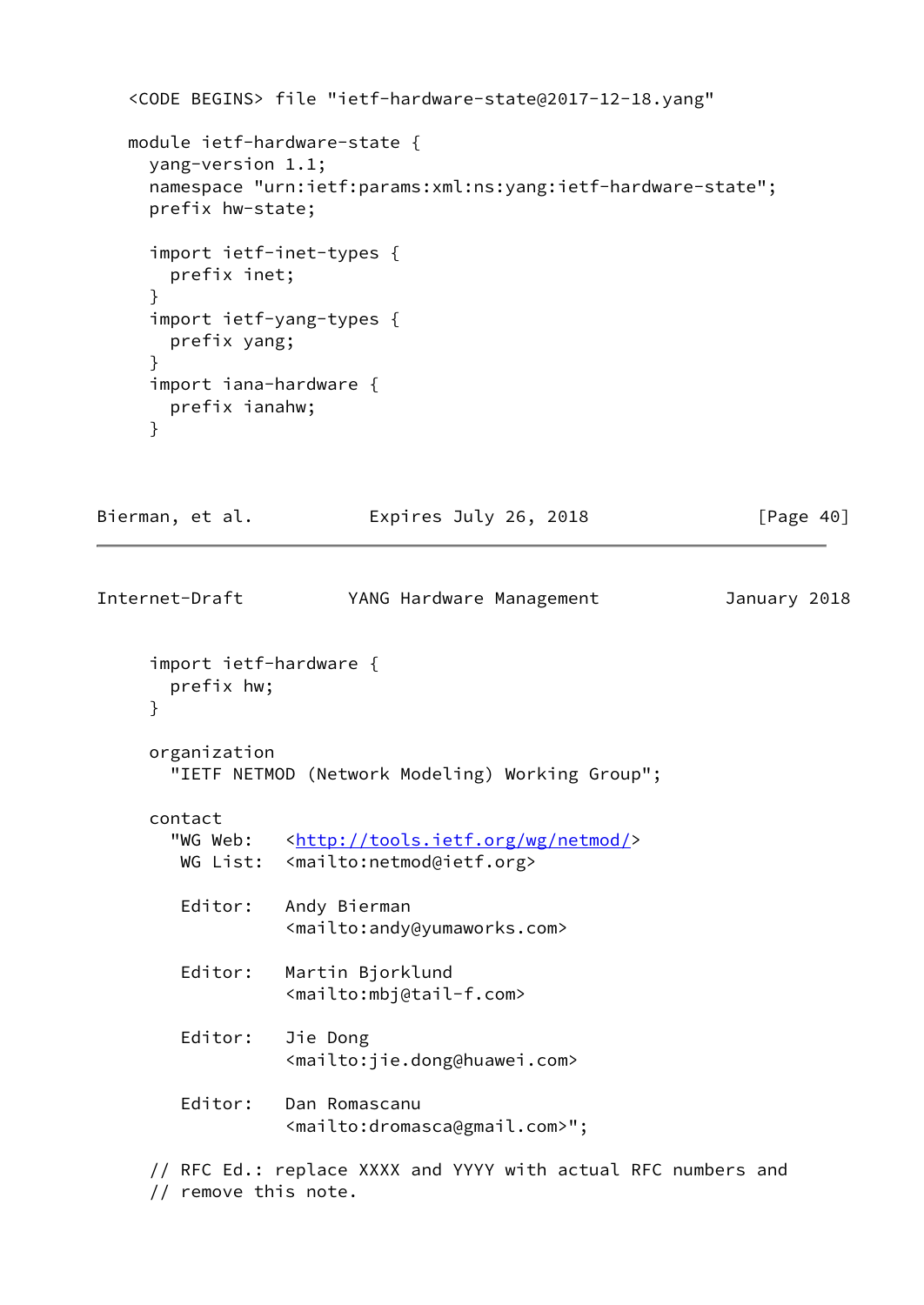```
<CODE BEGINS> file "ietf-hardware-state@2017-12-18.yang"

module ietf-hardware-state {
  yang-version 1.1;
  namespace "urn:ietf:params:xml:ns:yang:ietf-hardware-state";
  prefix hw-state;

  import ietf-inet-types {
    prefix inet;
  }
  import ietf-yang-types {
    prefix yang;
  }
  import iana-hardware {
    prefix ianahw;
  }
```

```
  import ietf-hardware {
    prefix hw;
  }

  organization
    "IETF NETMOD (Network Modeling) Working Group";

  contact
    "WG Web:   <http://tools.ietf.org/wg/netmod/>
     WG List:  <mailto:netmod@ietf.org>

     Editor:   Andy Bierman
               <mailto:andy@yumaworks.com>

     Editor:   Martin Bjorklund
               <mailto:mbj@tail-f.com>

     Editor:   Jie Dong
               <mailto:jie.dong@huawei.com>

     Editor:   Dan Romascanu
               <mailto:dromasca@gmail.com>";

  // RFC Ed.: replace XXXX and YYYY with actual RFC numbers and
  // remove this note.
```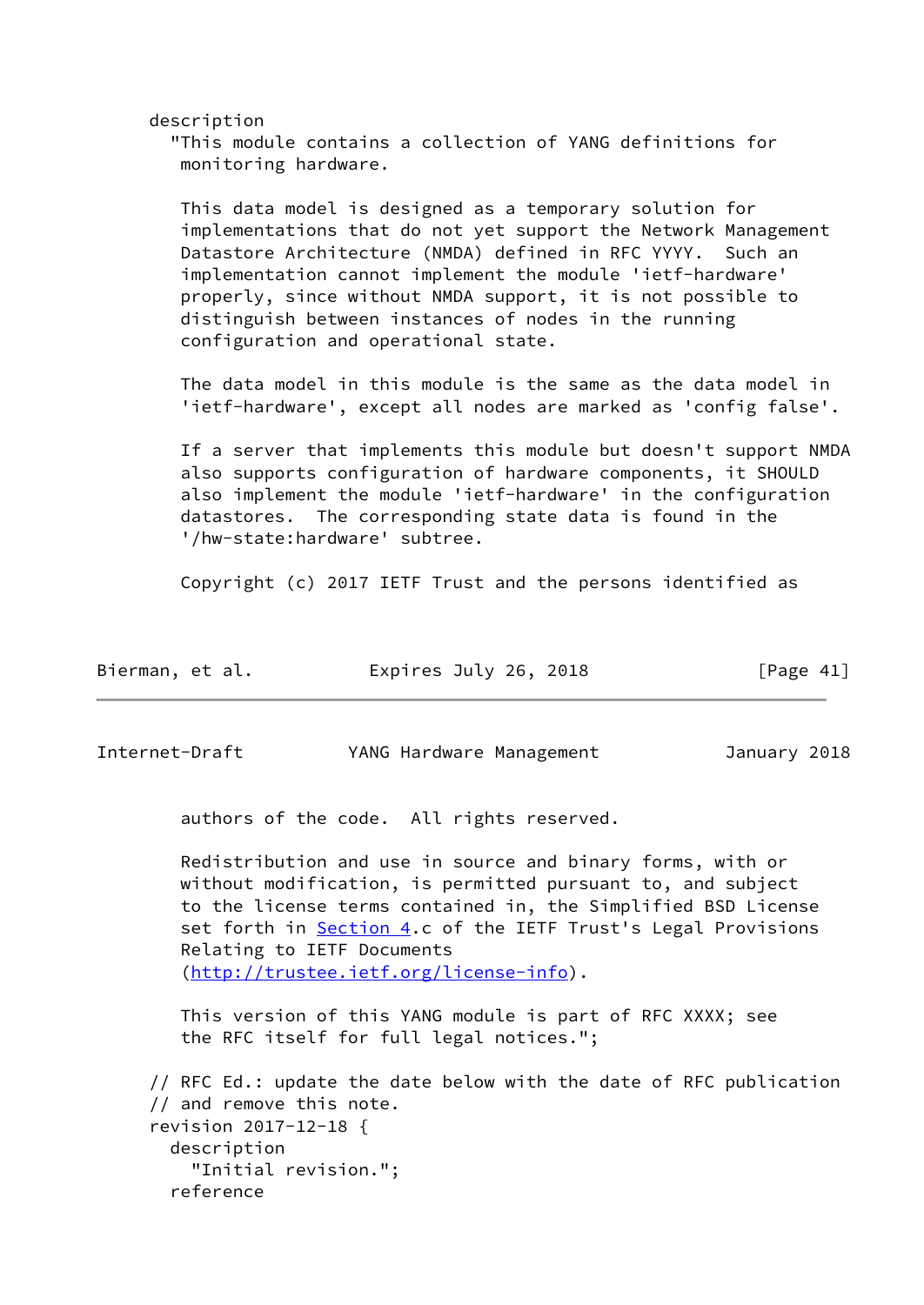```
     description
       "This module contains a collection of YANG definitions for
        monitoring hardware.

        This data model is designed as a temporary solution for
        implementations that do not yet support the Network Management
        Datastore Architecture (NMDA) defined in RFC YYYY.  Such an
        implementation cannot implement the module 'ietf-hardware'
        properly, since without NMDA support, it is not possible to
        distinguish between instances of nodes in the running
        configuration and operational state.

        The data model in this module is the same as the data model in
        'ietf-hardware', except all nodes are marked as 'config false'.

        If a server that implements this module but doesn't support NMDA
        also supports configuration of hardware components, it SHOULD
        also implement the module 'ietf-hardware' in the configuration
        datastores.  The corresponding state data is found in the
        '/hw-state:hardware' subtree.

        Copyright (c) 2017 IETF Trust and the persons identified as
        authors of the code.  All rights reserved.

        Redistribution and use in source and binary forms, with or
        without modification, is permitted pursuant to, and subject
        to the license terms contained in, the Simplified BSD License
        set forth in Section 4.c of the IETF Trust's Legal Provisions
        Relating to IETF Documents
        (http://trustee.ietf.org/license-info).

        This version of this YANG module is part of RFC XXXX; see
        the RFC itself for full legal notices.";

     // RFC Ed.: update the date below with the date of RFC publication
     // and remove this note.
     revision 2017-12-18 {
       description
         "Initial revision.";
       reference
```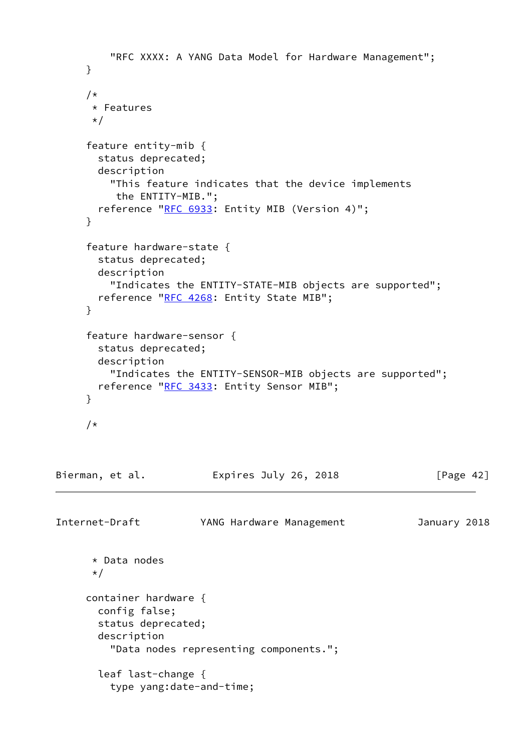```
         "RFC XXXX: A YANG Data Model for Hardware Management";
     }

     /*
      * Features
      */

     feature entity-mib {
       status deprecated;
       description
         "This feature indicates that the device implements
          the ENTITY-MIB.";
       reference "RFC 6933: Entity MIB (Version 4)";
     }

     feature hardware-state {
       status deprecated;
       description
         "Indicates the ENTITY-STATE-MIB objects are supported";
       reference "RFC 4268: Entity State MIB";
     }

     feature hardware-sensor {
       status deprecated;
       description
         "Indicates the ENTITY-SENSOR-MIB objects are supported";
       reference "RFC 3433: Entity Sensor MIB";
     }

     /*
      * Data nodes
      */

     container hardware {
       config false;
       status deprecated;
       description
         "Data nodes representing components.";

       leaf last-change {
         type yang:date-and-time;
```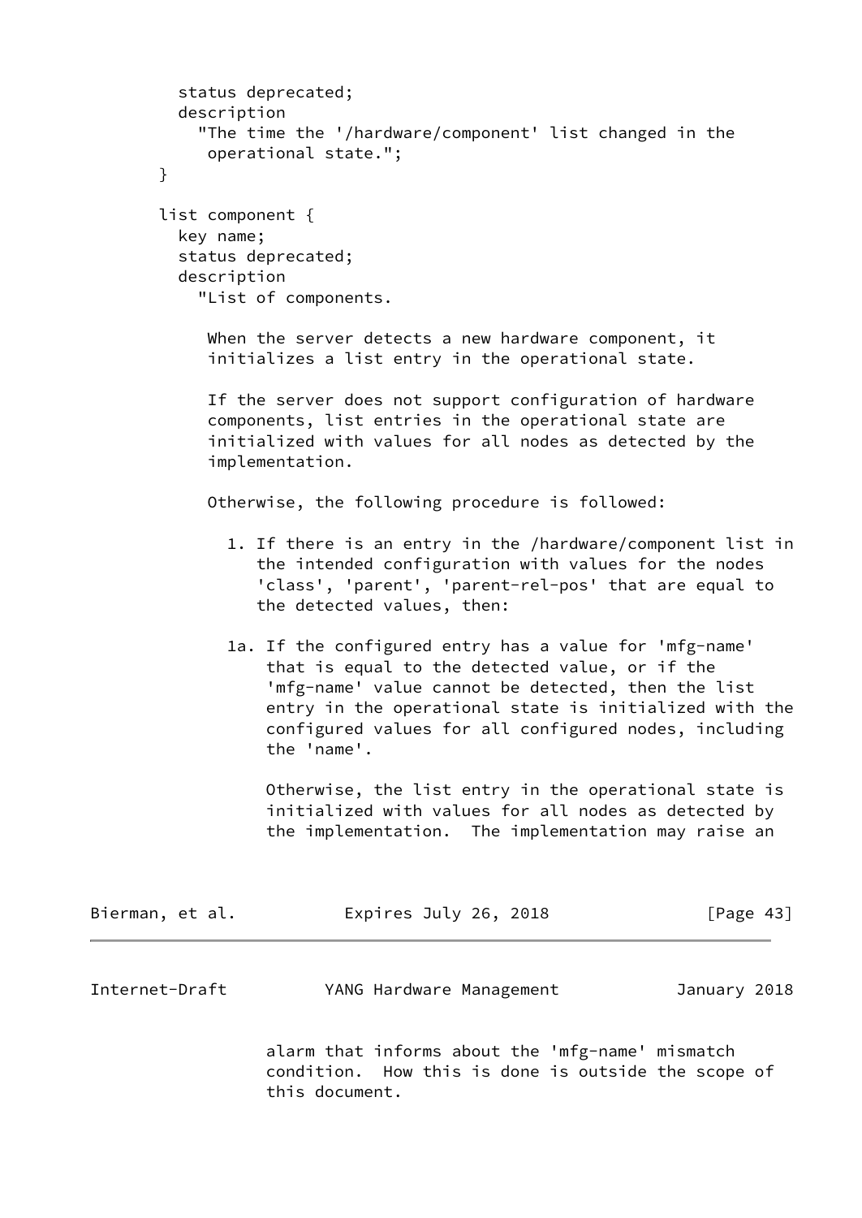```
          status deprecated;
          description
            "The time the '/hardware/component' list changed in the
             operational state.";
        }

        list component {
          key name;
          status deprecated;
          description
            "List of components.

             When the server detects a new hardware component, it
             initializes a list entry in the operational state.

             If the server does not support configuration of hardware
             components, list entries in the operational state are
             initialized with values for all nodes as detected by the
             implementation.

             Otherwise, the following procedure is followed:

               1. If there is an entry in the /hardware/component list in
                  the intended configuration with values for the nodes
                  'class', 'parent', 'parent-rel-pos' that are equal to
                  the detected values, then:

               1a. If the configured entry has a value for 'mfg-name'
                   that is equal to the detected value, or if the
                   'mfg-name' value cannot be detected, then the list
                   entry in the operational state is initialized with the
                   configured values for all configured nodes, including
                   the 'name'.

                   Otherwise, the list entry in the operational state is
                   initialized with values for all nodes as detected by
                   the implementation.  The implementation may raise an
                   alarm that informs about the 'mfg-name' mismatch
                   condition.  How this is done is outside the scope of
                   this document.
```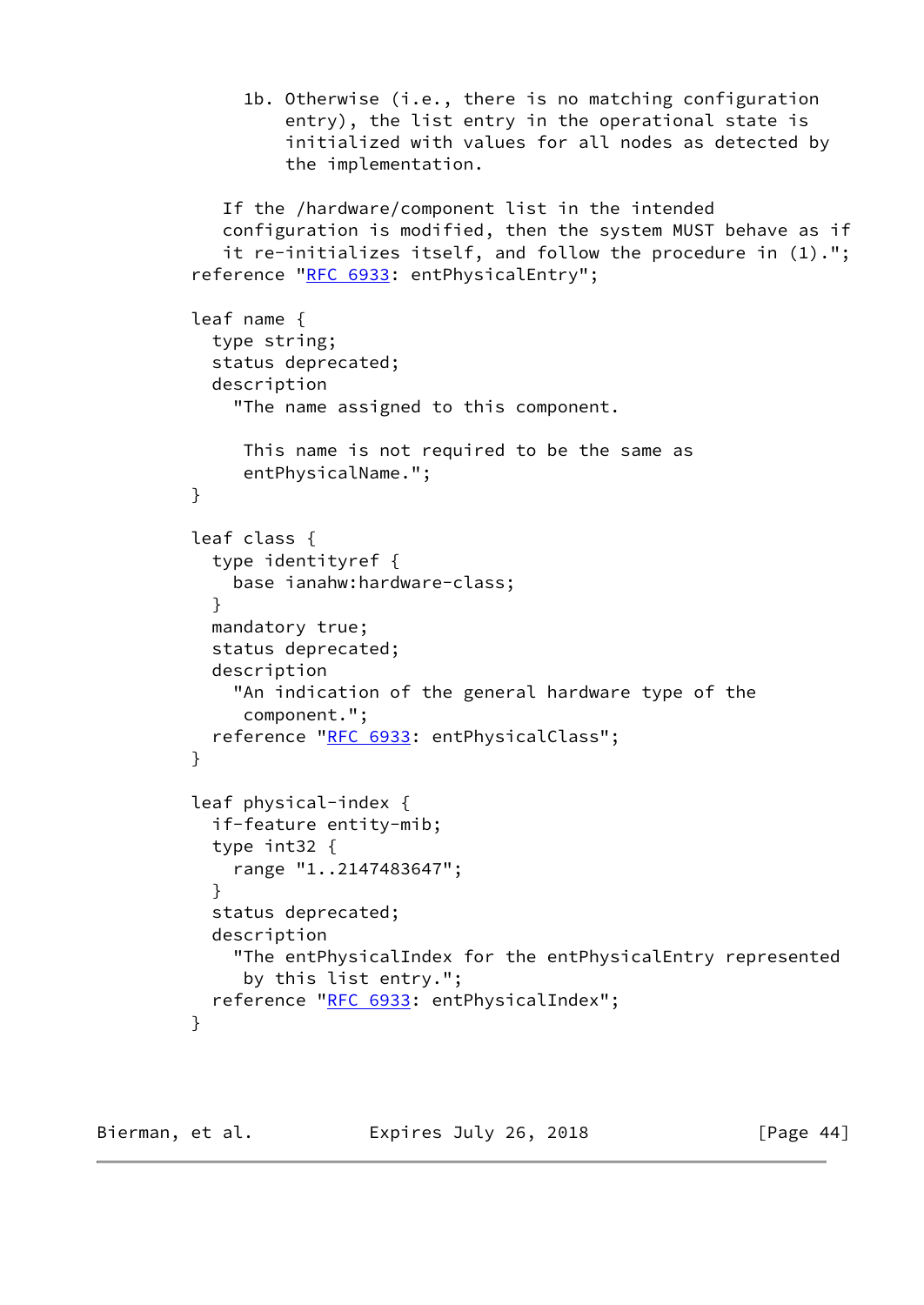```
             1b. Otherwise (i.e., there is no matching configuration
                 entry), the list entry in the operational state is
                 initialized with values for all nodes as detected by
                 the implementation.

           If the /hardware/component list in the intended
           configuration is modified, then the system MUST behave as if
           it re-initializes itself, and follow the procedure in (1).";
        reference "RFC 6933: entPhysicalEntry";

        leaf name {
          type string;
          status deprecated;
          description
            "The name assigned to this component.

             This name is not required to be the same as
             entPhysicalName.";
        }

        leaf class {
          type identityref {
            base ianahw:hardware-class;
          }
          mandatory true;
          status deprecated;
          description
            "An indication of the general hardware type of the
             component.";
          reference "RFC 6933: entPhysicalClass";
        }

        leaf physical-index {
          if-feature entity-mib;
          type int32 {
            range "1..2147483647";
          }
          status deprecated;
          description
            "The entPhysicalIndex for the entPhysicalEntry represented
             by this list entry.";
          reference "RFC 6933: entPhysicalIndex";
        }
```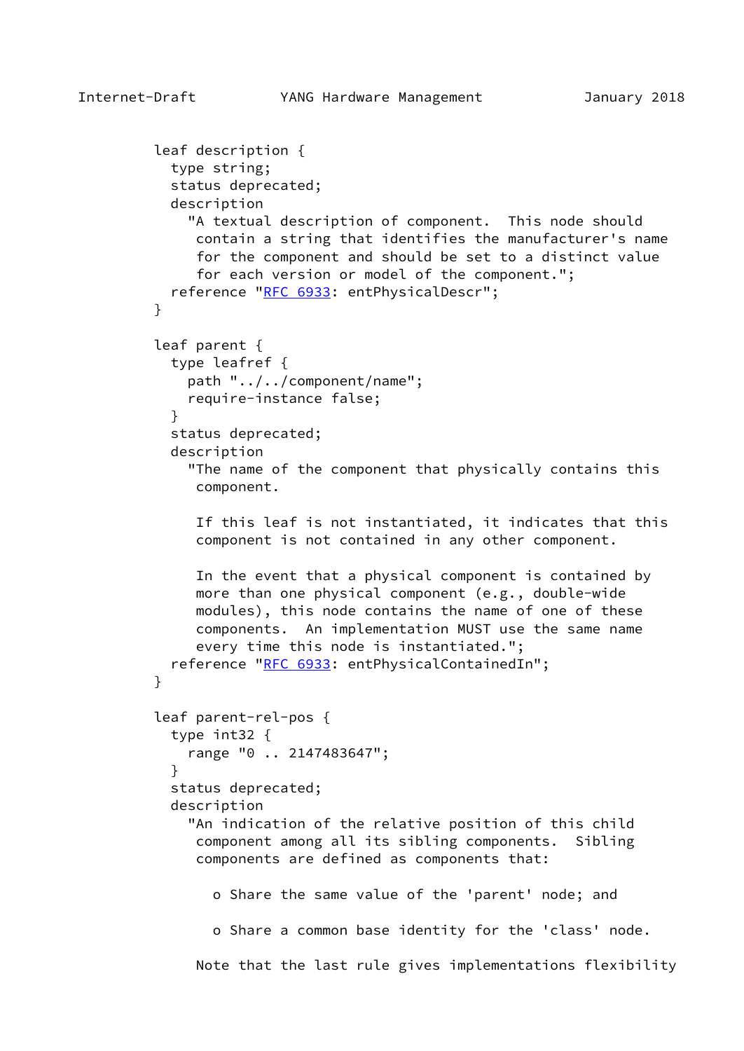```
         leaf description {
           type string;
           status deprecated;
           description
             "A textual description of component.  This node should
              contain a string that identifies the manufacturer's name
              for the component and should be set to a distinct value
              for each version or model of the component.";
           reference "RFC 6933: entPhysicalDescr";
         }

         leaf parent {
           type leafref {
             path "../../component/name";
             require-instance false;
           }
           status deprecated;
           description
             "The name of the component that physically contains this
              component.

              If this leaf is not instantiated, it indicates that this
              component is not contained in any other component.

              In the event that a physical component is contained by
              more than one physical component (e.g., double-wide
              modules), this node contains the name of one of these
              components.  An implementation MUST use the same name
              every time this node is instantiated.";
           reference "RFC 6933: entPhysicalContainedIn";
         }

         leaf parent-rel-pos {
           type int32 {
             range "0 .. 2147483647";
           }
           status deprecated;
           description
             "An indication of the relative position of this child
              component among all its sibling components.  Sibling
              components are defined as components that:

                o Share the same value of the 'parent' node; and

                o Share a common base identity for the 'class' node.

              Note that the last rule gives implementations flexibility
```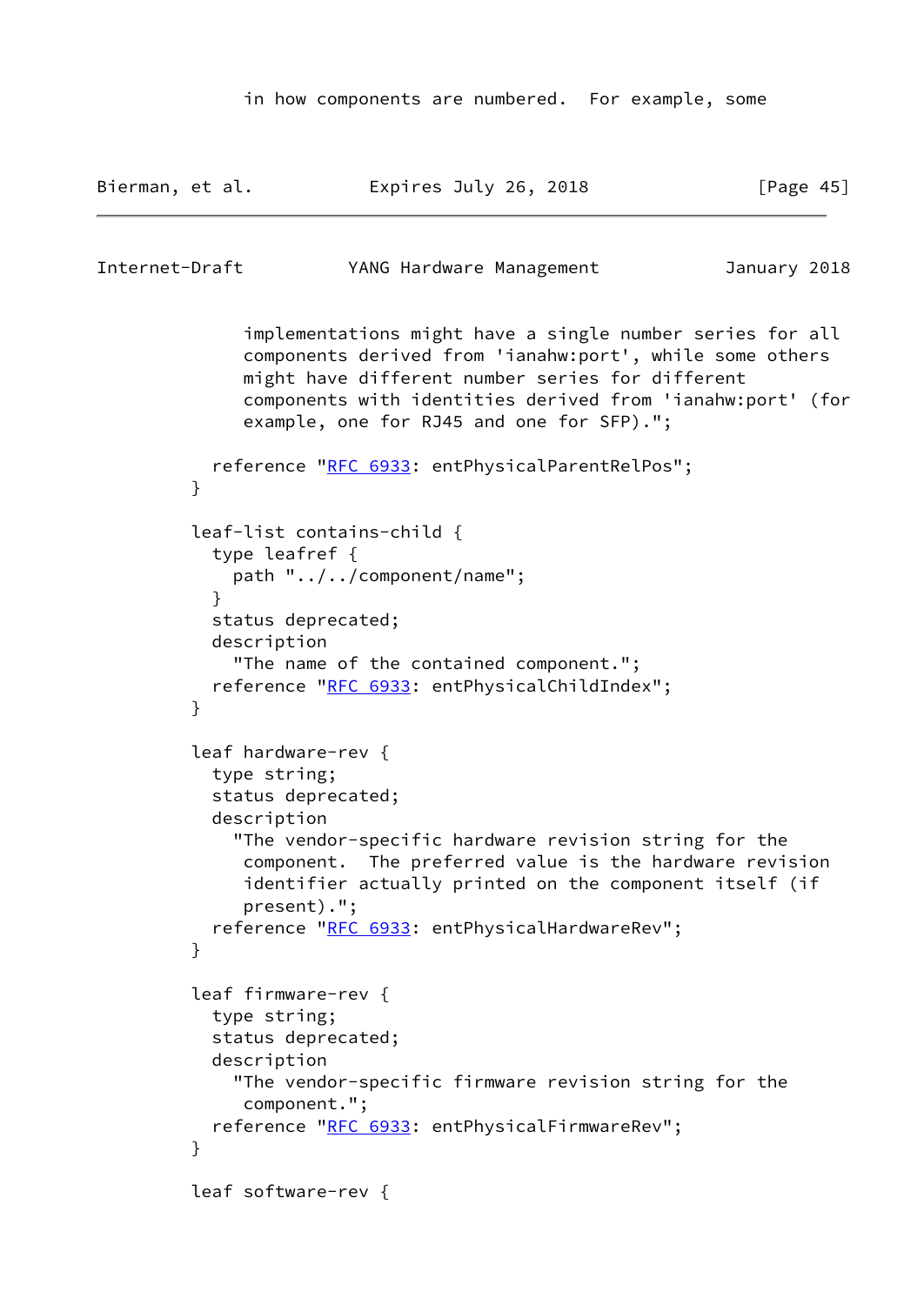```
             in how components are numbered.  For example, some
```

```
             implementations might have a single number series for all
             components derived from 'ianahw:port', while some others
             might have different number series for different
             components with identities derived from 'ianahw:port' (for
             example, one for RJ45 and one for SFP).";

          reference "RFC 6933: entPhysicalParentRelPos";
        }

        leaf-list contains-child {
          type leafref {
            path "../../component/name";
          }
          status deprecated;
          description
            "The name of the contained component.";
          reference "RFC 6933: entPhysicalChildIndex";
        }

        leaf hardware-rev {
          type string;
          status deprecated;
          description
            "The vendor-specific hardware revision string for the
             component.  The preferred value is the hardware revision
             identifier actually printed on the component itself (if
             present).";
          reference "RFC 6933: entPhysicalHardwareRev";
        }

        leaf firmware-rev {
          type string;
          status deprecated;
          description
            "The vendor-specific firmware revision string for the
             component.";
          reference "RFC 6933: entPhysicalFirmwareRev";
        }

        leaf software-rev {
```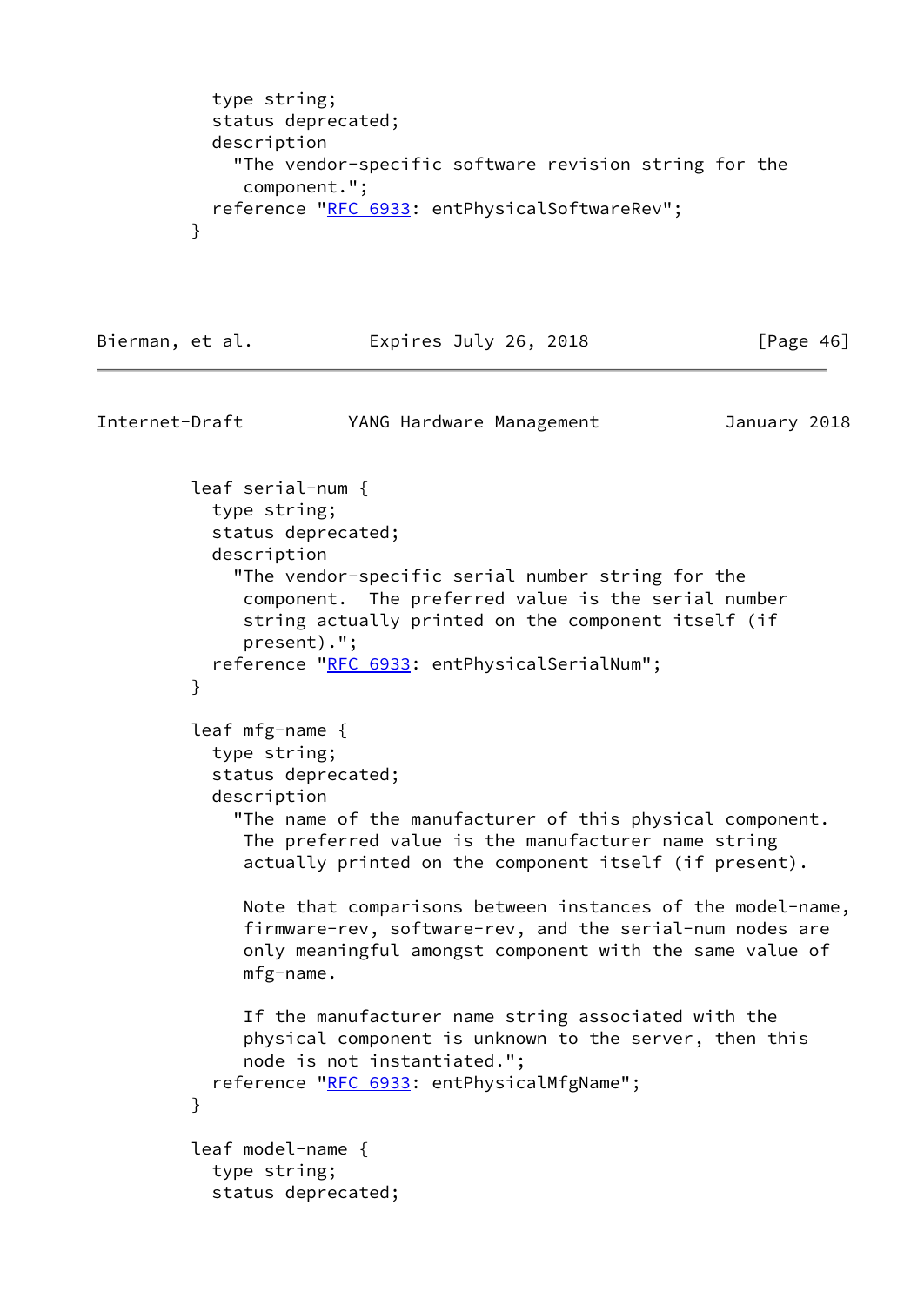```
          type string;
          status deprecated;
          description
            "The vendor-specific software revision string for the
             component.";
          reference "RFC 6933: entPhysicalSoftwareRev";
        }

        leaf serial-num {
          type string;
          status deprecated;
          description
            "The vendor-specific serial number string for the
             component.  The preferred value is the serial number
             string actually printed on the component itself (if
             present).";
          reference "RFC 6933: entPhysicalSerialNum";
        }

        leaf mfg-name {
          type string;
          status deprecated;
          description
            "The name of the manufacturer of this physical component.
             The preferred value is the manufacturer name string
             actually printed on the component itself (if present).

             Note that comparisons between instances of the model-name,
             firmware-rev, software-rev, and the serial-num nodes are
             only meaningful amongst component with the same value of
             mfg-name.

             If the manufacturer name string associated with the
             physical component is unknown to the server, then this
             node is not instantiated.";
          reference "RFC 6933: entPhysicalMfgName";
        }

        leaf model-name {
          type string;
          status deprecated;
```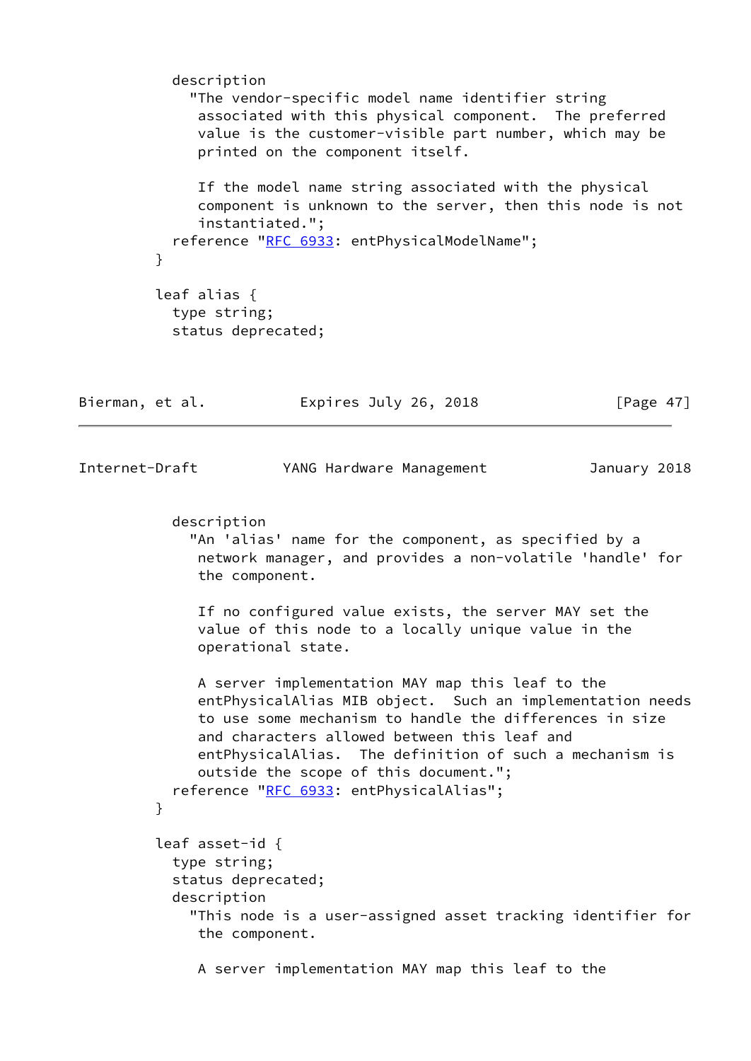```
          description
            "The vendor-specific model name identifier string
             associated with this physical component.  The preferred
             value is the customer-visible part number, which may be
             printed on the component itself.

             If the model name string associated with the physical
             component is unknown to the server, then this node is not
             instantiated.";
          reference "RFC 6933: entPhysicalModelName";
        }

        leaf alias {
          type string;
          status deprecated;
          description
            "An 'alias' name for the component, as specified by a
             network manager, and provides a non-volatile 'handle' for
             the component.

             If no configured value exists, the server MAY set the
             value of this node to a locally unique value in the
             operational state.

             A server implementation MAY map this leaf to the
             entPhysicalAlias MIB object.  Such an implementation needs
             to use some mechanism to handle the differences in size
             and characters allowed between this leaf and
             entPhysicalAlias.  The definition of such a mechanism is
             outside the scope of this document.";
          reference "RFC 6933: entPhysicalAlias";
        }

        leaf asset-id {
          type string;
          status deprecated;
          description
            "This node is a user-assigned asset tracking identifier for
             the component.

             A server implementation MAY map this leaf to the
```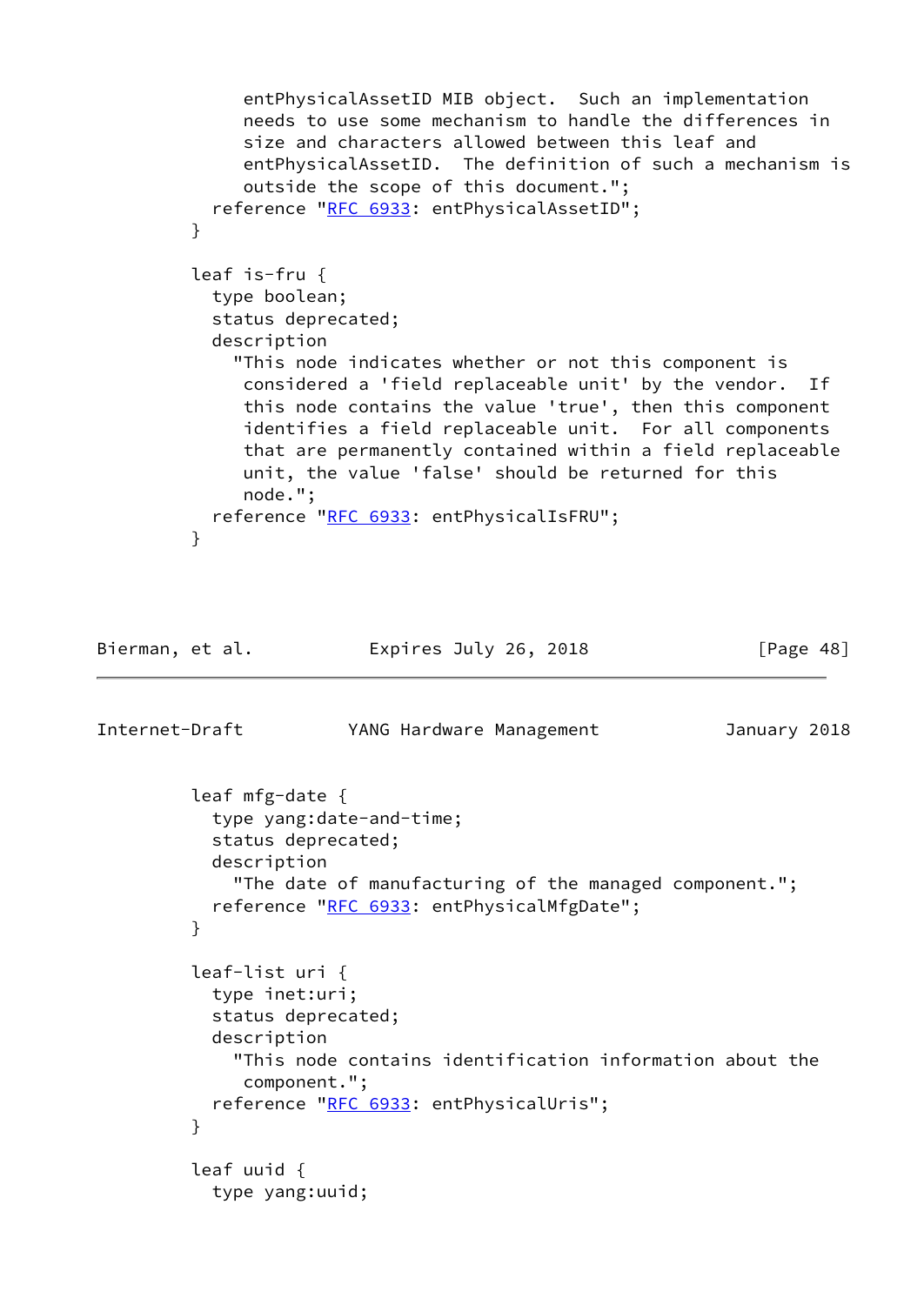```
            entPhysicalAssetID MIB object.  Such an implementation
            needs to use some mechanism to handle the differences in
            size and characters allowed between this leaf and
            entPhysicalAssetID.  The definition of such a mechanism is
            outside the scope of this document.";
         reference "RFC 6933: entPhysicalAssetID";
       }

       leaf is-fru {
         type boolean;
         status deprecated;
         description
           "This node indicates whether or not this component is
            considered a 'field replaceable unit' by the vendor.  If
            this node contains the value 'true', then this component
            identifies a field replaceable unit.  For all components
            that are permanently contained within a field replaceable
            unit, the value 'false' should be returned for this
            node.";
         reference "RFC 6933: entPhysicalIsFRU";
       }
```

```
       leaf mfg-date {
         type yang:date-and-time;
         status deprecated;
         description
           "The date of manufacturing of the managed component.";
         reference "RFC 6933: entPhysicalMfgDate";
       }

       leaf-list uri {
         type inet:uri;
         status deprecated;
         description
           "This node contains identification information about the
            component.";
         reference "RFC 6933: entPhysicalUris";
       }

       leaf uuid {
         type yang:uuid;
```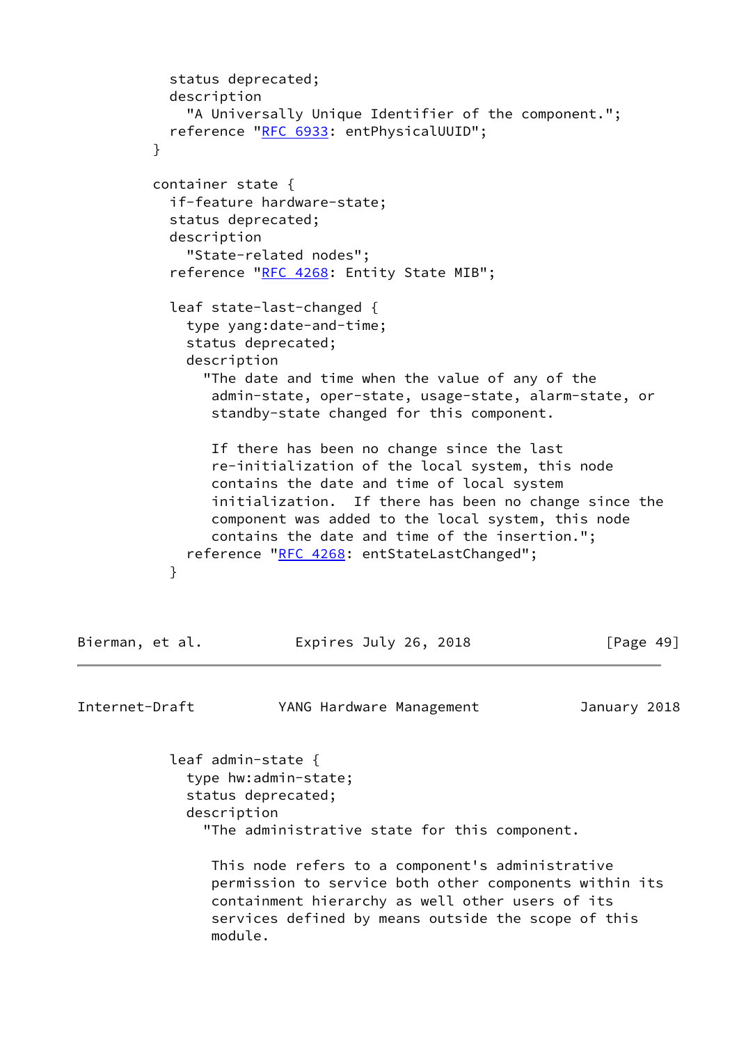```
          status deprecated;
          description
            "A Universally Unique Identifier of the component.";
          reference "RFC 6933: entPhysicalUUID";
        }

        container state {
          if-feature hardware-state;
          status deprecated;
          description
            "State-related nodes";
          reference "RFC 4268: Entity State MIB";

          leaf state-last-changed {
            type yang:date-and-time;
            status deprecated;
            description
              "The date and time when the value of any of the
               admin-state, oper-state, usage-state, alarm-state, or
               standby-state changed for this component.

               If there has been no change since the last
               re-initialization of the local system, this node
               contains the date and time of local system
               initialization.  If there has been no change since the
               component was added to the local system, this node
               contains the date and time of the insertion.";
            reference "RFC 4268: entStateLastChanged";
          }

          leaf admin-state {
            type hw:admin-state;
            status deprecated;
            description
              "The administrative state for this component.

               This node refers to a component's administrative
               permission to service both other components within its
               containment hierarchy as well other users of its
               services defined by means outside the scope of this
               module.
```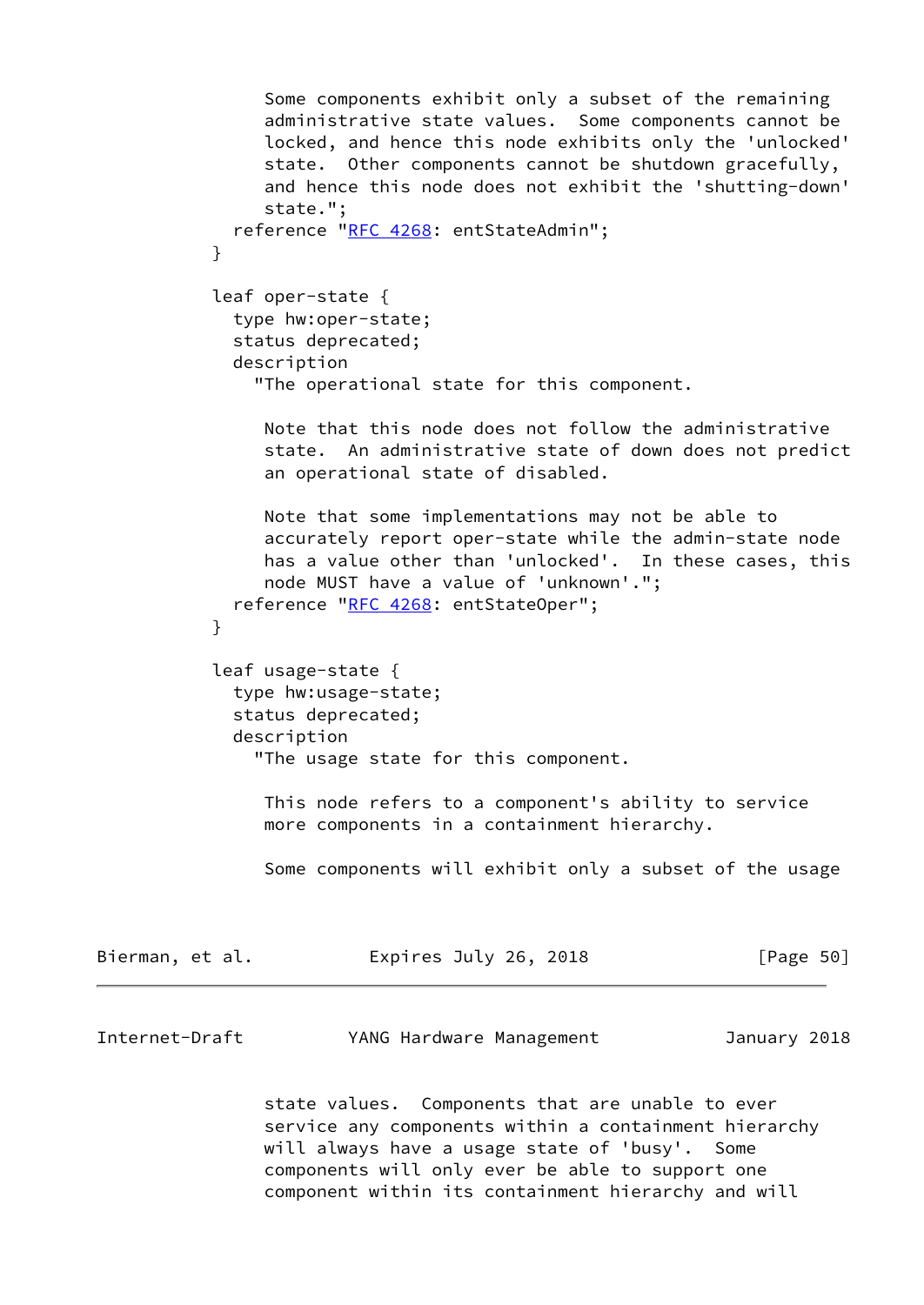```
             Some components exhibit only a subset of the remaining
             administrative state values.  Some components cannot be
             locked, and hence this node exhibits only the 'unlocked'
             state.  Other components cannot be shutdown gracefully,
             and hence this node does not exhibit the 'shutting-down'
             state.";
          reference "RFC 4268: entStateAdmin";
        }

        leaf oper-state {
          type hw:oper-state;
          status deprecated;
          description
            "The operational state for this component.

             Note that this node does not follow the administrative
             state.  An administrative state of down does not predict
             an operational state of disabled.

             Note that some implementations may not be able to
             accurately report oper-state while the admin-state node
             has a value other than 'unlocked'.  In these cases, this
             node MUST have a value of 'unknown'.";
          reference "RFC 4268: entStateOper";
        }

        leaf usage-state {
          type hw:usage-state;
          status deprecated;
          description
            "The usage state for this component.

             This node refers to a component's ability to service
             more components in a containment hierarchy.

             Some components will exhibit only a subset of the usage
             state values.  Components that are unable to ever
             service any components within a containment hierarchy
             will always have a usage state of 'busy'.  Some
             components will only ever be able to support one
             component within its containment hierarchy and will
```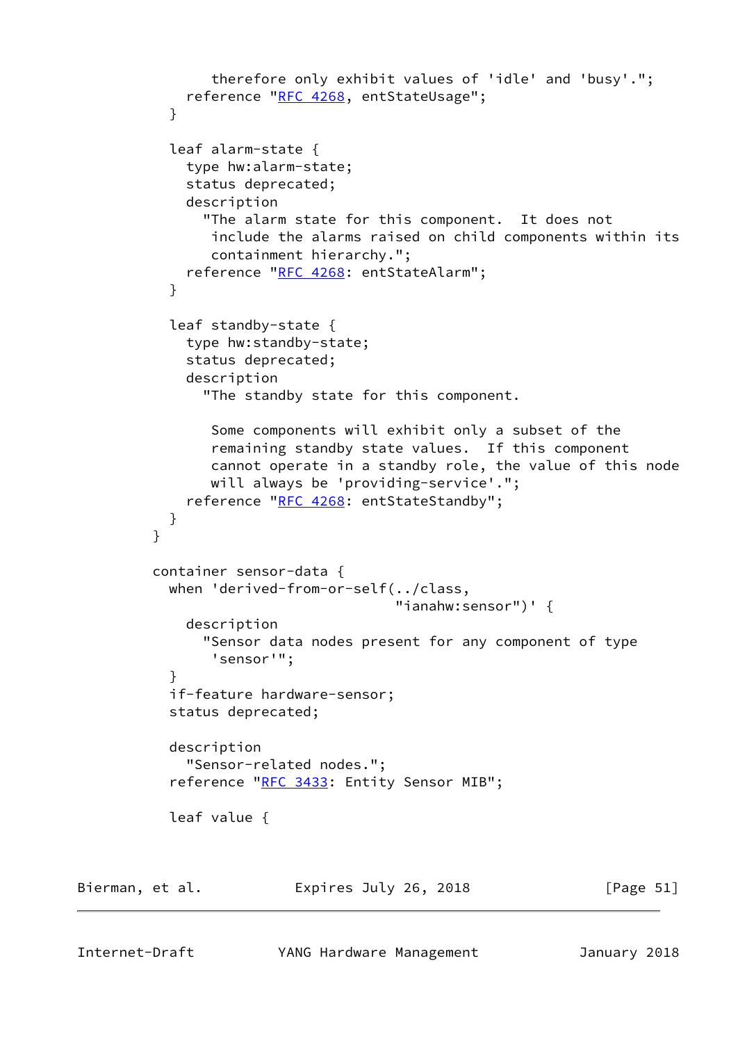```
             therefore only exhibit values of 'idle' and 'busy'.";
          reference "RFC 4268, entStateUsage";
        }

        leaf alarm-state {
          type hw:alarm-state;
          status deprecated;
          description
            "The alarm state for this component.  It does not
             include the alarms raised on child components within its
             containment hierarchy.";
          reference "RFC 4268: entStateAlarm";
        }

        leaf standby-state {
          type hw:standby-state;
          status deprecated;
          description
            "The standby state for this component.

             Some components will exhibit only a subset of the
             remaining standby state values.  If this component
             cannot operate in a standby role, the value of this node
             will always be 'providing-service'.";
          reference "RFC 4268: entStateStandby";
        }
      }

      container sensor-data {
        when 'derived-from-or-self(../class,
                                   "ianahw:sensor")' {
          description
            "Sensor data nodes present for any component of type
             'sensor'";
        }
        if-feature hardware-sensor;
        status deprecated;

        description
          "Sensor-related nodes.";
        reference "RFC 3433: Entity Sensor MIB";

        leaf value {
```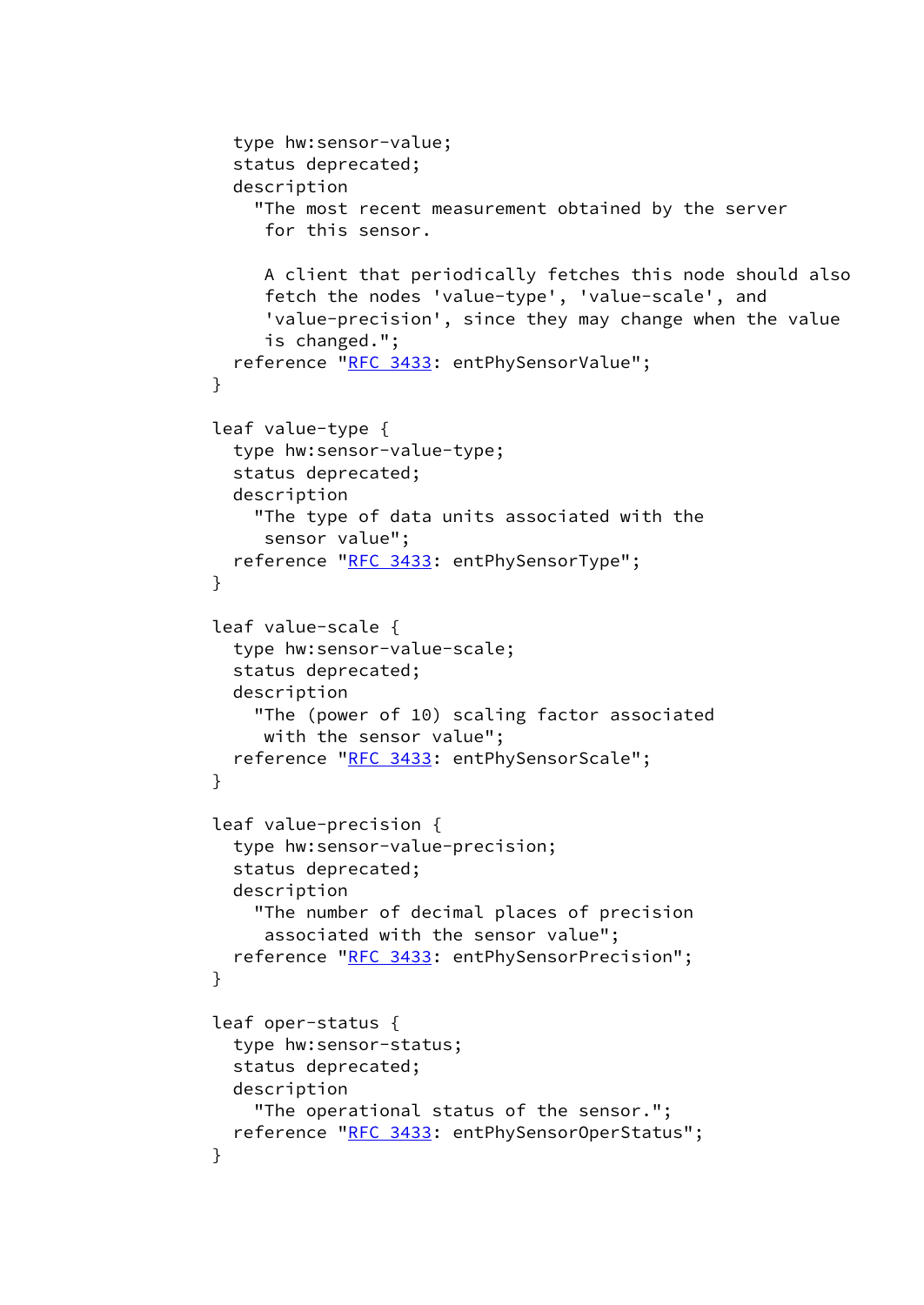```
          type hw:sensor-value;
          status deprecated;
          description
            "The most recent measurement obtained by the server
             for this sensor.

             A client that periodically fetches this node should also
             fetch the nodes 'value-type', 'value-scale', and
             'value-precision', since they may change when the value
             is changed.";
          reference "RFC 3433: entPhySensorValue";
        }

        leaf value-type {
          type hw:sensor-value-type;
          status deprecated;
          description
            "The type of data units associated with the
             sensor value";
          reference "RFC 3433: entPhySensorType";
        }

        leaf value-scale {
          type hw:sensor-value-scale;
          status deprecated;
          description
            "The (power of 10) scaling factor associated
             with the sensor value";
          reference "RFC 3433: entPhySensorScale";
        }

        leaf value-precision {
          type hw:sensor-value-precision;
          status deprecated;
          description
            "The number of decimal places of precision
             associated with the sensor value";
          reference "RFC 3433: entPhySensorPrecision";
        }

        leaf oper-status {
          type hw:sensor-status;
          status deprecated;
          description
            "The operational status of the sensor.";
          reference "RFC 3433: entPhySensorOperStatus";
        }
```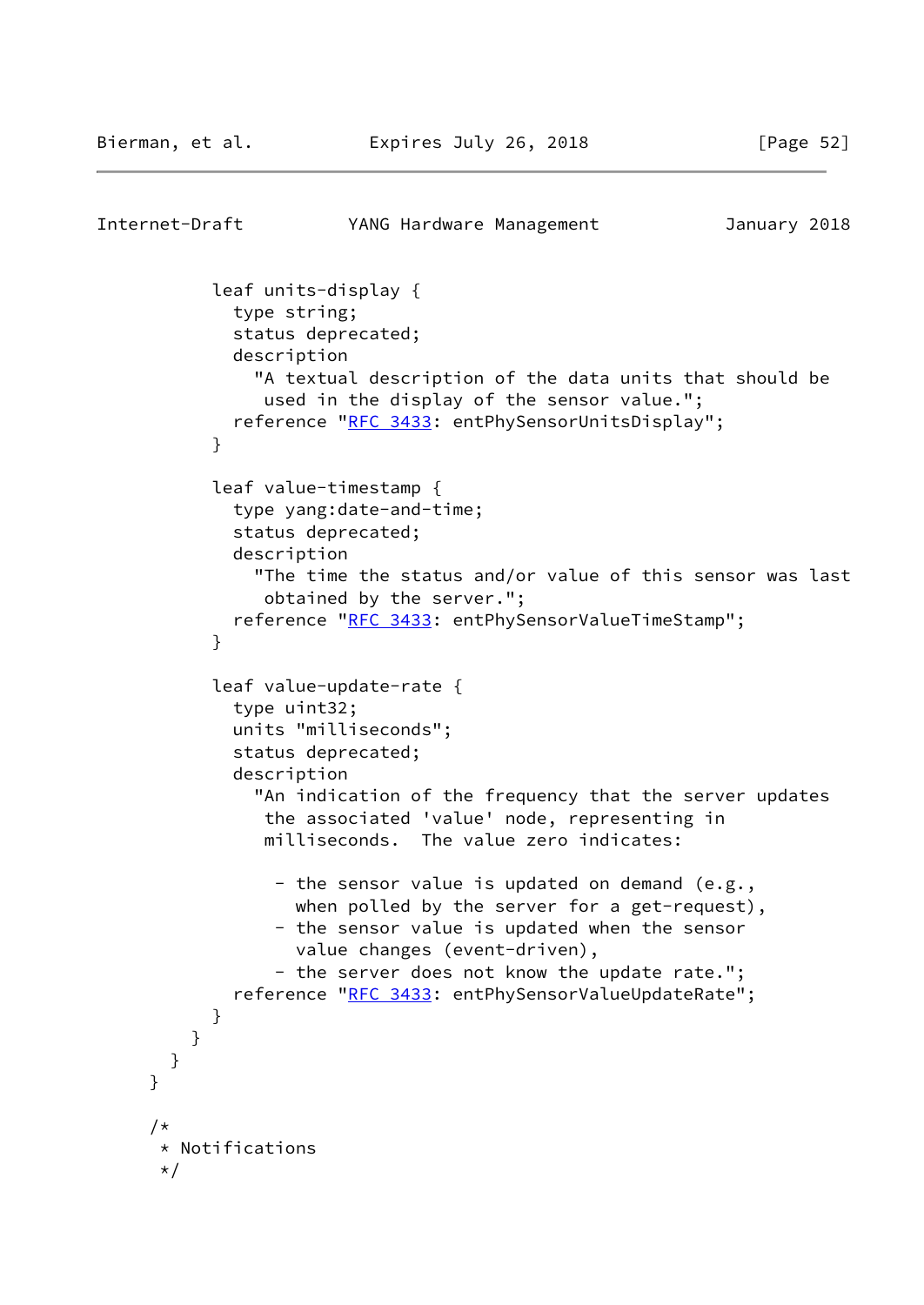```
          leaf units-display {
            type string;
            status deprecated;
            description
              "A textual description of the data units that should be
               used in the display of the sensor value.";
            reference "RFC 3433: entPhySensorUnitsDisplay";
          }

          leaf value-timestamp {
            type yang:date-and-time;
            status deprecated;
            description
              "The time the status and/or value of this sensor was last
               obtained by the server.";
            reference "RFC 3433: entPhySensorValueTimeStamp";
          }

          leaf value-update-rate {
            type uint32;
            units "milliseconds";
            status deprecated;
            description
              "An indication of the frequency that the server updates
               the associated 'value' node, representing in
               milliseconds.  The value zero indicates:

                - the sensor value is updated on demand (e.g.,
                  when polled by the server for a get-request),
                - the sensor value is updated when the sensor
                  value changes (event-driven),
                - the server does not know the update rate.";
            reference "RFC 3433: entPhySensorValueUpdateRate";
          }
        }
      }
    }

    /*
     * Notifications
     */
```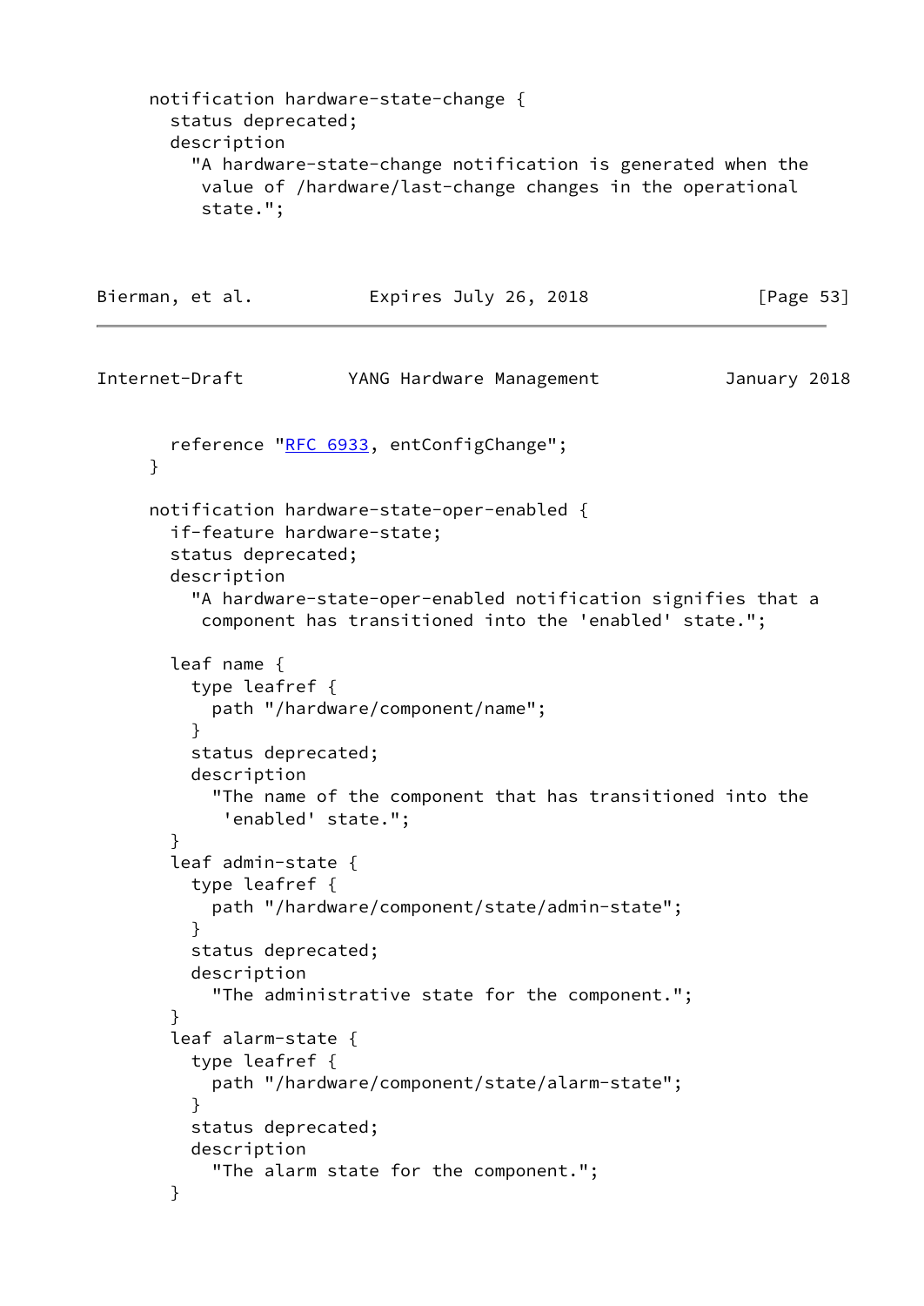```
     notification hardware-state-change {
       status deprecated;
       description
         "A hardware-state-change notification is generated when the
          value of /hardware/last-change changes in the operational
          state.";
       reference "RFC 6933, entConfigChange";
     }

     notification hardware-state-oper-enabled {
       if-feature hardware-state;
       status deprecated;
       description
         "A hardware-state-oper-enabled notification signifies that a
          component has transitioned into the 'enabled' state.";

       leaf name {
         type leafref {
           path "/hardware/component/name";
         }
         status deprecated;
         description
           "The name of the component that has transitioned into the
            'enabled' state.";
       }
       leaf admin-state {
         type leafref {
           path "/hardware/component/state/admin-state";
         }
         status deprecated;
         description
           "The administrative state for the component.";
       }
       leaf alarm-state {
         type leafref {
           path "/hardware/component/state/alarm-state";
         }
         status deprecated;
         description
           "The alarm state for the component.";
       }
```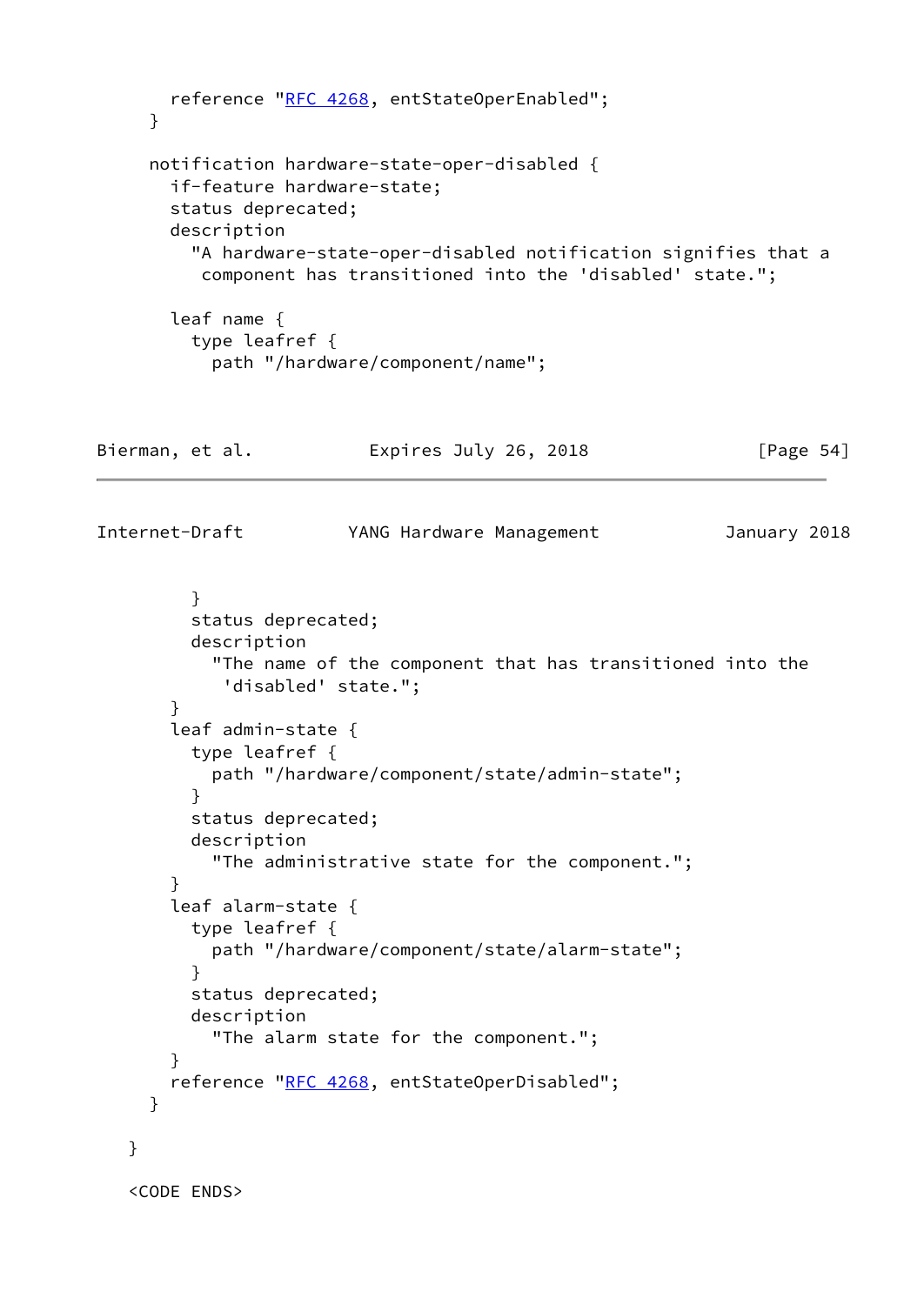```
        reference "RFC 4268, entStateOperEnabled";
      }

      notification hardware-state-oper-disabled {
        if-feature hardware-state;
        status deprecated;
        description
          "A hardware-state-oper-disabled notification signifies that a
           component has transitioned into the 'disabled' state.";

        leaf name {
          type leafref {
            path "/hardware/component/name";
          }
          status deprecated;
          description
            "The name of the component that has transitioned into the
             'disabled' state.";
        }
        leaf admin-state {
          type leafref {
            path "/hardware/component/state/admin-state";
          }
          status deprecated;
          description
            "The administrative state for the component.";
        }
        leaf alarm-state {
          type leafref {
            path "/hardware/component/state/alarm-state";
          }
          status deprecated;
          description
            "The alarm state for the component.";
        }
        reference "RFC 4268, entStateOperDisabled";
      }

    }

    <CODE ENDS>
```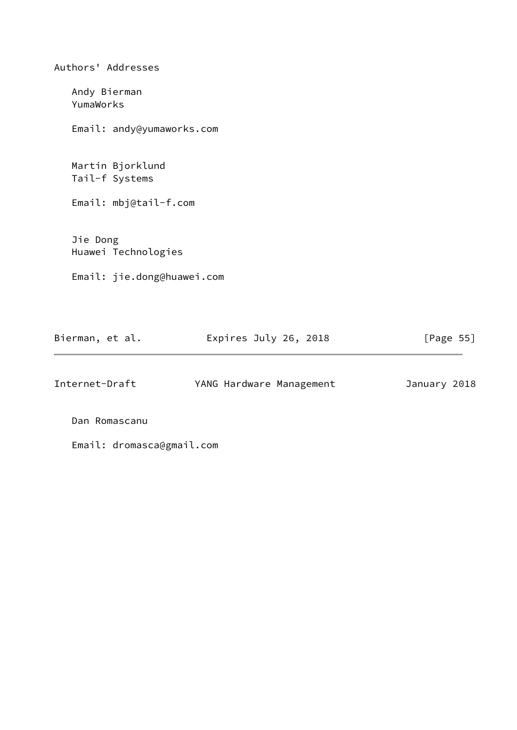# Authors' Addresses

Andy Bierman
YumaWorks

Email: andy@yumaworks.com

Martin Bjorklund
Tail-f Systems

Email: mbj@tail-f.com

Jie Dong
Huawei Technologies

Email: jie.dong@huawei.com

Dan Romascanu

Email: dromasca@gmail.com